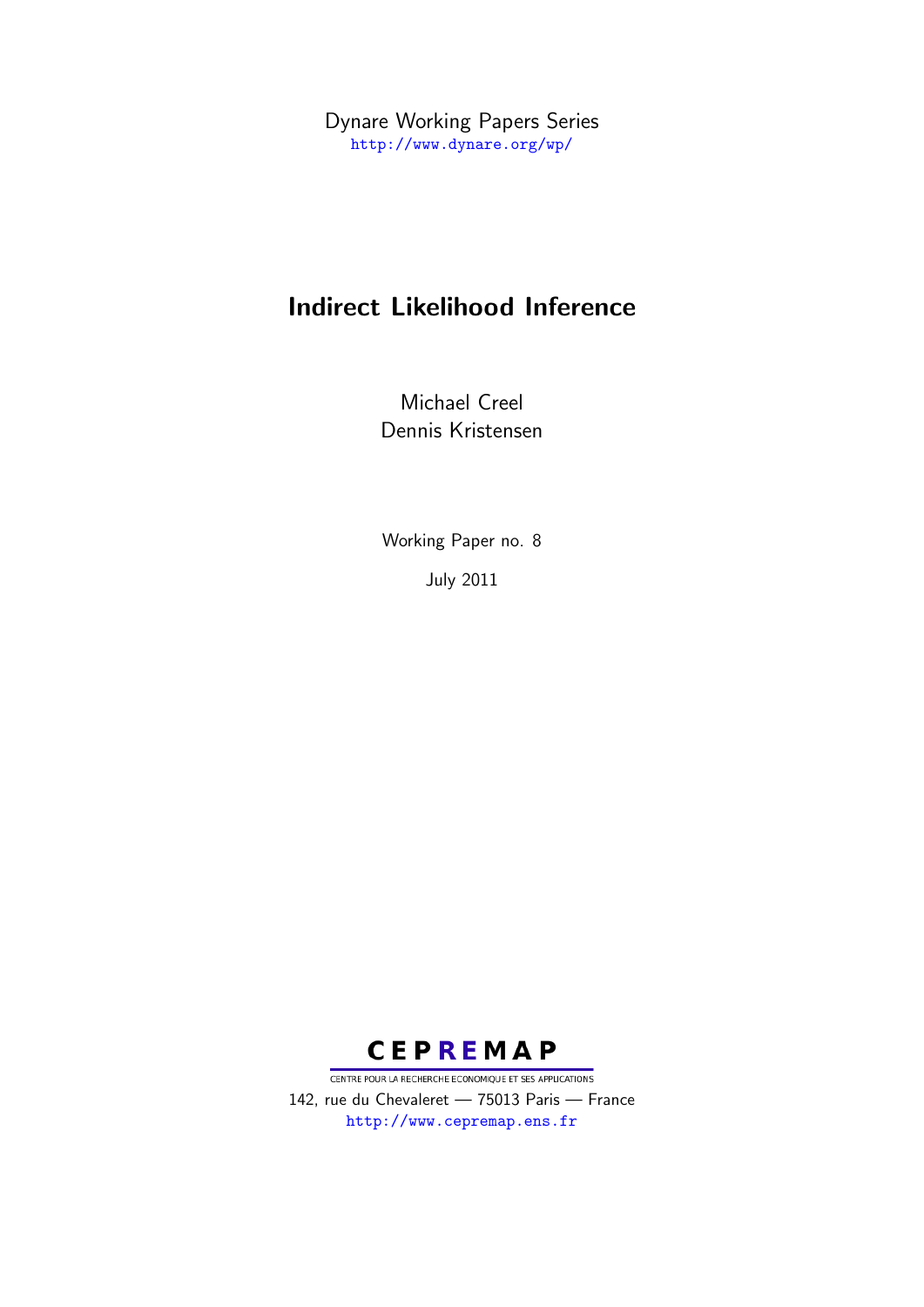Dynare Working Papers Series
http://www.dynare.org/wp/

# Indirect Likelihood Inference

Michael Creel
Dennis Kristensen

Working Paper no. 8

July 2011

CEPREMAP
CENTRE POUR LA RECHERCHE ECONOMIQUE ET SES APPLICATIONS
142, rue du Chevaleret — 75013 Paris — France
http://www.cepremap.ens.fr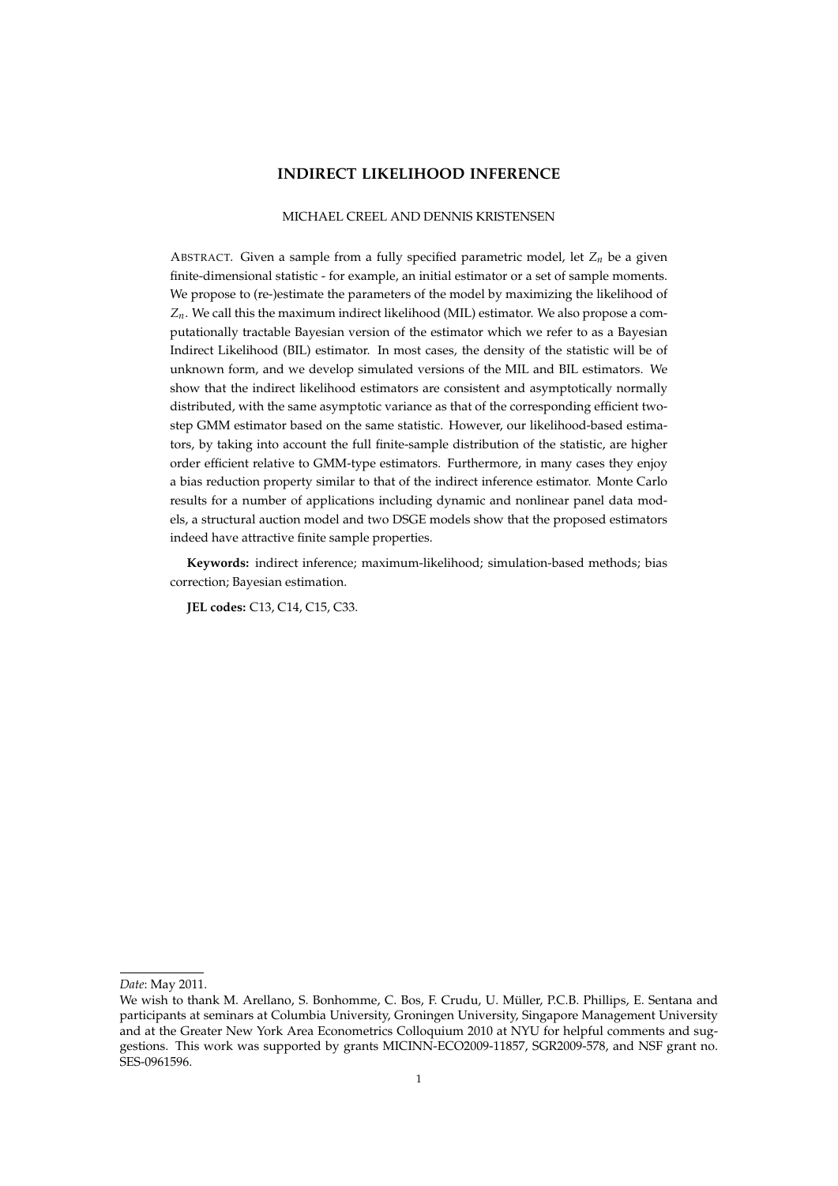# INDIRECT LIKELIHOOD INFERENCE

MICHAEL CREEL AND DENNIS KRISTENSEN

ABSTRACT. Given a sample from a fully specified parametric model, let $Z_n$ be a given finite-dimensional statistic - for example, an initial estimator or a set of sample moments. We propose to (re-)estimate the parameters of the model by maximizing the likelihood of $Z_n$. We call this the maximum indirect likelihood (MIL) estimator. We also propose a computationally tractable Bayesian version of the estimator which we refer to as a Bayesian Indirect Likelihood (BIL) estimator. In most cases, the density of the statistic will be of unknown form, and we develop simulated versions of the MIL and BIL estimators. We show that the indirect likelihood estimators are consistent and asymptotically normally distributed, with the same asymptotic variance as that of the corresponding efficient two-step GMM estimator based on the same statistic. However, our likelihood-based estimators, by taking into account the full finite-sample distribution of the statistic, are higher order efficient relative to GMM-type estimators. Furthermore, in many cases they enjoy a bias reduction property similar to that of the indirect inference estimator. Monte Carlo results for a number of applications including dynamic and nonlinear panel data models, a structural auction model and two DSGE models show that the proposed estimators indeed have attractive finite sample properties.

**Keywords:** indirect inference; maximum-likelihood; simulation-based methods; bias correction; Bayesian estimation.

**JEL codes:** C13, C14, C15, C33.

---

*Date*: May 2011.

We wish to thank M. Arellano, S. Bonhomme, C. Bos, F. Crudu, U. Müller, P.C.B. Phillips, E. Sentana and participants at seminars at Columbia University, Groningen University, Singapore Management University and at the Greater New York Area Econometrics Colloquium 2010 at NYU for helpful comments and suggestions. This work was supported by grants MICINN-ECO2009-11857, SGR2009-578, and NSF grant no. SES-0961596.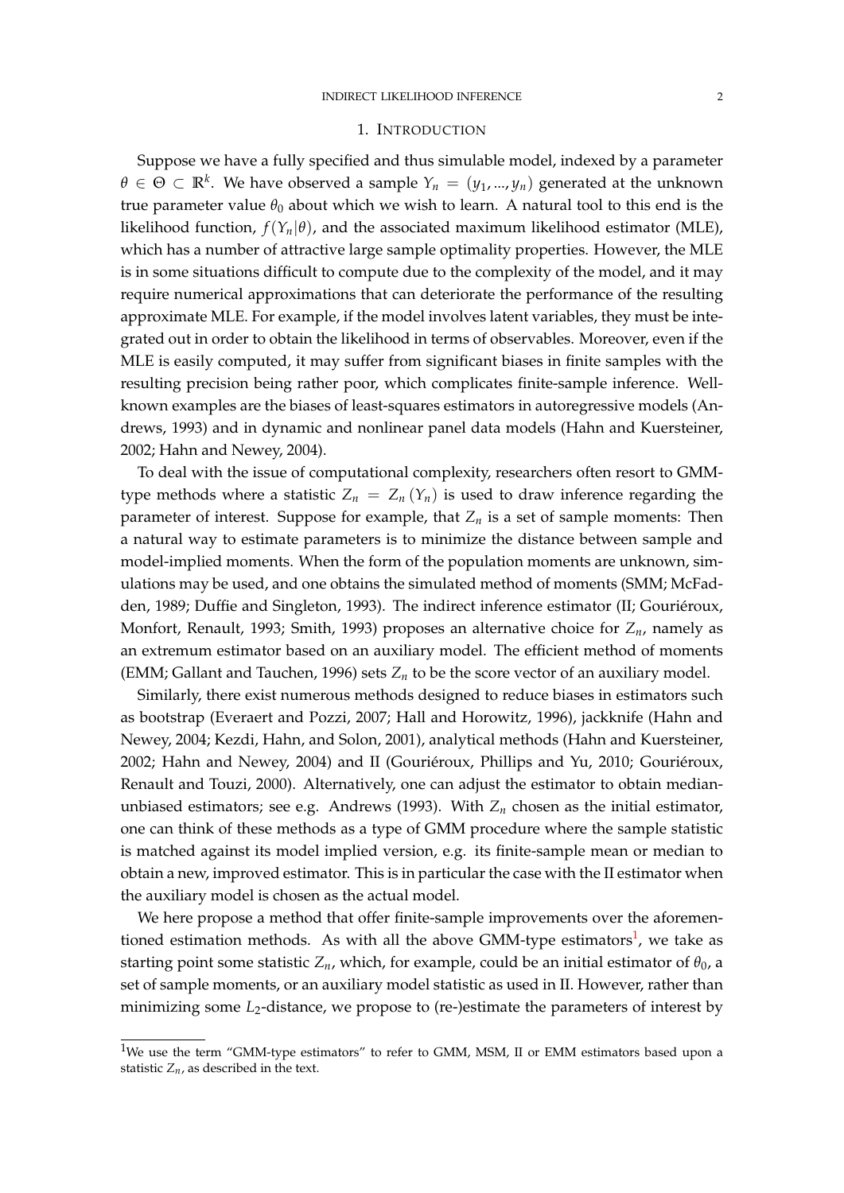## 1. Introduction

Suppose we have a fully specified and thus simulable model, indexed by a parameter $\theta \in \Theta \subset \mathbb{R}^k$. We have observed a sample $Y_n = (y_1, ..., y_n)$ generated at the unknown true parameter value $\theta_0$ about which we wish to learn. A natural tool to this end is the likelihood function, $f(Y_n|\theta)$, and the associated maximum likelihood estimator (MLE), which has a number of attractive large sample optimality properties. However, the MLE is in some situations difficult to compute due to the complexity of the model, and it may require numerical approximations that can deteriorate the performance of the resulting approximate MLE. For example, if the model involves latent variables, they must be integrated out in order to obtain the likelihood in terms of observables. Moreover, even if the MLE is easily computed, it may suffer from significant biases in finite samples with the resulting precision being rather poor, which complicates finite-sample inference. Well-known examples are the biases of least-squares estimators in autoregressive models (Andrews, 1993) and in dynamic and nonlinear panel data models (Hahn and Kuersteiner, 2002; Hahn and Newey, 2004).

To deal with the issue of computational complexity, researchers often resort to GMM-type methods where a statistic $Z_n = Z_n(Y_n)$ is used to draw inference regarding the parameter of interest. Suppose for example, that $Z_n$ is a set of sample moments: Then a natural way to estimate parameters is to minimize the distance between sample and model-implied moments. When the form of the population moments are unknown, simulations may be used, and one obtains the simulated method of moments (SMM; McFadden, 1989; Duffie and Singleton, 1993). The indirect inference estimator (II; Gouriéroux, Monfort, Renault, 1993; Smith, 1993) proposes an alternative choice for $Z_n$, namely as an extremum estimator based on an auxiliary model. The efficient method of moments (EMM; Gallant and Tauchen, 1996) sets $Z_n$ to be the score vector of an auxiliary model.

Similarly, there exist numerous methods designed to reduce biases in estimators such as bootstrap (Everaert and Pozzi, 2007; Hall and Horowitz, 1996), jackknife (Hahn and Newey, 2004; Kezdi, Hahn, and Solon, 2001), analytical methods (Hahn and Kuersteiner, 2002; Hahn and Newey, 2004) and II (Gouriéroux, Phillips and Yu, 2010; Gouriéroux, Renault and Touzi, 2000). Alternatively, one can adjust the estimator to obtain median-unbiased estimators; see e.g. Andrews (1993). With $Z_n$ chosen as the initial estimator, one can think of these methods as a type of GMM procedure where the sample statistic is matched against its model implied version, e.g. its finite-sample mean or median to obtain a new, improved estimator. This is in particular the case with the II estimator when the auxiliary model is chosen as the actual model.

We here propose a method that offer finite-sample improvements over the aforementioned estimation methods. As with all the above GMM-type estimators[1], we take as starting point some statistic $Z_n$, which, for example, could be an initial estimator of $\theta_0$, a set of sample moments, or an auxiliary model statistic as used in II. However, rather than minimizing some $L_2$-distance, we propose to (re-)estimate the parameters of interest by

[1]We use the term "GMM-type estimators" to refer to GMM, MSM, II or EMM estimators based upon a statistic $Z_n$, as described in the text.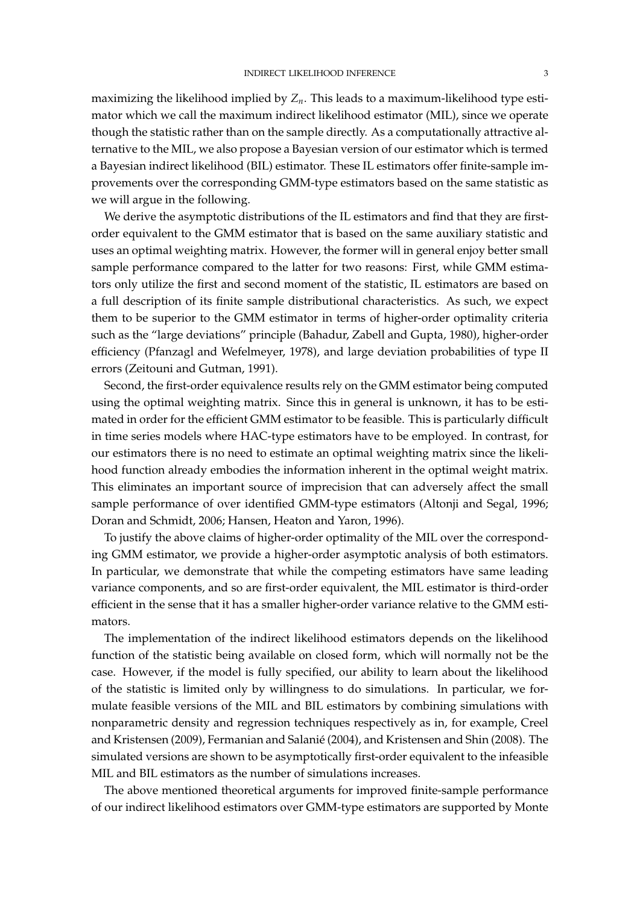maximizing the likelihood implied by $Z_n$. This leads to a maximum-likelihood type estimator which we call the maximum indirect likelihood estimator (MIL), since we operate though the statistic rather than on the sample directly. As a computationally attractive alternative to the MIL, we also propose a Bayesian version of our estimator which is termed a Bayesian indirect likelihood (BIL) estimator. These IL estimators offer finite-sample improvements over the corresponding GMM-type estimators based on the same statistic as we will argue in the following.

We derive the asymptotic distributions of the IL estimators and find that they are first-order equivalent to the GMM estimator that is based on the same auxiliary statistic and uses an optimal weighting matrix. However, the former will in general enjoy better small sample performance compared to the latter for two reasons: First, while GMM estimators only utilize the first and second moment of the statistic, IL estimators are based on a full description of its finite sample distributional characteristics. As such, we expect them to be superior to the GMM estimator in terms of higher-order optimality criteria such as the "large deviations" principle (Bahadur, Zabell and Gupta, 1980), higher-order efficiency (Pfanzagl and Wefelmeyer, 1978), and large deviation probabilities of type II errors (Zeitouni and Gutman, 1991).

Second, the first-order equivalence results rely on the GMM estimator being computed using the optimal weighting matrix. Since this in general is unknown, it has to be estimated in order for the efficient GMM estimator to be feasible. This is particularly difficult in time series models where HAC-type estimators have to be employed. In contrast, for our estimators there is no need to estimate an optimal weighting matrix since the likelihood function already embodies the information inherent in the optimal weight matrix. This eliminates an important source of imprecision that can adversely affect the small sample performance of over identified GMM-type estimators (Altonji and Segal, 1996; Doran and Schmidt, 2006; Hansen, Heaton and Yaron, 1996).

To justify the above claims of higher-order optimality of the MIL over the corresponding GMM estimator, we provide a higher-order asymptotic analysis of both estimators. In particular, we demonstrate that while the competing estimators have same leading variance components, and so are first-order equivalent, the MIL estimator is third-order efficient in the sense that it has a smaller higher-order variance relative to the GMM estimators.

The implementation of the indirect likelihood estimators depends on the likelihood function of the statistic being available on closed form, which will normally not be the case. However, if the model is fully specified, our ability to learn about the likelihood of the statistic is limited only by willingness to do simulations. In particular, we formulate feasible versions of the MIL and BIL estimators by combining simulations with nonparametric density and regression techniques respectively as in, for example, Creel and Kristensen (2009), Fermanian and Salanié (2004), and Kristensen and Shin (2008). The simulated versions are shown to be asymptotically first-order equivalent to the infeasible MIL and BIL estimators as the number of simulations increases.

The above mentioned theoretical arguments for improved finite-sample performance of our indirect likelihood estimators over GMM-type estimators are supported by Monte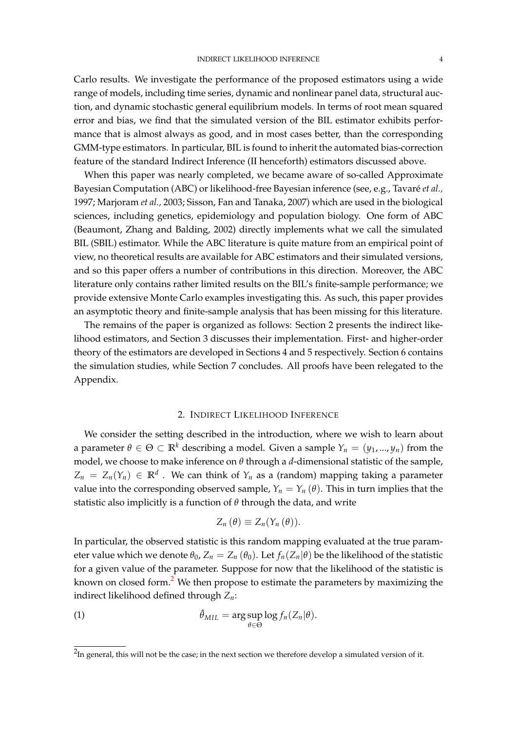Carlo results. We investigate the performance of the proposed estimators using a wide range of models, including time series, dynamic and nonlinear panel data, structural auction, and dynamic stochastic general equilibrium models. In terms of root mean squared error and bias, we find that the simulated version of the BIL estimator exhibits performance that is almost always as good, and in most cases better, than the corresponding GMM-type estimators. In particular, BIL is found to inherit the automated bias-correction feature of the standard Indirect Inference (II henceforth) estimators discussed above.

When this paper was nearly completed, we became aware of so-called Approximate Bayesian Computation (ABC) or likelihood-free Bayesian inference (see, e.g., Tavaré *et al.,* 1997; Marjoram *et al.,* 2003; Sisson, Fan and Tanaka, 2007) which are used in the biological sciences, including genetics, epidemiology and population biology. One form of ABC (Beaumont, Zhang and Balding, 2002) directly implements what we call the simulated BIL (SBIL) estimator. While the ABC literature is quite mature from an empirical point of view, no theoretical results are available for ABC estimators and their simulated versions, and so this paper offers a number of contributions in this direction. Moreover, the ABC literature only contains rather limited results on the BIL's finite-sample performance; we provide extensive Monte Carlo examples investigating this. As such, this paper provides an asymptotic theory and finite-sample analysis that has been missing for this literature.

The remains of the paper is organized as follows: Section 2 presents the indirect likelihood estimators, and Section 3 discusses their implementation. First- and higher-order theory of the estimators are developed in Sections 4 and 5 respectively. Section 6 contains the simulation studies, while Section 7 concludes. All proofs have been relegated to the Appendix.

## 2. Indirect Likelihood Inference

We consider the setting described in the introduction, where we wish to learn about a parameter $\theta \in \Theta \subset \mathbb{R}^k$ describing a model. Given a sample $Y_n = (y_1, ..., y_n)$ from the model, we choose to make inference on $\theta$ through a $d$-dimensional statistic of the sample, $Z_n = Z_n(Y_n) \in \mathbb{R}^d$ . We can think of $Y_n$ as a (random) mapping taking a parameter value into the corresponding observed sample, $Y_n = Y_n(\theta)$. This in turn implies that the statistic also implicitly is a function of $\theta$ through the data, and write

$$Z_n(\theta) \equiv Z_n(Y_n(\theta)).$$

In particular, the observed statistic is this random mapping evaluated at the true parameter value which we denote $\theta_0$, $Z_n = Z_n(\theta_0)$. Let $f_n(Z_n|\theta)$ be the likelihood of the statistic for a given value of the parameter. Suppose for now that the likelihood of the statistic is known on closed form.[2] We then propose to estimate the parameters by maximizing the indirect likelihood defined through $Z_n$:

$$\hat{\theta}_{MIL} = \arg\sup_{\theta\in\Theta} \log f_n(Z_n|\theta). \tag{1}$$

[2] In general, this will not be the case; in the next section we therefore develop a simulated version of it.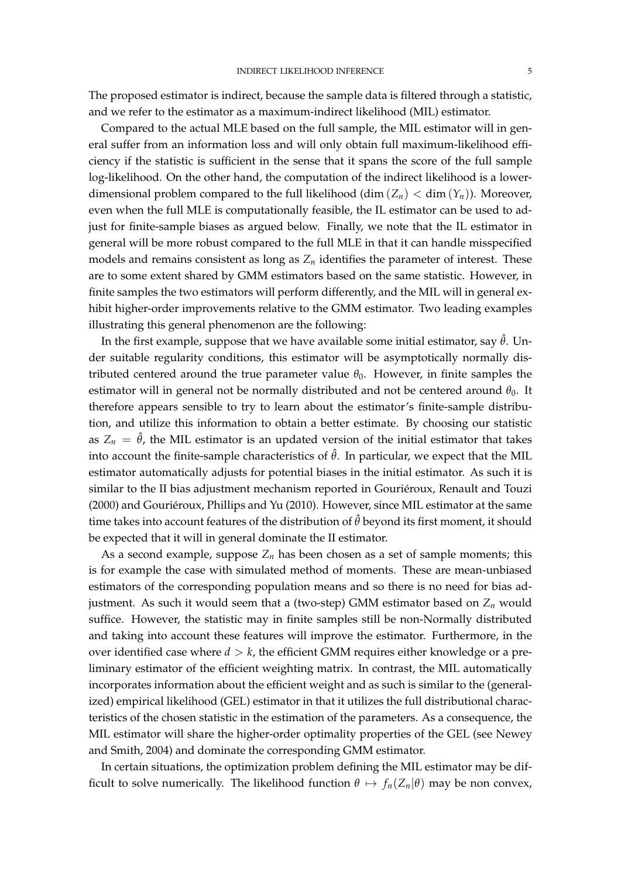The proposed estimator is indirect, because the sample data is filtered through a statistic, and we refer to the estimator as a maximum-indirect likelihood (MIL) estimator.

Compared to the actual MLE based on the full sample, the MIL estimator will in general suffer from an information loss and will only obtain full maximum-likelihood efficiency if the statistic is sufficient in the sense that it spans the score of the full sample log-likelihood. On the other hand, the computation of the indirect likelihood is a lower-dimensional problem compared to the full likelihood ($\dim(Z_n) < \dim(Y_n)$). Moreover, even when the full MLE is computationally feasible, the IL estimator can be used to adjust for finite-sample biases as argued below. Finally, we note that the IL estimator in general will be more robust compared to the full MLE in that it can handle misspecified models and remains consistent as long as $Z_n$ identifies the parameter of interest. These are to some extent shared by GMM estimators based on the same statistic. However, in finite samples the two estimators will perform differently, and the MIL will in general exhibit higher-order improvements relative to the GMM estimator. Two leading examples illustrating this general phenomenon are the following:

In the first example, suppose that we have available some initial estimator, say $\hat{\theta}$. Under suitable regularity conditions, this estimator will be asymptotically normally distributed centered around the true parameter value $\theta_0$. However, in finite samples the estimator will in general not be normally distributed and not be centered around $\theta_0$. It therefore appears sensible to try to learn about the estimator's finite-sample distribution, and utilize this information to obtain a better estimate. By choosing our statistic as $Z_n = \hat{\theta}$, the MIL estimator is an updated version of the initial estimator that takes into account the finite-sample characteristics of $\hat{\theta}$. In particular, we expect that the MIL estimator automatically adjusts for potential biases in the initial estimator. As such it is similar to the II bias adjustment mechanism reported in Gouriéroux, Renault and Touzi (2000) and Gouriéroux, Phillips and Yu (2010). However, since MIL estimator at the same time takes into account features of the distribution of $\hat{\theta}$ beyond its first moment, it should be expected that it will in general dominate the II estimator.

As a second example, suppose $Z_n$ has been chosen as a set of sample moments; this is for example the case with simulated method of moments. These are mean-unbiased estimators of the corresponding population means and so there is no need for bias adjustment. As such it would seem that a (two-step) GMM estimator based on $Z_n$ would suffice. However, the statistic may in finite samples still be non-Normally distributed and taking into account these features will improve the estimator. Furthermore, in the over identified case where $d > k$, the efficient GMM requires either knowledge or a preliminary estimator of the efficient weighting matrix. In contrast, the MIL automatically incorporates information about the efficient weight and as such is similar to the (generalized) empirical likelihood (GEL) estimator in that it utilizes the full distributional characteristics of the chosen statistic in the estimation of the parameters. As a consequence, the MIL estimator will share the higher-order optimality properties of the GEL (see Newey and Smith, 2004) and dominate the corresponding GMM estimator.

In certain situations, the optimization problem defining the MIL estimator may be difficult to solve numerically. The likelihood function $\theta \mapsto f_n(Z_n|\theta)$ may be non convex,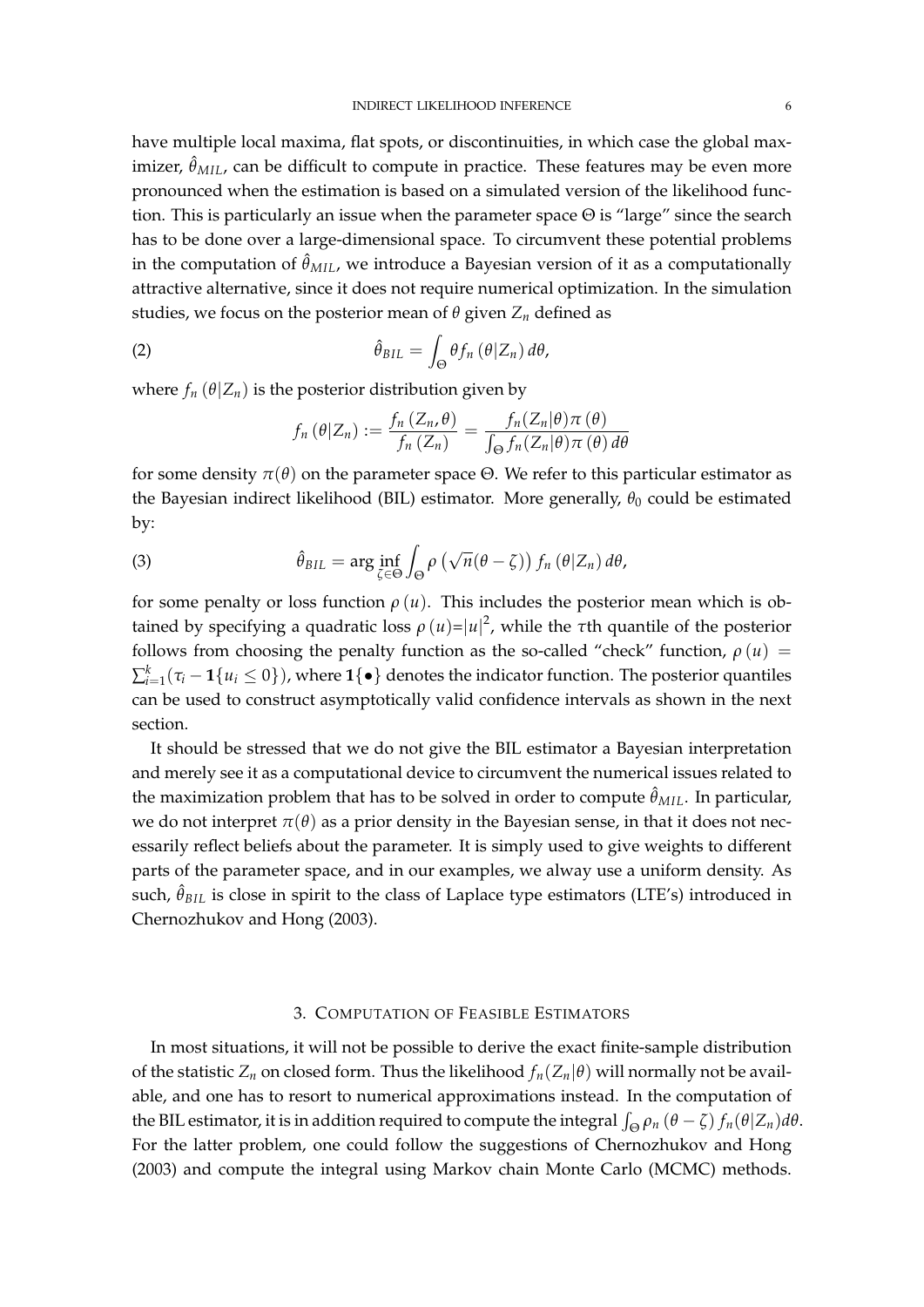have multiple local maxima, flat spots, or discontinuities, in which case the global maximizer, $\hat{\theta}_{MIL}$, can be difficult to compute in practice. These features may be even more pronounced when the estimation is based on a simulated version of the likelihood function. This is particularly an issue when the parameter space $\Theta$ is "large" since the search has to be done over a large-dimensional space. To circumvent these potential problems in the computation of $\hat{\theta}_{MIL}$, we introduce a Bayesian version of it as a computationally attractive alternative, since it does not require numerical optimization. In the simulation studies, we focus on the posterior mean of $\theta$ given $Z_n$ defined as

$$\hat{\theta}_{BIL} = \int_{\Theta} \theta f_n(\theta|Z_n)\, d\theta, \tag{2}$$

where $f_n(\theta|Z_n)$ is the posterior distribution given by

$$f_n(\theta|Z_n) := \frac{f_n(Z_n,\theta)}{f_n(Z_n)} = \frac{f_n(Z_n|\theta)\pi(\theta)}{\int_{\Theta} f_n(Z_n|\theta)\pi(\theta)\, d\theta}$$

for some density $\pi(\theta)$ on the parameter space $\Theta$. We refer to this particular estimator as the Bayesian indirect likelihood (BIL) estimator. More generally, $\theta_0$ could be estimated by:

$$\hat{\theta}_{BIL} = \arg\inf_{\zeta\in\Theta} \int_{\Theta} \rho\left(\sqrt{n}(\theta-\zeta)\right) f_n(\theta|Z_n)\, d\theta, \tag{3}$$

for some penalty or loss function $\rho(u)$. This includes the posterior mean which is obtained by specifying a quadratic loss $\rho(u)=|u|^2$, while the $\tau$th quantile of the posterior follows from choosing the penalty function as the so-called "check" function, $\rho(u) = \sum_{i=1}^{k}(\tau_i - \mathbf{1}\{u_i \leq 0\})$, where $\mathbf{1}\{\bullet\}$ denotes the indicator function. The posterior quantiles can be used to construct asymptotically valid confidence intervals as shown in the next section.

It should be stressed that we do not give the BIL estimator a Bayesian interpretation and merely see it as a computational device to circumvent the numerical issues related to the maximization problem that has to be solved in order to compute $\hat{\theta}_{MIL}$. In particular, we do not interpret $\pi(\theta)$ as a prior density in the Bayesian sense, in that it does not necessarily reflect beliefs about the parameter. It is simply used to give weights to different parts of the parameter space, and in our examples, we alway use a uniform density. As such, $\hat{\theta}_{BIL}$ is close in spirit to the class of Laplace type estimators (LTE's) introduced in Chernozhukov and Hong (2003).

## 3. Computation of Feasible Estimators

In most situations, it will not be possible to derive the exact finite-sample distribution of the statistic $Z_n$ on closed form. Thus the likelihood $f_n(Z_n|\theta)$ will normally not be available, and one has to resort to numerical approximations instead. In the computation of the BIL estimator, it is in addition required to compute the integral $\int_{\Theta} \rho_n(\theta-\zeta) f_n(\theta|Z_n) d\theta$. For the latter problem, one could follow the suggestions of Chernozhukov and Hong (2003) and compute the integral using Markov chain Monte Carlo (MCMC) methods.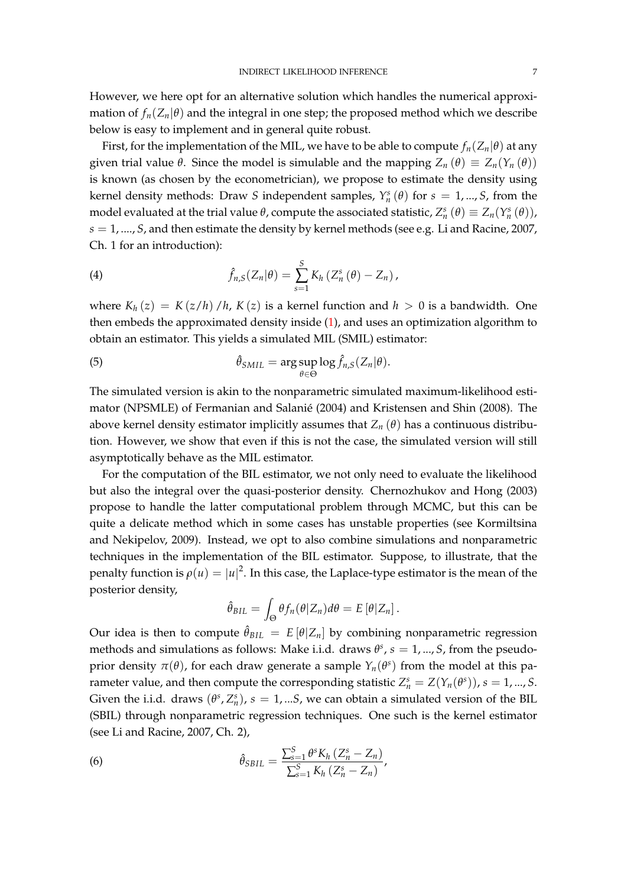However, we here opt for an alternative solution which handles the numerical approximation of $f_n(Z_n|\theta)$ and the integral in one step; the proposed method which we describe below is easy to implement and in general quite robust.

First, for the implementation of the MIL, we have to be able to compute $f_n(Z_n|\theta)$ at any given trial value $\theta$. Since the model is simulable and the mapping $Z_n(\theta) \equiv Z_n(Y_n(\theta))$ is known (as chosen by the econometrician), we propose to estimate the density using kernel density methods: Draw $S$ independent samples, $Y_n^s(\theta)$ for $s = 1, ..., S$, from the model evaluated at the trial value $\theta$, compute the associated statistic, $Z_n^s(\theta) \equiv Z_n(Y_n^s(\theta))$, $s = 1, ...., S$, and then estimate the density by kernel methods (see e.g. Li and Racine, 2007, Ch. 1 for an introduction):

$$\hat{f}_{n,S}(Z_n|\theta) = \sum_{s=1}^{S} K_h(Z_n^s(\theta) - Z_n), \tag{4}$$

where $K_h(z) = K(z/h)/h$, $K(z)$ is a kernel function and $h > 0$ is a bandwidth. One then embeds the approximated density inside (1), and uses an optimization algorithm to obtain an estimator. This yields a simulated MIL (SMIL) estimator:

$$\hat{\theta}_{SMIL} = \arg\sup_{\theta\in\Theta} \log \hat{f}_{n,S}(Z_n|\theta). \tag{5}$$

The simulated version is akin to the nonparametric simulated maximum-likelihood estimator (NPSMLE) of Fermanian and Salanié (2004) and Kristensen and Shin (2008). The above kernel density estimator implicitly assumes that $Z_n(\theta)$ has a continuous distribution. However, we show that even if this is not the case, the simulated version will still asymptotically behave as the MIL estimator.

For the computation of the BIL estimator, we not only need to evaluate the likelihood but also the integral over the quasi-posterior density. Chernozhukov and Hong (2003) propose to handle the latter computational problem through MCMC, but this can be quite a delicate method which in some cases has unstable properties (see Kormiltsina and Nekipelov, 2009). Instead, we opt to also combine simulations and nonparametric techniques in the implementation of the BIL estimator. Suppose, to illustrate, that the penalty function is $\rho(u) = |u|^2$. In this case, the Laplace-type estimator is the mean of the posterior density,

$$\hat{\theta}_{BIL} = \int_{\Theta} \theta f_n(\theta|Z_n)d\theta = E[\theta|Z_n].$$

Our idea is then to compute $\hat{\theta}_{BIL} = E[\theta|Z_n]$ by combining nonparametric regression methods and simulations as follows: Make i.i.d. draws $\theta^s$, $s = 1, ..., S$, from the pseudo-prior density $\pi(\theta)$, for each draw generate a sample $Y_n(\theta^s)$ from the model at this parameter value, and then compute the corresponding statistic $Z_n^s = Z(Y_n(\theta^s))$, $s = 1, ..., S$. Given the i.i.d. draws $(\theta^s, Z_n^s)$, $s = 1, ...S$, we can obtain a simulated version of the BIL (SBIL) through nonparametric regression techniques. One such is the kernel estimator (see Li and Racine, 2007, Ch. 2),

$$\hat{\theta}_{SBIL} = \frac{\sum_{s=1}^{S} \theta^s K_h(Z_n^s - Z_n)}{\sum_{s=1}^{S} K_h(Z_n^s - Z_n)}, \tag{6}$$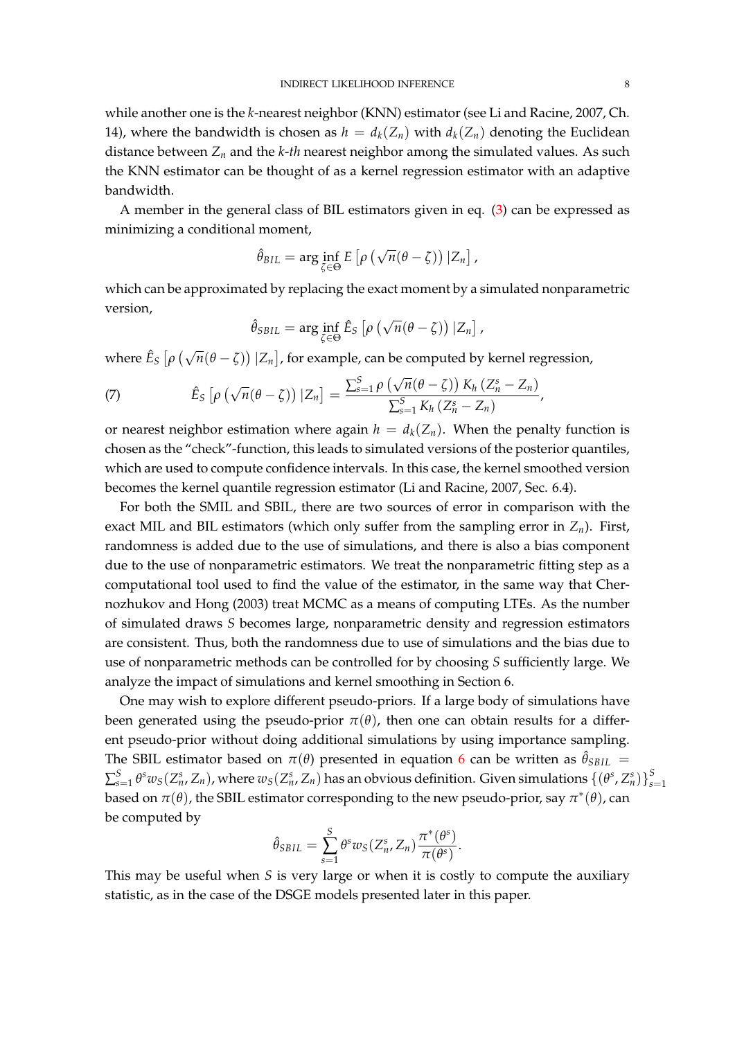while another one is the *k*-nearest neighbor (KNN) estimator (see Li and Racine, 2007, Ch. 14), where the bandwidth is chosen as $h = d_k(Z_n)$ with $d_k(Z_n)$ denoting the Euclidean distance between $Z_n$ and the *k-th* nearest neighbor among the simulated values. As such the KNN estimator can be thought of as a kernel regression estimator with an adaptive bandwidth.

A member in the general class of BIL estimators given in eq. (3) can be expressed as minimizing a conditional moment,

$$\hat{\theta}_{BIL} = \arg\inf_{\zeta\in\Theta} E\left[\rho\left(\sqrt{n}(\theta-\zeta)\right)|Z_n\right],$$

which can be approximated by replacing the exact moment by a simulated nonparametric version,

$$\hat{\theta}_{SBIL} = \arg\inf_{\zeta\in\Theta} \hat{E}_S\left[\rho\left(\sqrt{n}(\theta-\zeta)\right)|Z_n\right],$$

where $\hat{E}_S\left[\rho\left(\sqrt{n}(\theta-\zeta)\right)|Z_n\right]$, for example, can be computed by kernel regression,

$$\hat{E}_S\left[\rho\left(\sqrt{n}(\theta-\zeta)\right)|Z_n\right] = \frac{\sum_{s=1}^{S}\rho\left(\sqrt{n}(\theta-\zeta)\right)K_h\left(Z_n^s-Z_n\right)}{\sum_{s=1}^{S}K_h\left(Z_n^s-Z_n\right)}, \tag{7}$$

or nearest neighbor estimation where again $h = d_k(Z_n)$. When the penalty function is chosen as the "check"-function, this leads to simulated versions of the posterior quantiles, which are used to compute confidence intervals. In this case, the kernel smoothed version becomes the kernel quantile regression estimator (Li and Racine, 2007, Sec. 6.4).

For both the SMIL and SBIL, there are two sources of error in comparison with the exact MIL and BIL estimators (which only suffer from the sampling error in $Z_n$). First, randomness is added due to the use of simulations, and there is also a bias component due to the use of nonparametric estimators. We treat the nonparametric fitting step as a computational tool used to find the value of the estimator, in the same way that Chernozhukov and Hong (2003) treat MCMC as a means of computing LTEs. As the number of simulated draws $S$ becomes large, nonparametric density and regression estimators are consistent. Thus, both the randomness due to use of simulations and the bias due to use of nonparametric methods can be controlled for by choosing $S$ sufficiently large. We analyze the impact of simulations and kernel smoothing in Section 6.

One may wish to explore different pseudo-priors. If a large body of simulations have been generated using the pseudo-prior $\pi(\theta)$, then one can obtain results for a different pseudo-prior without doing additional simulations by using importance sampling. The SBIL estimator based on $\pi(\theta)$ presented in equation 6 can be written as $\hat{\theta}_{SBIL} = \sum_{s=1}^{S}\theta^s w_S(Z_n^s, Z_n)$, where $w_S(Z_n^s, Z_n)$ has an obvious definition. Given simulations $\{(\theta^s, Z_n^s)\}_{s=1}^{S}$ based on $\pi(\theta)$, the SBIL estimator corresponding to the new pseudo-prior, say $\pi^*(\theta)$, can be computed by

$$\hat{\theta}_{SBIL} = \sum_{s=1}^{S}\theta^s w_S(Z_n^s, Z_n)\frac{\pi^*(\theta^s)}{\pi(\theta^s)}.$$

This may be useful when $S$ is very large or when it is costly to compute the auxiliary statistic, as in the case of the DSGE models presented later in this paper.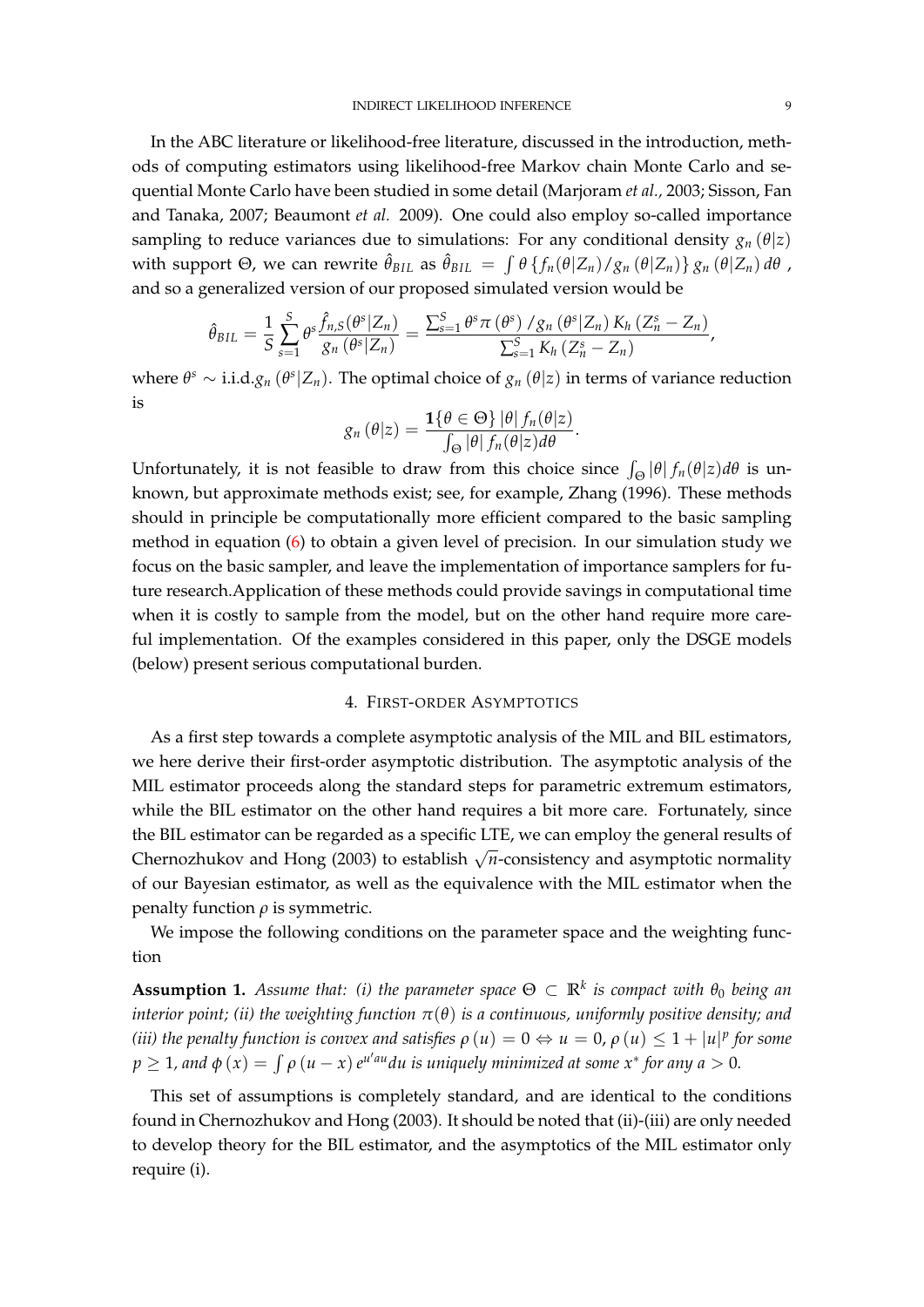In the ABC literature or likelihood-free literature, discussed in the introduction, methods of computing estimators using likelihood-free Markov chain Monte Carlo and sequential Monte Carlo have been studied in some detail (Marjoram *et al.*, 2003; Sisson, Fan and Tanaka, 2007; Beaumont *et al.* 2009). One could also employ so-called importance sampling to reduce variances due to simulations: For any conditional density $g_n(\theta|z)$ with support $\Theta$, we can rewrite $\hat{\theta}_{BIL}$ as $\hat{\theta}_{BIL} = \int \theta \{f_n(\theta|Z_n)/g_n(\theta|Z_n)\} g_n(\theta|Z_n) d\theta$ , and so a generalized version of our proposed simulated version would be

$$\hat{\theta}_{BIL} = \frac{1}{S}\sum_{s=1}^{S} \theta^s \frac{\hat{f}_{n,S}(\theta^s|Z_n)}{g_n(\theta^s|Z_n)} = \frac{\sum_{s=1}^{S} \theta^s \pi(\theta^s)/g_n(\theta^s|Z_n) K_h(Z_n^s - Z_n)}{\sum_{s=1}^{S} K_h(Z_n^s - Z_n)},$$

where $\theta^s \sim$ i.i.d.$g_n(\theta^s|Z_n)$. The optimal choice of $g_n(\theta|z)$ in terms of variance reduction is

$$g_n(\theta|z) = \frac{\mathbf{1}\{\theta \in \Theta\} |\theta| f_n(\theta|z)}{\int_\Theta |\theta| f_n(\theta|z) d\theta}.$$

Unfortunately, it is not feasible to draw from this choice since $\int_\Theta |\theta| f_n(\theta|z) d\theta$ is unknown, but approximate methods exist; see, for example, Zhang (1996). These methods should in principle be computationally more efficient compared to the basic sampling method in equation (6) to obtain a given level of precision. In our simulation study we focus on the basic sampler, and leave the implementation of importance samplers for future research.Application of these methods could provide savings in computational time when it is costly to sample from the model, but on the other hand require more careful implementation. Of the examples considered in this paper, only the DSGE models (below) present serious computational burden.

## 4. First-order Asymptotics

As a first step towards a complete asymptotic analysis of the MIL and BIL estimators, we here derive their first-order asymptotic distribution. The asymptotic analysis of the MIL estimator proceeds along the standard steps for parametric extremum estimators, while the BIL estimator on the other hand requires a bit more care. Fortunately, since the BIL estimator can be regarded as a specific LTE, we can employ the general results of Chernozhukov and Hong (2003) to establish $\sqrt{n}$-consistency and asymptotic normality of our Bayesian estimator, as well as the equivalence with the MIL estimator when the penalty function $\rho$ is symmetric.

We impose the following conditions on the parameter space and the weighting function

**Assumption 1.** *Assume that: (i) the parameter space $\Theta \subset \mathbb{R}^k$ is compact with $\theta_0$ being an interior point; (ii) the weighting function $\pi(\theta)$ is a continuous, uniformly positive density; and (iii) the penalty function is convex and satisfies $\rho(u) = 0 \Leftrightarrow u = 0$, $\rho(u) \leq 1 + |u|^p$ for some $p \geq 1$, and $\phi(x) = \int \rho(u - x) e^{u'au} du$ is uniquely minimized at some $x^*$ for any $a > 0$.*

This set of assumptions is completely standard, and are identical to the conditions found in Chernozhukov and Hong (2003). It should be noted that (ii)-(iii) are only needed to develop theory for the BIL estimator, and the asymptotics of the MIL estimator only require (i).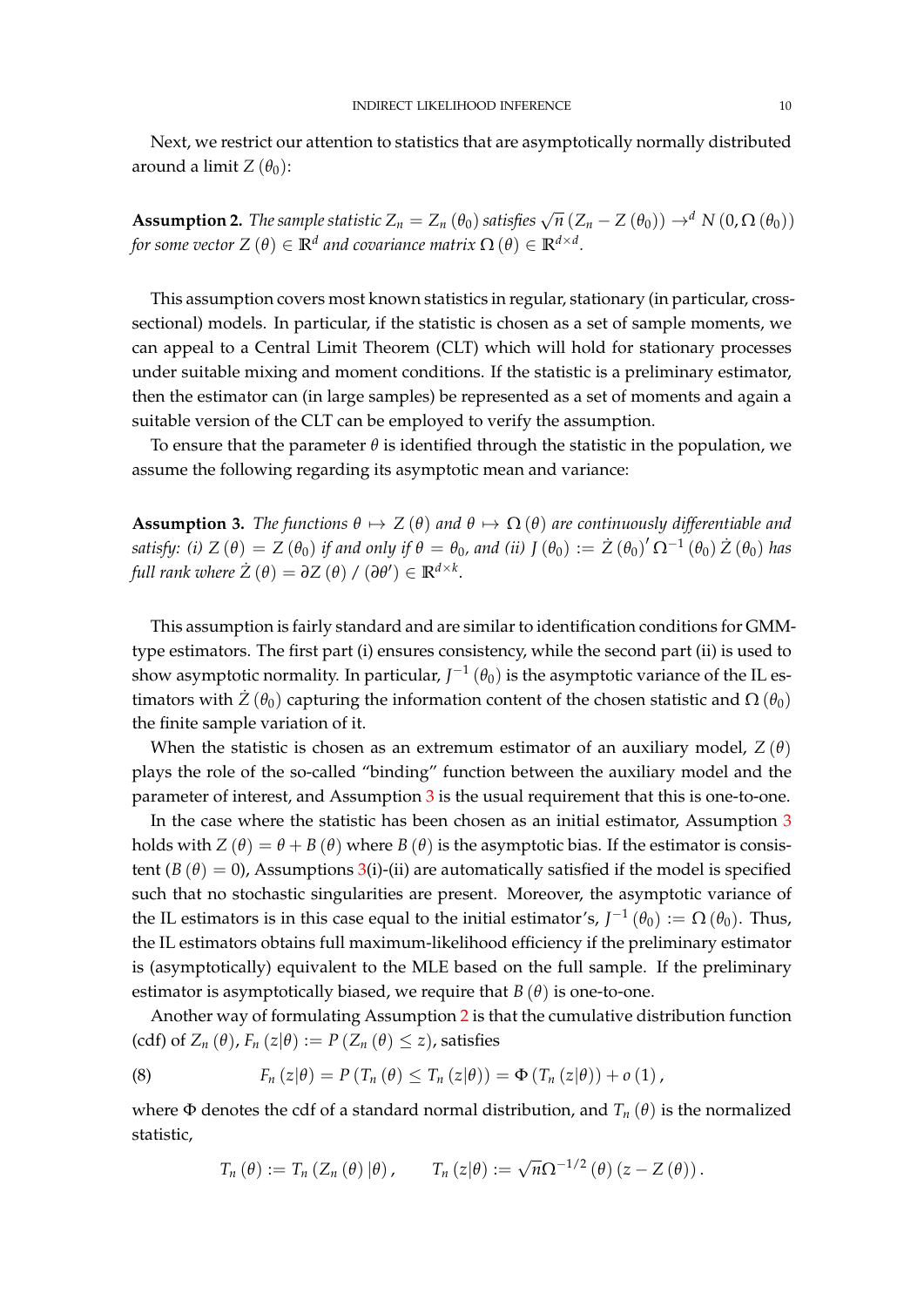Next, we restrict our attention to statistics that are asymptotically normally distributed around a limit $Z(\theta_0)$:

**Assumption 2.** *The sample statistic $Z_n = Z_n(\theta_0)$ satisfies $\sqrt{n}(Z_n - Z(\theta_0)) \to^d N(0, \Omega(\theta_0))$ for some vector $Z(\theta) \in \mathbb{R}^d$ and covariance matrix $\Omega(\theta) \in \mathbb{R}^{d\times d}$.*

This assumption covers most known statistics in regular, stationary (in particular, cross-sectional) models. In particular, if the statistic is chosen as a set of sample moments, we can appeal to a Central Limit Theorem (CLT) which will hold for stationary processes under suitable mixing and moment conditions. If the statistic is a preliminary estimator, then the estimator can (in large samples) be represented as a set of moments and again a suitable version of the CLT can be employed to verify the assumption.

To ensure that the parameter $\theta$ is identified through the statistic in the population, we assume the following regarding its asymptotic mean and variance:

**Assumption 3.** *The functions $\theta \mapsto Z(\theta)$ and $\theta \mapsto \Omega(\theta)$ are continuously differentiable and satisfy: (i) $Z(\theta) = Z(\theta_0)$ if and only if $\theta = \theta_0$, and (ii) $J(\theta_0) := \dot{Z}(\theta_0)' \Omega^{-1}(\theta_0) \dot{Z}(\theta_0)$ has full rank where $\dot{Z}(\theta) = \partial Z(\theta) / (\partial \theta') \in \mathbb{R}^{d\times k}$.*

This assumption is fairly standard and are similar to identification conditions for GMM-type estimators. The first part (i) ensures consistency, while the second part (ii) is used to show asymptotic normality. In particular, $J^{-1}(\theta_0)$ is the asymptotic variance of the IL estimators with $\dot{Z}(\theta_0)$ capturing the information content of the chosen statistic and $\Omega(\theta_0)$ the finite sample variation of it.

When the statistic is chosen as an extremum estimator of an auxiliary model, $Z(\theta)$ plays the role of the so-called "binding" function between the auxiliary model and the parameter of interest, and Assumption 3 is the usual requirement that this is one-to-one.

In the case where the statistic has been chosen as an initial estimator, Assumption 3 holds with $Z(\theta) = \theta + B(\theta)$ where $B(\theta)$ is the asymptotic bias. If the estimator is consistent ($B(\theta) = 0$), Assumptions 3(i)-(ii) are automatically satisfied if the model is specified such that no stochastic singularities are present. Moreover, the asymptotic variance of the IL estimators is in this case equal to the initial estimator's, $J^{-1}(\theta_0) := \Omega(\theta_0)$. Thus, the IL estimators obtains full maximum-likelihood efficiency if the preliminary estimator is (asymptotically) equivalent to the MLE based on the full sample. If the preliminary estimator is asymptotically biased, we require that $B(\theta)$ is one-to-one.

Another way of formulating Assumption 2 is that the cumulative distribution function (cdf) of $Z_n(\theta)$, $F_n(z|\theta) := P(Z_n(\theta) \leq z)$, satisfies

$$F_n(z|\theta) = P(T_n(\theta) \leq T_n(z|\theta)) = \Phi(T_n(z|\theta)) + o(1), \tag{8}$$

where $\Phi$ denotes the cdf of a standard normal distribution, and $T_n(\theta)$ is the normalized statistic,

$$T_n(\theta) := T_n(Z_n(\theta)|\theta), \qquad T_n(z|\theta) := \sqrt{n}\Omega^{-1/2}(\theta)(z - Z(\theta)).$$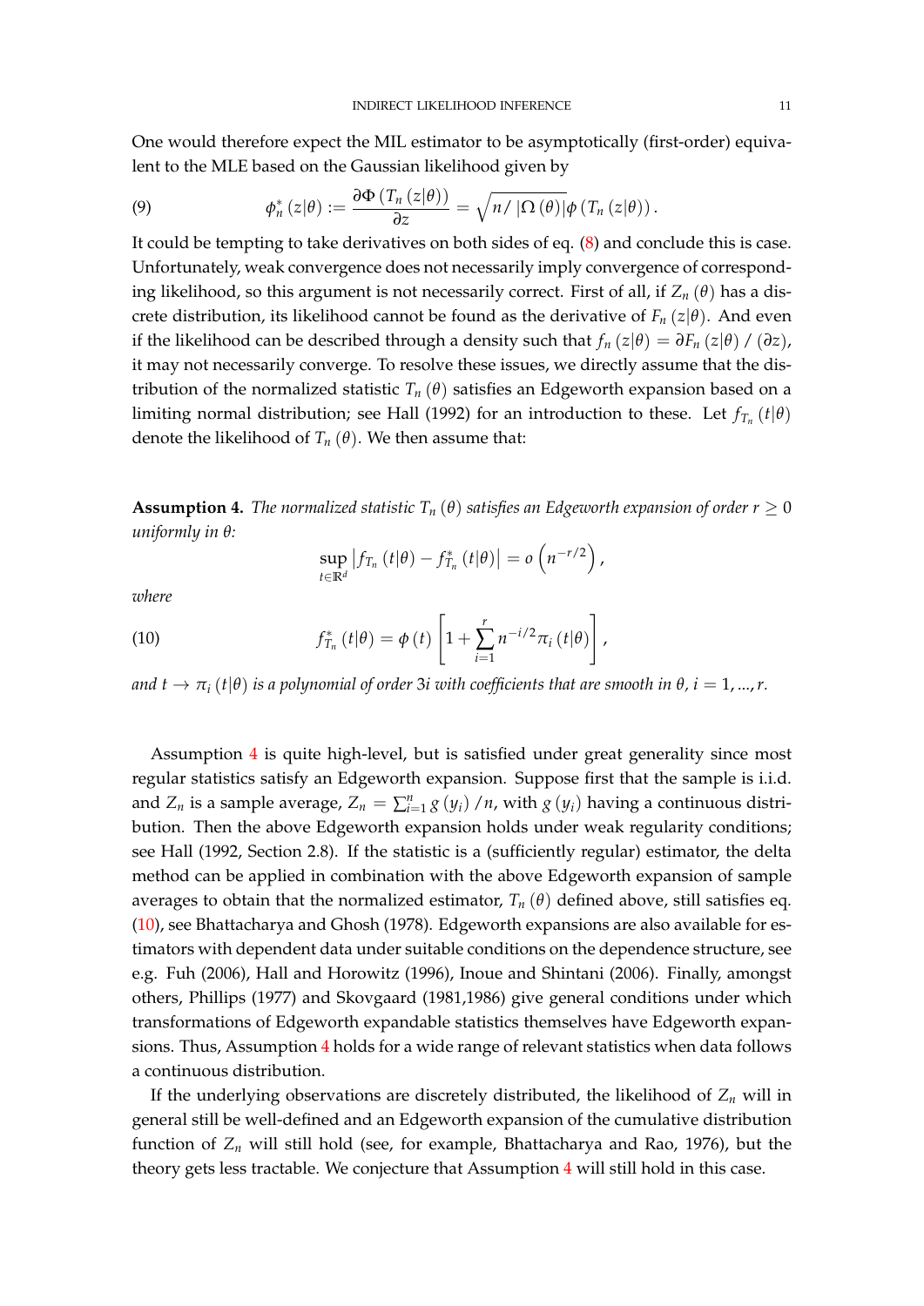One would therefore expect the MIL estimator to be asymptotically (first-order) equivalent to the MLE based on the Gaussian likelihood given by

$$\phi_n^*(z|\theta) := \frac{\partial \Phi(T_n(z|\theta))}{\partial z} = \sqrt{n/|\Omega(\theta)|}\phi(T_n(z|\theta)). \tag{9}$$

It could be tempting to take derivatives on both sides of eq. (8) and conclude this is case. Unfortunately, weak convergence does not necessarily imply convergence of corresponding likelihood, so this argument is not necessarily correct. First of all, if $Z_n(\theta)$ has a discrete distribution, its likelihood cannot be found as the derivative of $F_n(z|\theta)$. And even if the likelihood can be described through a density such that $f_n(z|\theta) = \partial F_n(z|\theta) / (\partial z)$, it may not necessarily converge. To resolve these issues, we directly assume that the distribution of the normalized statistic $T_n(\theta)$ satisfies an Edgeworth expansion based on a limiting normal distribution; see Hall (1992) for an introduction to these. Let $f_{T_n}(t|\theta)$ denote the likelihood of $T_n(\theta)$. We then assume that:

**Assumption 4.** *The normalized statistic $T_n(\theta)$ satisfies an Edgeworth expansion of order $r \geq 0$ uniformly in $\theta$:*

$$\sup_{t \in \mathbb{R}^d} \left| f_{T_n}(t|\theta) - f_{T_n}^*(t|\theta) \right| = o\left(n^{-r/2}\right),$$

*where*

$$f_{T_n}^*(t|\theta) = \phi(t)\left[1 + \sum_{i=1}^{r} n^{-i/2}\pi_i(t|\theta)\right], \tag{10}$$

*and $t \to \pi_i(t|\theta)$ is a polynomial of order $3i$ with coefficients that are smooth in $\theta$, $i = 1, ..., r$.*

Assumption 4 is quite high-level, but is satisfied under great generality since most regular statistics satisfy an Edgeworth expansion. Suppose first that the sample is i.i.d. and $Z_n$ is a sample average, $Z_n = \sum_{i=1}^n g(y_i)/n$, with $g(y_i)$ having a continuous distribution. Then the above Edgeworth expansion holds under weak regularity conditions; see Hall (1992, Section 2.8). If the statistic is a (sufficiently regular) estimator, the delta method can be applied in combination with the above Edgeworth expansion of sample averages to obtain that the normalized estimator, $T_n(\theta)$ defined above, still satisfies eq. (10), see Bhattacharya and Ghosh (1978). Edgeworth expansions are also available for estimators with dependent data under suitable conditions on the dependence structure, see e.g. Fuh (2006), Hall and Horowitz (1996), Inoue and Shintani (2006). Finally, amongst others, Phillips (1977) and Skovgaard (1981,1986) give general conditions under which transformations of Edgeworth expandable statistics themselves have Edgeworth expansions. Thus, Assumption 4 holds for a wide range of relevant statistics when data follows a continuous distribution.

If the underlying observations are discretely distributed, the likelihood of $Z_n$ will in general still be well-defined and an Edgeworth expansion of the cumulative distribution function of $Z_n$ will still hold (see, for example, Bhattacharya and Rao, 1976), but the theory gets less tractable. We conjecture that Assumption 4 will still hold in this case.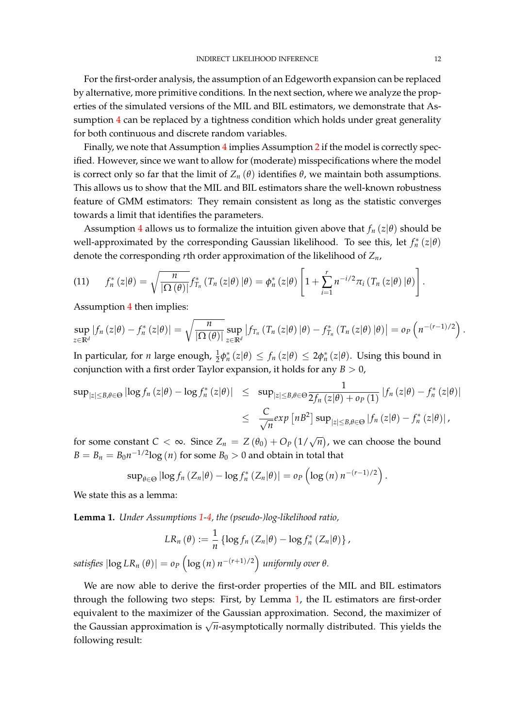For the first-order analysis, the assumption of an Edgeworth expansion can be replaced by alternative, more primitive conditions. In the next section, where we analyze the properties of the simulated versions of the MIL and BIL estimators, we demonstrate that Assumption 4 can be replaced by a tightness condition which holds under great generality for both continuous and discrete random variables.

Finally, we note that Assumption 4 implies Assumption 2 if the model is correctly specified. However, since we want to allow for (moderate) misspecifications where the model is correct only so far that the limit of $Z_n(\theta)$ identifies $\theta$, we maintain both assumptions. This allows us to show that the MIL and BIL estimators share the well-known robustness feature of GMM estimators: They remain consistent as long as the statistic converges towards a limit that identifies the parameters.

Assumption 4 allows us to formalize the intuition given above that $f_n(z|\theta)$ should be well-approximated by the corresponding Gaussian likelihood. To see this, let $f_n^*(z|\theta)$ denote the corresponding $r$th order approximation of the likelihood of $Z_n$,

$$
(11) \qquad f_n^*(z|\theta) = \sqrt{\frac{n}{|\Omega(\theta)|}} f_{T_n}^*(T_n(z|\theta)|\theta) = \phi_n^*(z|\theta)\left[1 + \sum_{i=1}^{r} n^{-i/2}\pi_i(T_n(z|\theta)|\theta)\right].
$$

Assumption 4 then implies:

$$
\sup_{z\in\mathbb{R}^d}|f_n(z|\theta) - f_n^*(z|\theta)| = \sqrt{\frac{n}{|\Omega(\theta)|}} \sup_{z\in\mathbb{R}^d}|f_{T_n}(T_n(z|\theta)|\theta) - f_{T_n}^*(T_n(z|\theta)|\theta)| = o_P\left(n^{-(r-1)/2}\right).
$$

In particular, for $n$ large enough, $\frac{1}{2}\phi_n^*(z|\theta) \leq f_n(z|\theta) \leq 2\phi_n^*(z|\theta)$. Using this bound in conjunction with a first order Taylor expansion, it holds for any $B > 0$,

$$
\begin{aligned}
\sup_{|z|\leq B,\theta\in\Theta}|\log f_n(z|\theta) - \log f_n^*(z|\theta)| &\leq \sup_{|z|\leq B,\theta\in\Theta}\frac{1}{2f_n(z|\theta) + o_P(1)}|f_n(z|\theta) - f_n^*(z|\theta)| \\
&\leq \frac{C}{\sqrt{n}} exp\left[nB^2\right] \sup_{|z|\leq B,\theta\in\Theta}|f_n(z|\theta) - f_n^*(z|\theta)|,
\end{aligned}
$$

for some constant $C < \infty$. Since $Z_n = Z(\theta_0) + O_P(1/\sqrt{n})$, we can choose the bound $B = B_n = B_0 n^{-1/2}\log(n)$ for some $B_0 > 0$ and obtain in total that

$$
\sup_{\theta\in\Theta}|\log f_n(Z_n|\theta) - \log f_n^*(Z_n|\theta)| = o_P\left(\log(n)\, n^{-(r-1)/2}\right).
$$

We state this as a lemma:

**Lemma 1.** *Under Assumptions 1-4, the (pseudo-)log-likelihood ratio,*

$$
LR_n(\theta) := \frac{1}{n}\{\log f_n(Z_n|\theta) - \log f_n^*(Z_n|\theta)\},
$$

*satisfies* $|\log LR_n(\theta)| = o_P\left(\log(n)\, n^{-(r+1)/2}\right)$ *uniformly over* $\theta$.

We are now able to derive the first-order properties of the MIL and BIL estimators through the following two steps: First, by Lemma 1, the IL estimators are first-order equivalent to the maximizer of the Gaussian approximation. Second, the maximizer of the Gaussian approximation is $\sqrt{n}$-asymptotically normally distributed. This yields the following result: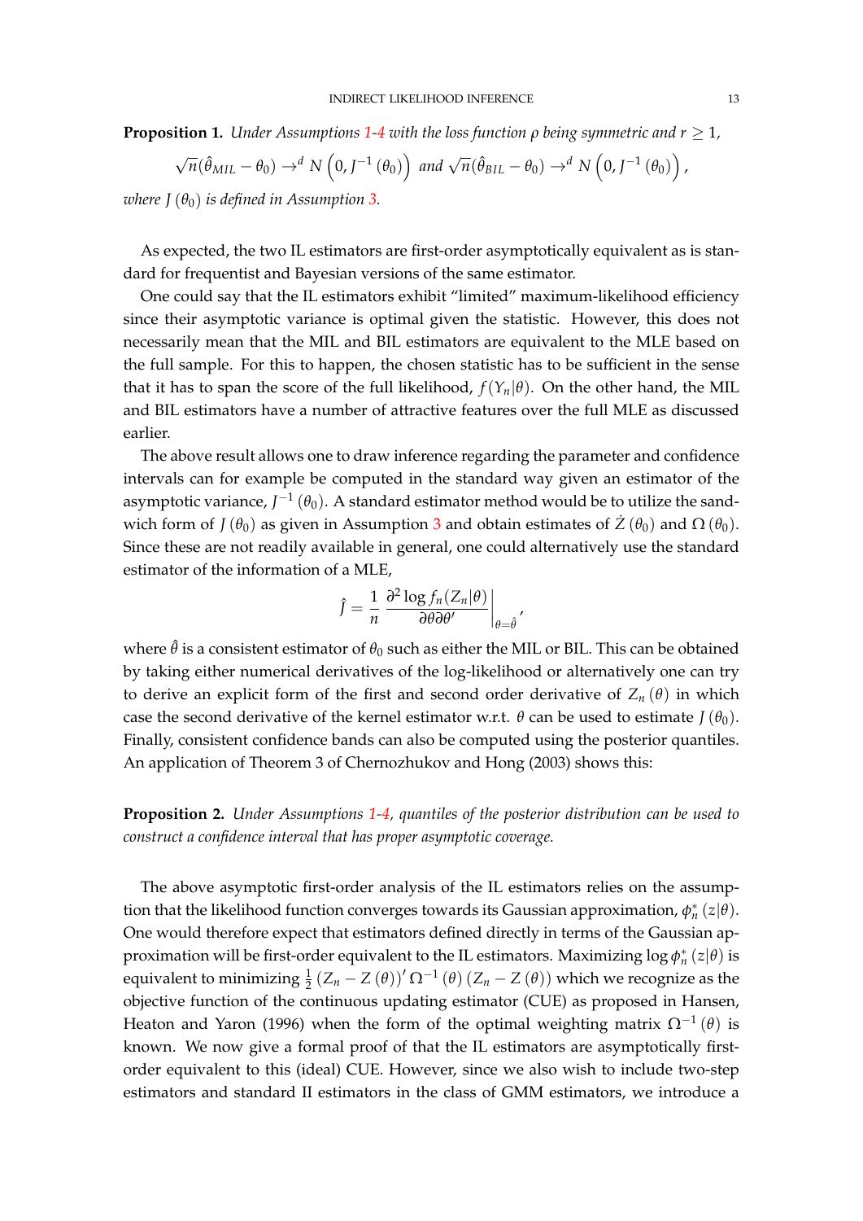**Proposition 1.** *Under Assumptions 1-4 with the loss function $\rho$ being symmetric and $r \geq 1$,*

$$\sqrt{n}(\hat{\theta}_{MIL} - \theta_0) \to^d N\left(0, J^{-1}(\theta_0)\right) \text{ and } \sqrt{n}(\hat{\theta}_{BIL} - \theta_0) \to^d N\left(0, J^{-1}(\theta_0)\right),$$

*where $J(\theta_0)$ is defined in Assumption 3.*

As expected, the two IL estimators are first-order asymptotically equivalent as is standard for frequentist and Bayesian versions of the same estimator.

One could say that the IL estimators exhibit "limited" maximum-likelihood efficiency since their asymptotic variance is optimal given the statistic. However, this does not necessarily mean that the MIL and BIL estimators are equivalent to the MLE based on the full sample. For this to happen, the chosen statistic has to be sufficient in the sense that it has to span the score of the full likelihood, $f(Y_n|\theta)$. On the other hand, the MIL and BIL estimators have a number of attractive features over the full MLE as discussed earlier.

The above result allows one to draw inference regarding the parameter and confidence intervals can for example be computed in the standard way given an estimator of the asymptotic variance, $J^{-1}(\theta_0)$. A standard estimator method would be to utilize the sandwich form of $J(\theta_0)$ as given in Assumption 3 and obtain estimates of $\dot{Z}(\theta_0)$ and $\Omega(\theta_0)$. Since these are not readily available in general, one could alternatively use the standard estimator of the information of a MLE,

$$\hat{J} = \frac{1}{n} \left. \frac{\partial^2 \log f_n(Z_n|\theta)}{\partial\theta\partial\theta'} \right|_{\theta=\hat{\theta}},$$

where $\hat{\theta}$ is a consistent estimator of $\theta_0$ such as either the MIL or BIL. This can be obtained by taking either numerical derivatives of the log-likelihood or alternatively one can try to derive an explicit form of the first and second order derivative of $Z_n(\theta)$ in which case the second derivative of the kernel estimator w.r.t. $\theta$ can be used to estimate $J(\theta_0)$. Finally, consistent confidence bands can also be computed using the posterior quantiles. An application of Theorem 3 of Chernozhukov and Hong (2003) shows this:

**Proposition 2.** *Under Assumptions 1-4, quantiles of the posterior distribution can be used to construct a confidence interval that has proper asymptotic coverage.*

The above asymptotic first-order analysis of the IL estimators relies on the assumption that the likelihood function converges towards its Gaussian approximation, $\phi_n^*(z|\theta)$. One would therefore expect that estimators defined directly in terms of the Gaussian approximation will be first-order equivalent to the IL estimators. Maximizing $\log \phi_n^*(z|\theta)$ is equivalent to minimizing $\frac{1}{2}(Z_n - Z(\theta))' \Omega^{-1}(\theta)(Z_n - Z(\theta))$ which we recognize as the objective function of the continuous updating estimator (CUE) as proposed in Hansen, Heaton and Yaron (1996) when the form of the optimal weighting matrix $\Omega^{-1}(\theta)$ is known. We now give a formal proof of that the IL estimators are asymptotically first-order equivalent to this (ideal) CUE. However, since we also wish to include two-step estimators and standard II estimators in the class of GMM estimators, we introduce a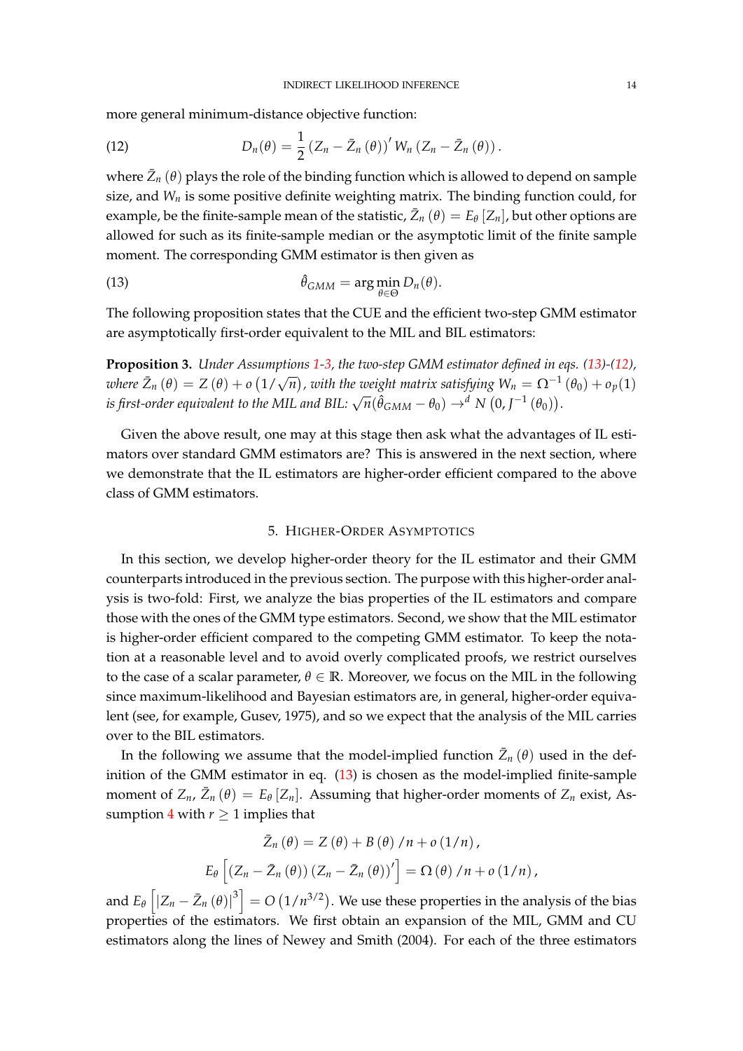more general minimum-distance objective function:

$$D_n(\theta) = \frac{1}{2}\left(Z_n - \bar{Z}_n(\theta)\right)' W_n \left(Z_n - \bar{Z}_n(\theta)\right). \tag{12}$$

where $\bar{Z}_n(\theta)$ plays the role of the binding function which is allowed to depend on sample size, and $W_n$ is some positive definite weighting matrix. The binding function could, for example, be the finite-sample mean of the statistic, $\bar{Z}_n(\theta) = E_\theta[Z_n]$, but other options are allowed for such as its finite-sample median or the asymptotic limit of the finite sample moment. The corresponding GMM estimator is then given as

$$\hat{\theta}_{GMM} = \arg\min_{\theta \in \Theta} D_n(\theta). \tag{13}$$

The following proposition states that the CUE and the efficient two-step GMM estimator are asymptotically first-order equivalent to the MIL and BIL estimators:

**Proposition 3.** *Under Assumptions 1-3, the two-step GMM estimator defined in eqs. (13)-(12), where $\bar{Z}_n(\theta) = Z(\theta) + o(1/\sqrt{n})$, with the weight matrix satisfying $W_n = \Omega^{-1}(\theta_0) + o_p(1)$ is first-order equivalent to the MIL and BIL: $\sqrt{n}(\hat{\theta}_{GMM} - \theta_0) \to^d N\left(0, J^{-1}(\theta_0)\right)$.*

Given the above result, one may at this stage then ask what the advantages of IL estimators over standard GMM estimators are? This is answered in the next section, where we demonstrate that the IL estimators are higher-order efficient compared to the above class of GMM estimators.

## 5. Higher-Order Asymptotics

In this section, we develop higher-order theory for the IL estimator and their GMM counterparts introduced in the previous section. The purpose with this higher-order analysis is two-fold: First, we analyze the bias properties of the IL estimators and compare those with the ones of the GMM type estimators. Second, we show that the MIL estimator is higher-order efficient compared to the competing GMM estimator. To keep the notation at a reasonable level and to avoid overly complicated proofs, we restrict ourselves to the case of a scalar parameter, $\theta \in \mathbb{R}$. Moreover, we focus on the MIL in the following since maximum-likelihood and Bayesian estimators are, in general, higher-order equivalent (see, for example, Gusev, 1975), and so we expect that the analysis of the MIL carries over to the BIL estimators.

In the following we assume that the model-implied function $\bar{Z}_n(\theta)$ used in the definition of the GMM estimator in eq. (13) is chosen as the model-implied finite-sample moment of $Z_n$, $\bar{Z}_n(\theta) = E_\theta[Z_n]$. Assuming that higher-order moments of $Z_n$ exist, Assumption 4 with $r \geq 1$ implies that

$$\bar{Z}_n(\theta) = Z(\theta) + B(\theta)/n + o(1/n),$$

$$E_\theta\left[\left(Z_n - \bar{Z}_n(\theta)\right)\left(Z_n - \bar{Z}_n(\theta)\right)'\right] = \Omega(\theta)/n + o(1/n),$$

and $E_\theta\left[\left|Z_n - \bar{Z}_n(\theta)\right|^3\right] = O\left(1/n^{3/2}\right)$. We use these properties in the analysis of the bias properties of the estimators. We first obtain an expansion of the MIL, GMM and CU estimators along the lines of Newey and Smith (2004). For each of the three estimators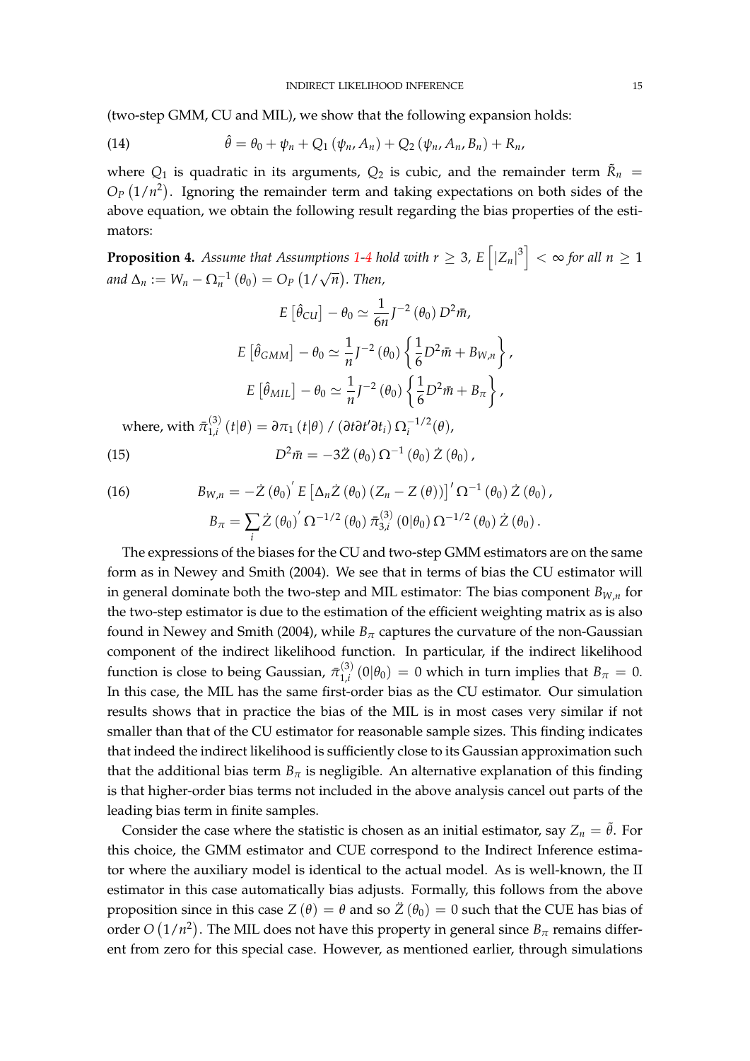(two-step GMM, CU and MIL), we show that the following expansion holds:

$$\hat{\theta} = \theta_0 + \psi_n + Q_1(\psi_n, A_n) + Q_2(\psi_n, A_n, B_n) + R_n, \tag{14}$$

where $Q_1$ is quadratic in its arguments, $Q_2$ is cubic, and the remainder term $\tilde{R}_n = O_P(1/n^2)$. Ignoring the remainder term and taking expectations on both sides of the above equation, we obtain the following result regarding the bias properties of the estimators:

**Proposition 4.** *Assume that Assumptions 1-4 hold with $r \geq 3$, $E\left[|Z_n|^3\right] < \infty$ for all $n \geq 1$ and $\Delta_n := W_n - \Omega_n^{-1}(\theta_0) = O_P(1/\sqrt{n})$. Then,*

$$E\left[\hat{\theta}_{CU}\right] - \theta_0 \simeq \frac{1}{6n} J^{-2}(\theta_0) D^2 \bar{m},$$

$$E\left[\hat{\theta}_{GMM}\right] - \theta_0 \simeq \frac{1}{n} J^{-2}(\theta_0) \left\{ \frac{1}{6} D^2 \bar{m} + B_{W,n} \right\},$$

$$E\left[\hat{\theta}_{MIL}\right] - \theta_0 \simeq \frac{1}{n} J^{-2}(\theta_0) \left\{ \frac{1}{6} D^2 \bar{m} + B_{\pi} \right\},$$

where, with $\bar{\pi}_{1,i}^{(3)}(t|\theta) = \partial \pi_1(t|\theta) / (\partial t \partial t' \partial t_i) \Omega_i^{-1/2}(\theta)$,

$$D^2 \bar{m} = -3 \ddot{Z}(\theta_0) \Omega^{-1}(\theta_0) \dot{Z}(\theta_0), \tag{15}$$

$$B_{W,n} = -\dot{Z}(\theta_0)' E\left[\Delta_n \dot{Z}(\theta_0)(Z_n - Z(\theta))\right]' \Omega^{-1}(\theta_0) \dot{Z}(\theta_0), \tag{16}$$

$$B_{\pi} = \sum_i \dot{Z}(\theta_0)' \Omega^{-1/2}(\theta_0) \bar{\pi}_{3,i}^{(3)}(0|\theta_0) \Omega^{-1/2}(\theta_0) \dot{Z}(\theta_0).$$

The expressions of the biases for the CU and two-step GMM estimators are on the same form as in Newey and Smith (2004). We see that in terms of bias the CU estimator will in general dominate both the two-step and MIL estimator: The bias component $B_{W,n}$ for the two-step estimator is due to the estimation of the efficient weighting matrix as is also found in Newey and Smith (2004), while $B_{\pi}$ captures the curvature of the non-Gaussian component of the indirect likelihood function. In particular, if the indirect likelihood function is close to being Gaussian, $\bar{\pi}_{1,i}^{(3)}(0|\theta_0) = 0$ which in turn implies that $B_{\pi} = 0$. In this case, the MIL has the same first-order bias as the CU estimator. Our simulation results shows that in practice the bias of the MIL is in most cases very similar if not smaller than that of the CU estimator for reasonable sample sizes. This finding indicates that indeed the indirect likelihood is sufficiently close to its Gaussian approximation such that the additional bias term $B_{\pi}$ is negligible. An alternative explanation of this finding is that higher-order bias terms not included in the above analysis cancel out parts of the leading bias term in finite samples.

Consider the case where the statistic is chosen as an initial estimator, say $Z_n = \tilde{\theta}$. For this choice, the GMM estimator and CUE correspond to the Indirect Inference estimator where the auxiliary model is identical to the actual model. As is well-known, the II estimator in this case automatically bias adjusts. Formally, this follows from the above proposition since in this case $Z(\theta) = \theta$ and so $\ddot{Z}(\theta_0) = 0$ such that the CUE has bias of order $O(1/n^2)$. The MIL does not have this property in general since $B_{\pi}$ remains different from zero for this special case. However, as mentioned earlier, through simulations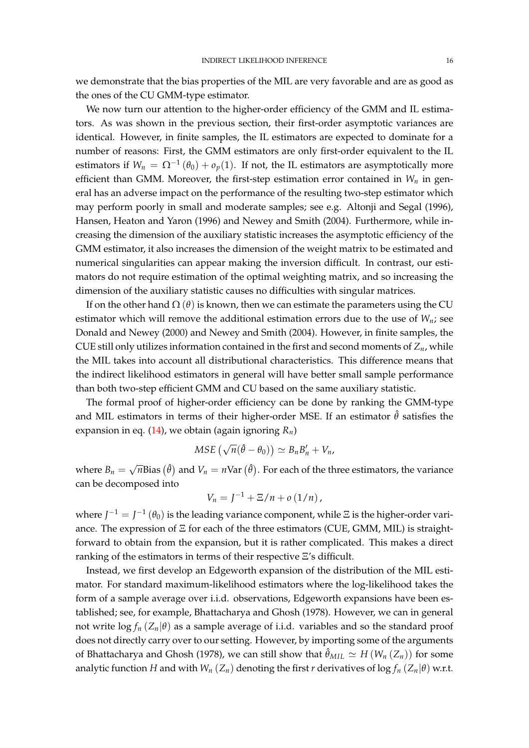we demonstrate that the bias properties of the MIL are very favorable and are as good as the ones of the CU GMM-type estimator.

We now turn our attention to the higher-order efficiency of the GMM and IL estimators. As was shown in the previous section, their first-order asymptotic variances are identical. However, in finite samples, the IL estimators are expected to dominate for a number of reasons: First, the GMM estimators are only first-order equivalent to the IL estimators if $W_n = \Omega^{-1}(\theta_0) + o_p(1)$. If not, the IL estimators are asymptotically more efficient than GMM. Moreover, the first-step estimation error contained in $W_n$ in general has an adverse impact on the performance of the resulting two-step estimator which may perform poorly in small and moderate samples; see e.g. Altonji and Segal (1996), Hansen, Heaton and Yaron (1996) and Newey and Smith (2004). Furthermore, while increasing the dimension of the auxiliary statistic increases the asymptotic efficiency of the GMM estimator, it also increases the dimension of the weight matrix to be estimated and numerical singularities can appear making the inversion difficult. In contrast, our estimators do not require estimation of the optimal weighting matrix, and so increasing the dimension of the auxiliary statistic causes no difficulties with singular matrices.

If on the other hand $\Omega(\theta)$ is known, then we can estimate the parameters using the CU estimator which will remove the additional estimation errors due to the use of $W_n$; see Donald and Newey (2000) and Newey and Smith (2004). However, in finite samples, the CUE still only utilizes information contained in the first and second moments of $Z_n$, while the MIL takes into account all distributional characteristics. This difference means that the indirect likelihood estimators in general will have better small sample performance than both two-step efficient GMM and CU based on the same auxiliary statistic.

The formal proof of higher-order efficiency can be done by ranking the GMM-type and MIL estimators in terms of their higher-order MSE. If an estimator $\hat{\theta}$ satisfies the expansion in eq. (14), we obtain (again ignoring $R_n$)

$$MSE\left(\sqrt{n}(\hat{\theta} - \theta_0)\right) \simeq B_n B_n' + V_n,$$

where $B_n = \sqrt{n}\text{Bias}\left(\hat{\theta}\right)$ and $V_n = n\text{Var}\left(\hat{\theta}\right)$. For each of the three estimators, the variance can be decomposed into

$$V_n = J^{-1} + \Xi/n + o\left(1/n\right),$$

where $J^{-1} = J^{-1}(\theta_0)$ is the leading variance component, while $\Xi$ is the higher-order variance. The expression of $\Xi$ for each of the three estimators (CUE, GMM, MIL) is straightforward to obtain from the expansion, but it is rather complicated. This makes a direct ranking of the estimators in terms of their respective $\Xi$'s difficult.

Instead, we first develop an Edgeworth expansion of the distribution of the MIL estimator. For standard maximum-likelihood estimators where the log-likelihood takes the form of a sample average over i.i.d. observations, Edgeworth expansions have been established; see, for example, Bhattacharya and Ghosh (1978). However, we can in general not write $\log f_n(Z_n|\theta)$ as a sample average of i.i.d. variables and so the standard proof does not directly carry over to our setting. However, by importing some of the arguments of Bhattacharya and Ghosh (1978), we can still show that $\hat{\theta}_{MIL} \simeq H(W_n(Z_n))$ for some analytic function $H$ and with $W_n(Z_n)$ denoting the first $r$ derivatives of $\log f_n(Z_n|\theta)$ w.r.t.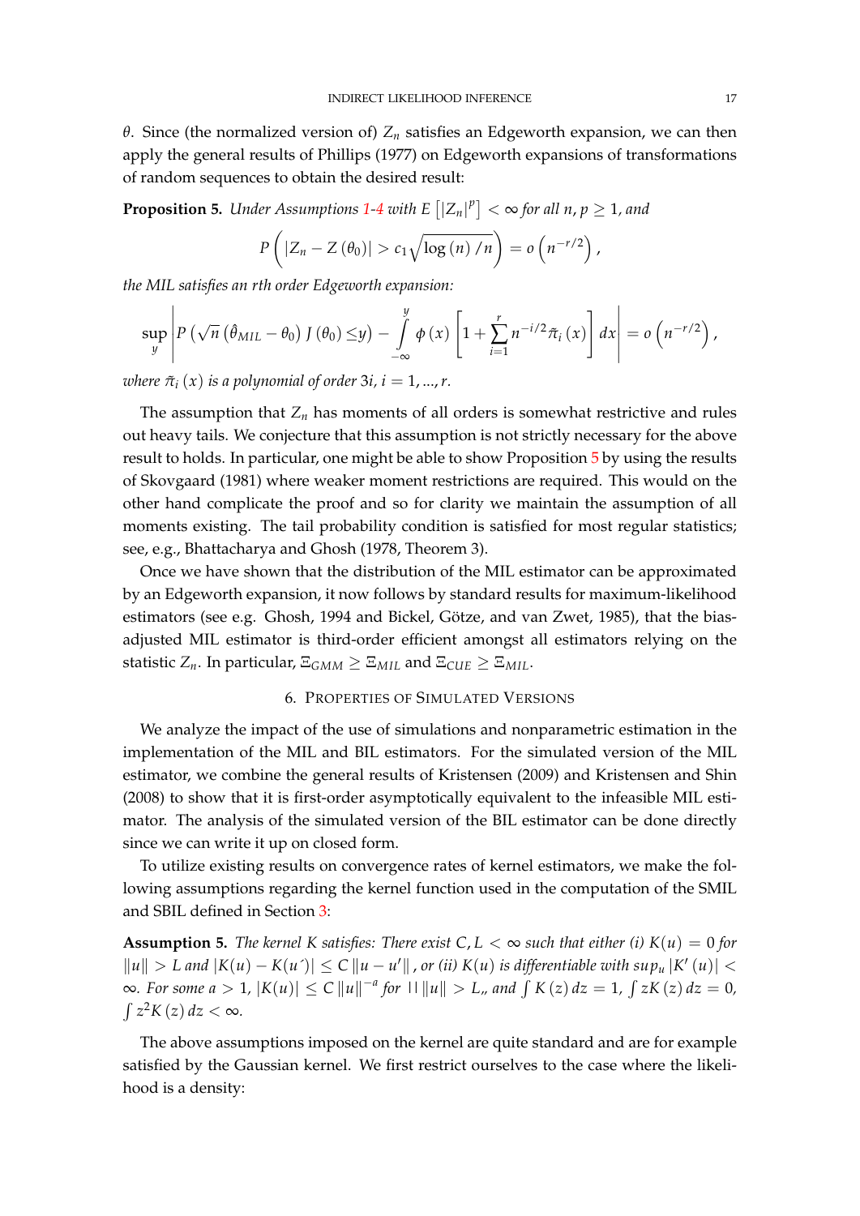$\theta$. Since (the normalized version of) $Z_n$ satisfies an Edgeworth expansion, we can then apply the general results of Phillips (1977) on Edgeworth expansions of transformations of random sequences to obtain the desired result:

**Proposition 5.** *Under Assumptions 1-4 with $E\left[|Z_n|^p\right] < \infty$ for all $n, p \geq 1$, and*

$$P\left(|Z_n - Z(\theta_0)| > c_1\sqrt{\log(n)/n}\right) = o\left(n^{-r/2}\right),$$

*the MIL satisfies an rth order Edgeworth expansion:*

$$\sup_y \left| P\left(\sqrt{n}\left(\hat{\theta}_{MIL} - \theta_0\right) J(\theta_0) \leq y\right) - \int_{-\infty}^{y} \phi(x)\left[1 + \sum_{i=1}^{r} n^{-i/2}\tilde{\pi}_i(x)\right] dx \right| = o\left(n^{-r/2}\right),$$

*where $\tilde{\pi}_i(x)$ is a polynomial of order $3i$, $i = 1, ..., r$.*

The assumption that $Z_n$ has moments of all orders is somewhat restrictive and rules out heavy tails. We conjecture that this assumption is not strictly necessary for the above result to holds. In particular, one might be able to show Proposition 5 by using the results of Skovgaard (1981) where weaker moment restrictions are required. This would on the other hand complicate the proof and so for clarity we maintain the assumption of all moments existing. The tail probability condition is satisfied for most regular statistics; see, e.g., Bhattacharya and Ghosh (1978, Theorem 3).

Once we have shown that the distribution of the MIL estimator can be approximated by an Edgeworth expansion, it now follows by standard results for maximum-likelihood estimators (see e.g. Ghosh, 1994 and Bickel, Götze, and van Zwet, 1985), that the bias-adjusted MIL estimator is third-order efficient amongst all estimators relying on the statistic $Z_n$. In particular, $\Xi_{GMM} \geq \Xi_{MIL}$ and $\Xi_{CUE} \geq \Xi_{MIL}$.

## 6. Properties of Simulated Versions

We analyze the impact of the use of simulations and nonparametric estimation in the implementation of the MIL and BIL estimators. For the simulated version of the MIL estimator, we combine the general results of Kristensen (2009) and Kristensen and Shin (2008) to show that it is first-order asymptotically equivalent to the infeasible MIL estimator. The analysis of the simulated version of the BIL estimator can be done directly since we can write it up on closed form.

To utilize existing results on convergence rates of kernel estimators, we make the following assumptions regarding the kernel function used in the computation of the SMIL and SBIL defined in Section 3:

**Assumption 5.** *The kernel $K$ satisfies: There exist $C, L < \infty$ such that either (i) $K(u) = 0$ for $\|u\| > L$ and $|K(u) - K(u')| \leq C\|u - u'\|$, or (ii) $K(u)$ is differentiable with $sup_u |K'(u)| < \infty$. For some $a > 1$, $|K(u)| \leq C\|u\|^{-a}$ for $||u\| > L$,, and $\int K(z)\,dz = 1$, $\int zK(z)\,dz = 0$, $\int z^2 K(z)\,dz < \infty$.*

The above assumptions imposed on the kernel are quite standard and are for example satisfied by the Gaussian kernel. We first restrict ourselves to the case where the likelihood is a density: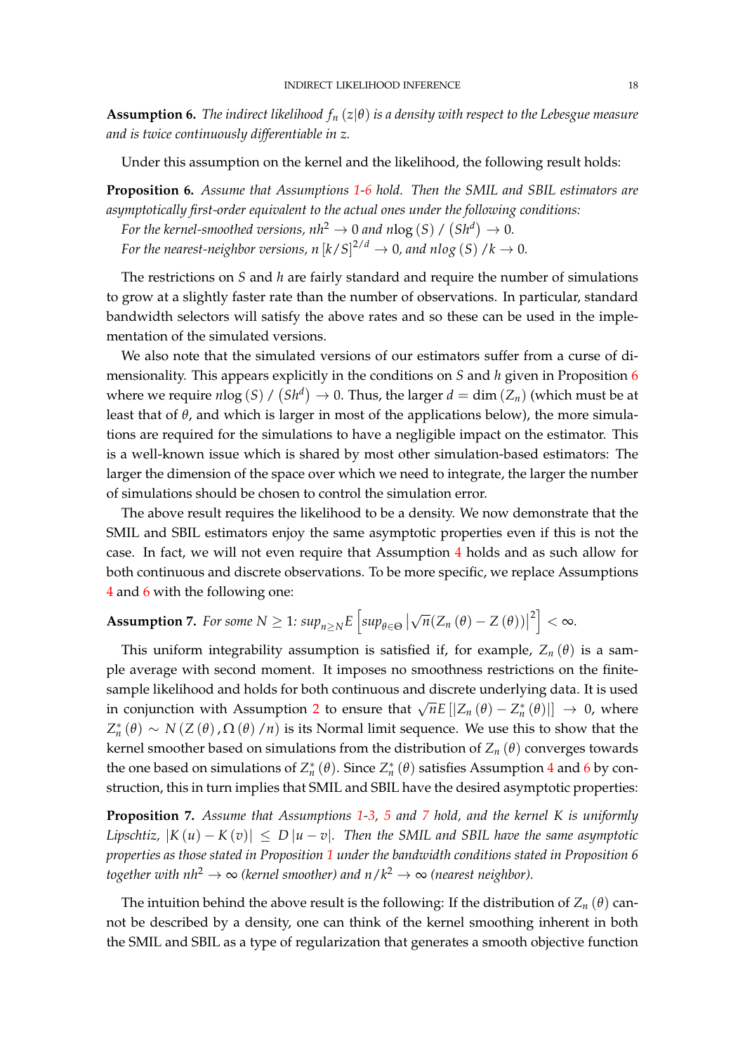**Assumption 6.** *The indirect likelihood $f_n(z|\theta)$ is a density with respect to the Lebesgue measure and is twice continuously differentiable in $z$.*

Under this assumption on the kernel and the likelihood, the following result holds:

**Proposition 6.** *Assume that Assumptions 1-6 hold. Then the SMIL and SBIL estimators are asymptotically first-order equivalent to the actual ones under the following conditions:*
*For the kernel-smoothed versions, $nh^2 \to 0$ and $n\log(S) / (Sh^d) \to 0$.*
*For the nearest-neighbor versions, $n[k/S]^{2/d} \to 0$, and $n\log(S)/k \to 0$.*

The restrictions on $S$ and $h$ are fairly standard and require the number of simulations to grow at a slightly faster rate than the number of observations. In particular, standard bandwidth selectors will satisfy the above rates and so these can be used in the implementation of the simulated versions.

We also note that the simulated versions of our estimators suffer from a curse of dimensionality. This appears explicitly in the conditions on $S$ and $h$ given in Proposition 6 where we require $n\log(S) / (Sh^d) \to 0$. Thus, the larger $d = \dim(Z_n)$ (which must be at least that of $\theta$, and which is larger in most of the applications below), the more simulations are required for the simulations to have a negligible impact on the estimator. This is a well-known issue which is shared by most other simulation-based estimators: The larger the dimension of the space over which we need to integrate, the larger the number of simulations should be chosen to control the simulation error.

The above result requires the likelihood to be a density. We now demonstrate that the SMIL and SBIL estimators enjoy the same asymptotic properties even if this is not the case. In fact, we will not even require that Assumption 4 holds and as such allow for both continuous and discrete observations. To be more specific, we replace Assumptions 4 and 6 with the following one:

**Assumption 7.** *For some $N \geq 1$: $\sup_{n \geq N} E\left[\sup_{\theta \in \Theta} \left|\sqrt{n}(Z_n(\theta) - Z(\theta))\right|^2\right] < \infty$.*

This uniform integrability assumption is satisfied if, for example, $Z_n(\theta)$ is a sample average with second moment. It imposes no smoothness restrictions on the finite-sample likelihood and holds for both continuous and discrete underlying data. It is used in conjunction with Assumption 2 to ensure that $\sqrt{n}E\left[|Z_n(\theta) - Z_n^*(\theta)|\right] \to 0$, where $Z_n^*(\theta) \sim N(Z(\theta), \Omega(\theta)/n)$ is its Normal limit sequence. We use this to show that the kernel smoother based on simulations from the distribution of $Z_n(\theta)$ converges towards the one based on simulations of $Z_n^*(\theta)$. Since $Z_n^*(\theta)$ satisfies Assumption 4 and 6 by construction, this in turn implies that SMIL and SBIL have the desired asymptotic properties:

**Proposition 7.** *Assume that Assumptions 1-3, 5 and 7 hold, and the kernel $K$ is uniformly Lipschitz, $|K(u) - K(v)| \leq D|u - v|$. Then the SMIL and SBIL have the same asymptotic properties as those stated in Proposition 1 under the bandwidth conditions stated in Proposition 6 together with $nh^2 \to \infty$ (kernel smoother) and $n/k^2 \to \infty$ (nearest neighbor).*

The intuition behind the above result is the following: If the distribution of $Z_n(\theta)$ cannot be described by a density, one can think of the kernel smoothing inherent in both the SMIL and SBIL as a type of regularization that generates a smooth objective function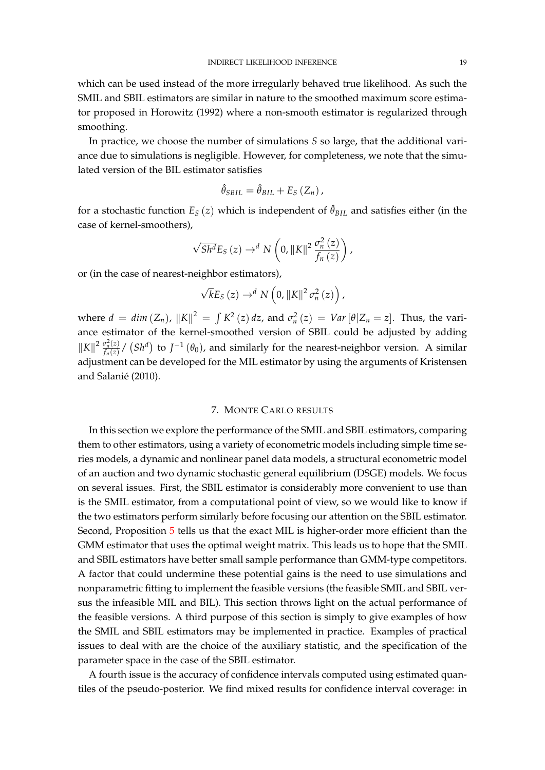which can be used instead of the more irregularly behaved true likelihood. As such the SMIL and SBIL estimators are similar in nature to the smoothed maximum score estimator proposed in Horowitz (1992) where a non-smooth estimator is regularized through smoothing.

In practice, we choose the number of simulations $S$ so large, that the additional variance due to simulations is negligible. However, for completeness, we note that the simulated version of the BIL estimator satisfies

$$\hat{\theta}_{SBIL} = \hat{\theta}_{BIL} + E_S(Z_n),$$

for a stochastic function $E_S(z)$ which is independent of $\hat{\theta}_{BIL}$ and satisfies either (in the case of kernel-smoothers),

$$\sqrt{Sh^d} E_S(z) \to^d N\left(0, \|K\|^2 \frac{\sigma_n^2(z)}{f_n(z)}\right),$$

or (in the case of nearest-neighbor estimators),

$$\sqrt{k} E_S(z) \to^d N\left(0, \|K\|^2 \sigma_n^2(z)\right),$$

where $d = dim(Z_n)$, $\|K\|^2 = \int K^2(z)\,dz$, and $\sigma_n^2(z) = Var[\theta | Z_n = z]$. Thus, the variance estimator of the kernel-smoothed version of SBIL could be adjusted by adding $\|K\|^2 \frac{\sigma_n^2(z)}{f_n(z)} / \left(Sh^d\right)$ to $J^{-1}(\theta_0)$, and similarly for the nearest-neighbor version. A similar adjustment can be developed for the MIL estimator by using the arguments of Kristensen and Salanié (2010).

## 7. Monte Carlo results

In this section we explore the performance of the SMIL and SBIL estimators, comparing them to other estimators, using a variety of econometric models including simple time series models, a dynamic and nonlinear panel data models, a structural econometric model of an auction and two dynamic stochastic general equilibrium (DSGE) models. We focus on several issues. First, the SBIL estimator is considerably more convenient to use than is the SMIL estimator, from a computational point of view, so we would like to know if the two estimators perform similarly before focusing our attention on the SBIL estimator. Second, Proposition 5 tells us that the exact MIL is higher-order more efficient than the GMM estimator that uses the optimal weight matrix. This leads us to hope that the SMIL and SBIL estimators have better small sample performance than GMM-type competitors. A factor that could undermine these potential gains is the need to use simulations and nonparametric fitting to implement the feasible versions (the feasible SMIL and SBIL versus the infeasible MIL and BIL). This section throws light on the actual performance of the feasible versions. A third purpose of this section is simply to give examples of how the SMIL and SBIL estimators may be implemented in practice. Examples of practical issues to deal with are the choice of the auxiliary statistic, and the specification of the parameter space in the case of the SBIL estimator.

A fourth issue is the accuracy of confidence intervals computed using estimated quantiles of the pseudo-posterior. We find mixed results for confidence interval coverage: in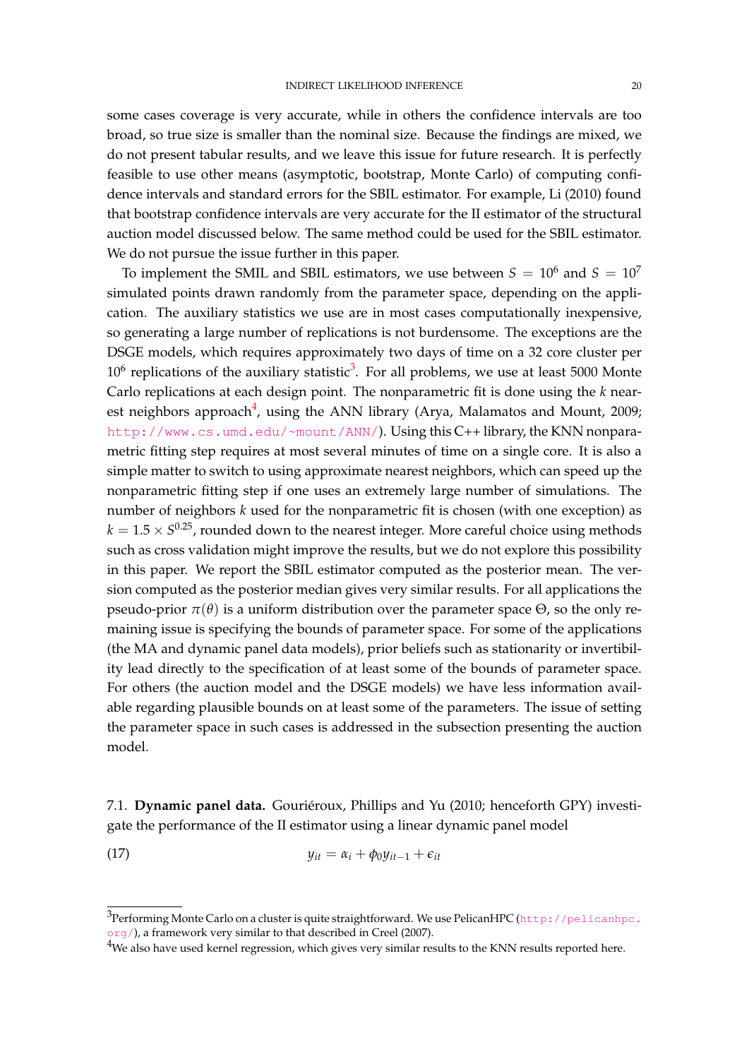some cases coverage is very accurate, while in others the confidence intervals are too broad, so true size is smaller than the nominal size. Because the findings are mixed, we do not present tabular results, and we leave this issue for future research. It is perfectly feasible to use other means (asymptotic, bootstrap, Monte Carlo) of computing confidence intervals and standard errors for the SBIL estimator. For example, Li (2010) found that bootstrap confidence intervals are very accurate for the II estimator of the structural auction model discussed below. The same method could be used for the SBIL estimator. We do not pursue the issue further in this paper.

To implement the SMIL and SBIL estimators, we use between $S = 10^6$ and $S = 10^7$ simulated points drawn randomly from the parameter space, depending on the application. The auxiliary statistics we use are in most cases computationally inexpensive, so generating a large number of replications is not burdensome. The exceptions are the DSGE models, which requires approximately two days of time on a 32 core cluster per $10^6$ replications of the auxiliary statistic[3]. For all problems, we use at least 5000 Monte Carlo replications at each design point. The nonparametric fit is done using the $k$ nearest neighbors approach[4], using the ANN library (Arya, Malamatos and Mount, 2009; http://www.cs.umd.edu/~mount/ANN/). Using this C++ library, the KNN nonparametric fitting step requires at most several minutes of time on a single core. It is also a simple matter to switch to using approximate nearest neighbors, which can speed up the nonparametric fitting step if one uses an extremely large number of simulations. The number of neighbors $k$ used for the nonparametric fit is chosen (with one exception) as $k = 1.5 \times S^{0.25}$, rounded down to the nearest integer. More careful choice using methods such as cross validation might improve the results, but we do not explore this possibility in this paper. We report the SBIL estimator computed as the posterior mean. The version computed as the posterior median gives very similar results. For all applications the pseudo-prior $\pi(\theta)$ is a uniform distribution over the parameter space $\Theta$, so the only remaining issue is specifying the bounds of parameter space. For some of the applications (the MA and dynamic panel data models), prior beliefs such as stationarity or invertibility lead directly to the specification of at least some of the bounds of parameter space. For others (the auction model and the DSGE models) we have less information available regarding plausible bounds on at least some of the parameters. The issue of setting the parameter space in such cases is addressed in the subsection presenting the auction model.

## 7.1. Dynamic panel data.

Gouriéroux, Phillips and Yu (2010; henceforth GPY) investigate the performance of the II estimator using a linear dynamic panel model

$$y_{it} = \alpha_i + \phi_0 y_{it-1} + \epsilon_{it} \tag{17}$$

[3] Performing Monte Carlo on a cluster is quite straightforward. We use PelicanHPC (http://pelicanhpc.org/), a framework very similar to that described in Creel (2007).

[4] We also have used kernel regression, which gives very similar results to the KNN results reported here.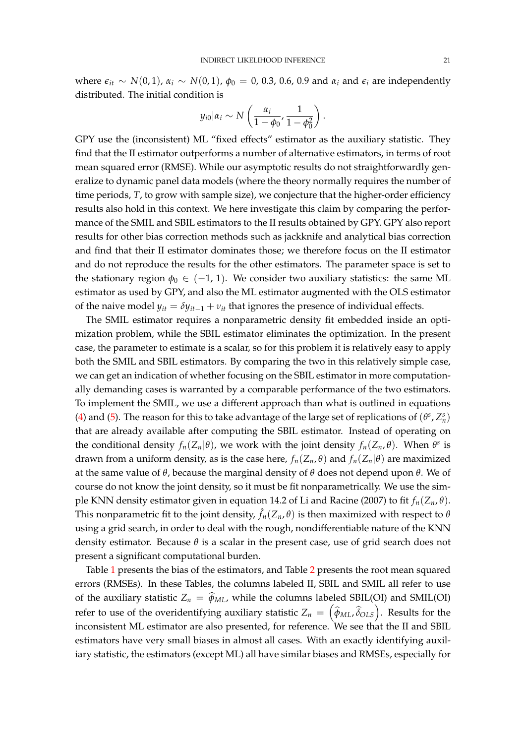where $\epsilon_{it} \sim N(0,1)$, $\alpha_i \sim N(0,1)$, $\phi_0 = 0, 0.3, 0.6, 0.9$ and $\alpha_i$ and $\epsilon_i$ are independently distributed. The initial condition is

$$y_{i0}|\alpha_i \sim N\left(\frac{\alpha_i}{1-\phi_0}, \frac{1}{1-\phi_0^2}\right).$$

GPY use the (inconsistent) ML "fixed effects" estimator as the auxiliary statistic. They find that the II estimator outperforms a number of alternative estimators, in terms of root mean squared error (RMSE). While our asymptotic results do not straightforwardly generalize to dynamic panel data models (where the theory normally requires the number of time periods, $T$, to grow with sample size), we conjecture that the higher-order efficiency results also hold in this context. We here investigate this claim by comparing the performance of the SMIL and SBIL estimators to the II results obtained by GPY. GPY also report results for other bias correction methods such as jackknife and analytical bias correction and find that their II estimator dominates those; we therefore focus on the II estimator and do not reproduce the results for the other estimators. The parameter space is set to the stationary region $\phi_0 \in (-1, 1)$. We consider two auxiliary statistics: the same ML estimator as used by GPY, and also the ML estimator augmented with the OLS estimator of the naive model $y_{it} = \delta y_{it-1} + \nu_{it}$ that ignores the presence of individual effects.

The SMIL estimator requires a nonparametric density fit embedded inside an optimization problem, while the SBIL estimator eliminates the optimization. In the present case, the parameter to estimate is a scalar, so for this problem it is relatively easy to apply both the SMIL and SBIL estimators. By comparing the two in this relatively simple case, we can get an indication of whether focusing on the SBIL estimator in more computationally demanding cases is warranted by a comparable performance of the two estimators. To implement the SMIL, we use a different approach than what is outlined in equations (4) and (5). The reason for this to take advantage of the large set of replications of $(\theta^s, Z_n^s)$ that are already available after computing the SBIL estimator. Instead of operating on the conditional density $f_n(Z_n|\theta)$, we work with the joint density $f_n(Z_n, \theta)$. When $\theta^s$ is drawn from a uniform density, as is the case here, $f_n(Z_n, \theta)$ and $f_n(Z_n|\theta)$ are maximized at the same value of $\theta$, because the marginal density of $\theta$ does not depend upon $\theta$. We of course do not know the joint density, so it must be fit nonparametrically. We use the simple KNN density estimator given in equation 14.2 of Li and Racine (2007) to fit $f_n(Z_n, \theta)$. This nonparametric fit to the joint density, $\hat{f}_n(Z_n, \theta)$ is then maximized with respect to $\theta$ using a grid search, in order to deal with the rough, nondifferentiable nature of the KNN density estimator. Because $\theta$ is a scalar in the present case, use of grid search does not present a significant computational burden.

Table 1 presents the bias of the estimators, and Table 2 presents the root mean squared errors (RMSEs). In these Tables, the columns labeled II, SBIL and SMIL all refer to use of the auxiliary statistic $Z_n = \widehat{\phi}_{ML}$, while the columns labeled SBIL(OI) and SMIL(OI) refer to use of the overidentifying auxiliary statistic $Z_n = \left(\widehat{\phi}_{ML}, \widehat{\delta}_{OLS}\right)$. Results for the inconsistent ML estimator are also presented, for reference. We see that the II and SBIL estimators have very small biases in almost all cases. With an exactly identifying auxiliary statistic, the estimators (except ML) all have similar biases and RMSEs, especially for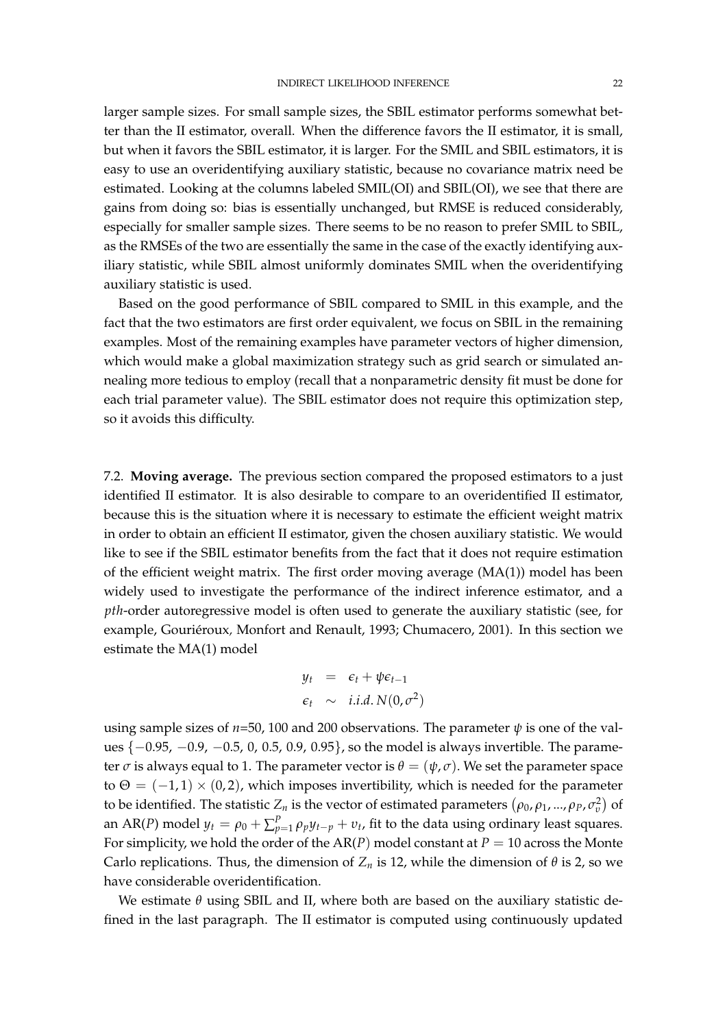larger sample sizes. For small sample sizes, the SBIL estimator performs somewhat better than the II estimator, overall. When the difference favors the II estimator, it is small, but when it favors the SBIL estimator, it is larger. For the SMIL and SBIL estimators, it is easy to use an overidentifying auxiliary statistic, because no covariance matrix need be estimated. Looking at the columns labeled SMIL(OI) and SBIL(OI), we see that there are gains from doing so: bias is essentially unchanged, but RMSE is reduced considerably, especially for smaller sample sizes. There seems to be no reason to prefer SMIL to SBIL, as the RMSEs of the two are essentially the same in the case of the exactly identifying auxiliary statistic, while SBIL almost uniformly dominates SMIL when the overidentifying auxiliary statistic is used.

Based on the good performance of SBIL compared to SMIL in this example, and the fact that the two estimators are first order equivalent, we focus on SBIL in the remaining examples. Most of the remaining examples have parameter vectors of higher dimension, which would make a global maximization strategy such as grid search or simulated annealing more tedious to employ (recall that a nonparametric density fit must be done for each trial parameter value). The SBIL estimator does not require this optimization step, so it avoids this difficulty.

7.2. **Moving average.** The previous section compared the proposed estimators to a just identified II estimator. It is also desirable to compare to an overidentified II estimator, because this is the situation where it is necessary to estimate the efficient weight matrix in order to obtain an efficient II estimator, given the chosen auxiliary statistic. We would like to see if the SBIL estimator benefits from the fact that it does not require estimation of the efficient weight matrix. The first order moving average (MA(1)) model has been widely used to investigate the performance of the indirect inference estimator, and a *pth*-order autoregressive model is often used to generate the auxiliary statistic (see, for example, Gouriéroux, Monfort and Renault, 1993; Chumacero, 2001). In this section we estimate the MA(1) model

$$
\begin{aligned}
y_t &= \epsilon_t + \psi \epsilon_{t-1} \\
\epsilon_t &\sim i.i.d.\, N(0, \sigma^2)
\end{aligned}
$$

using sample sizes of $n$=50, 100 and 200 observations. The parameter $\psi$ is one of the values $\{-0.95, -0.9, -0.5, 0, 0.5, 0.9, 0.95\}$, so the model is always invertible. The parameter $\sigma$ is always equal to 1. The parameter vector is $\theta = (\psi, \sigma)$. We set the parameter space to $\Theta = (-1, 1) \times (0, 2)$, which imposes invertibility, which is needed for the parameter to be identified. The statistic $Z_n$ is the vector of estimated parameters $\left(\rho_0, \rho_1, ..., \rho_P, \sigma_v^2\right)$ of an AR($P$) model $y_t = \rho_0 + \sum_{p=1}^{P} \rho_p y_{t-p} + v_t$, fit to the data using ordinary least squares. For simplicity, we hold the order of the AR($P$) model constant at $P = 10$ across the Monte Carlo replications. Thus, the dimension of $Z_n$ is 12, while the dimension of $\theta$ is 2, so we have considerable overidentification.

We estimate $\theta$ using SBIL and II, where both are based on the auxiliary statistic defined in the last paragraph. The II estimator is computed using continuously updated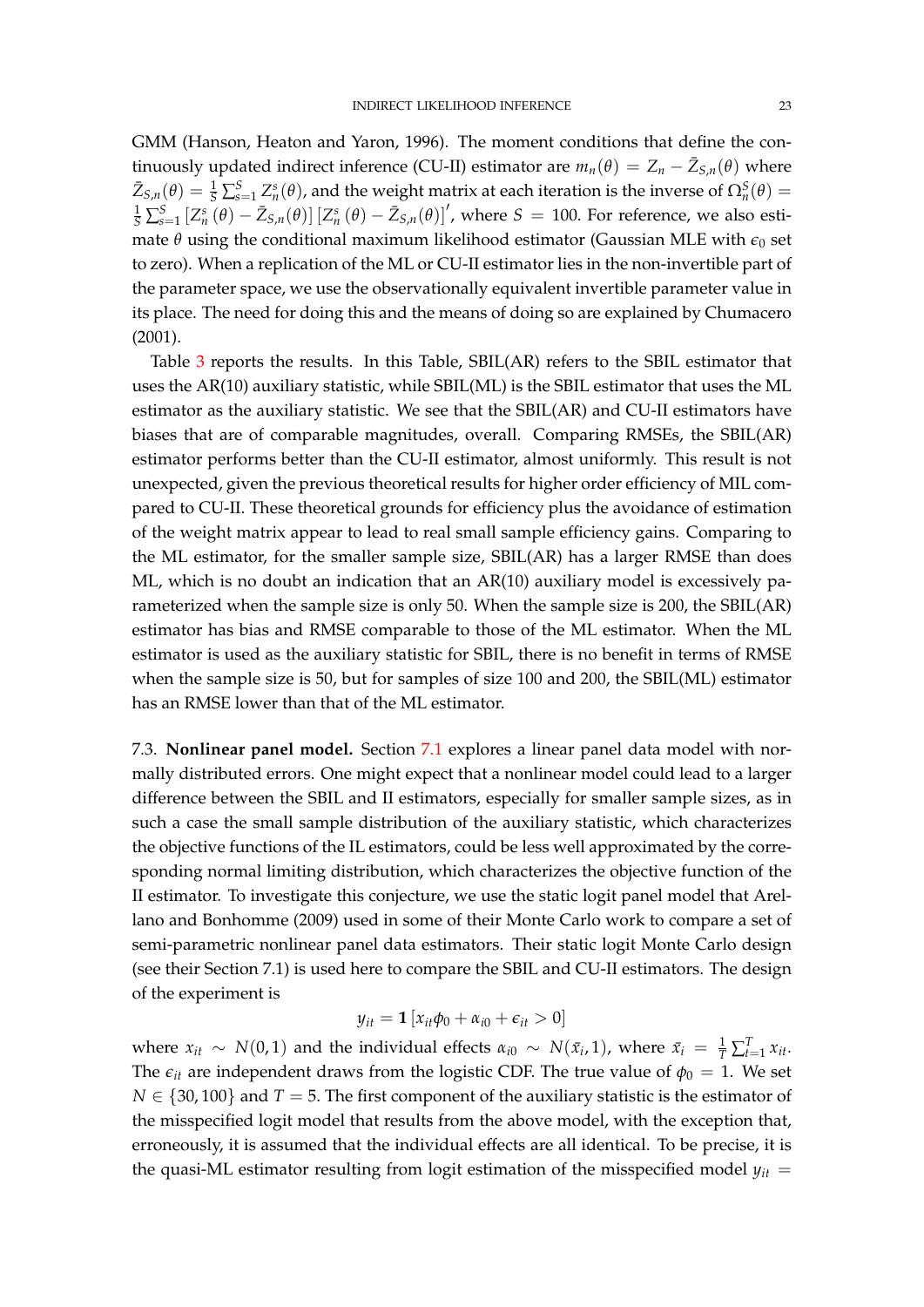GMM (Hanson, Heaton and Yaron, 1996). The moment conditions that define the continuously updated indirect inference (CU-II) estimator are $m_n(\theta) = Z_n - \bar{Z}_{S,n}(\theta)$ where $\bar{Z}_{S,n}(\theta) = \frac{1}{S}\sum_{s=1}^{S} Z_n^s(\theta)$, and the weight matrix at each iteration is the inverse of $\Omega_n^S(\theta) = \frac{1}{S}\sum_{s=1}^{S}\left[Z_n^s(\theta) - \bar{Z}_{S,n}(\theta)\right]\left[Z_n^s(\theta) - \bar{Z}_{S,n}(\theta)\right]'$, where $S = 100$. For reference, we also estimate $\theta$ using the conditional maximum likelihood estimator (Gaussian MLE with $\epsilon_0$ set to zero). When a replication of the ML or CU-II estimator lies in the non-invertible part of the parameter space, we use the observationally equivalent invertible parameter value in its place. The need for doing this and the means of doing so are explained by Chumacero (2001).

Table 3 reports the results. In this Table, SBIL(AR) refers to the SBIL estimator that uses the AR(10) auxiliary statistic, while SBIL(ML) is the SBIL estimator that uses the ML estimator as the auxiliary statistic. We see that the SBIL(AR) and CU-II estimators have biases that are of comparable magnitudes, overall. Comparing RMSEs, the SBIL(AR) estimator performs better than the CU-II estimator, almost uniformly. This result is not unexpected, given the previous theoretical results for higher order efficiency of MIL compared to CU-II. These theoretical grounds for efficiency plus the avoidance of estimation of the weight matrix appear to lead to real small sample efficiency gains. Comparing to the ML estimator, for the smaller sample size, SBIL(AR) has a larger RMSE than does ML, which is no doubt an indication that an AR(10) auxiliary model is excessively parameterized when the sample size is only 50. When the sample size is 200, the SBIL(AR) estimator has bias and RMSE comparable to those of the ML estimator. When the ML estimator is used as the auxiliary statistic for SBIL, there is no benefit in terms of RMSE when the sample size is 50, but for samples of size 100 and 200, the SBIL(ML) estimator has an RMSE lower than that of the ML estimator.

7.3. **Nonlinear panel model.** Section 7.1 explores a linear panel data model with normally distributed errors. One might expect that a nonlinear model could lead to a larger difference between the SBIL and II estimators, especially for smaller sample sizes, as in such a case the small sample distribution of the auxiliary statistic, which characterizes the objective functions of the IL estimators, could be less well approximated by the corresponding normal limiting distribution, which characterizes the objective function of the II estimator. To investigate this conjecture, we use the static logit panel model that Arellano and Bonhomme (2009) used in some of their Monte Carlo work to compare a set of semi-parametric nonlinear panel data estimators. Their static logit Monte Carlo design (see their Section 7.1) is used here to compare the SBIL and CU-II estimators. The design of the experiment is

$$y_{it} = \mathbf{1}\left[x_{it}\phi_0 + \alpha_{i0} + \epsilon_{it} > 0\right]$$

where $x_{it} \sim N(0,1)$ and the individual effects $\alpha_{i0} \sim N(\bar{x}_i, 1)$, where $\bar{x}_i = \frac{1}{T}\sum_{t=1}^{T} x_{it}$. The $\epsilon_{it}$ are independent draws from the logistic CDF. The true value of $\phi_0 = 1$. We set $N \in \{30, 100\}$ and $T = 5$. The first component of the auxiliary statistic is the estimator of the misspecified logit model that results from the above model, with the exception that, erroneously, it is assumed that the individual effects are all identical. To be precise, it is the quasi-ML estimator resulting from logit estimation of the misspecified model $y_{it} =$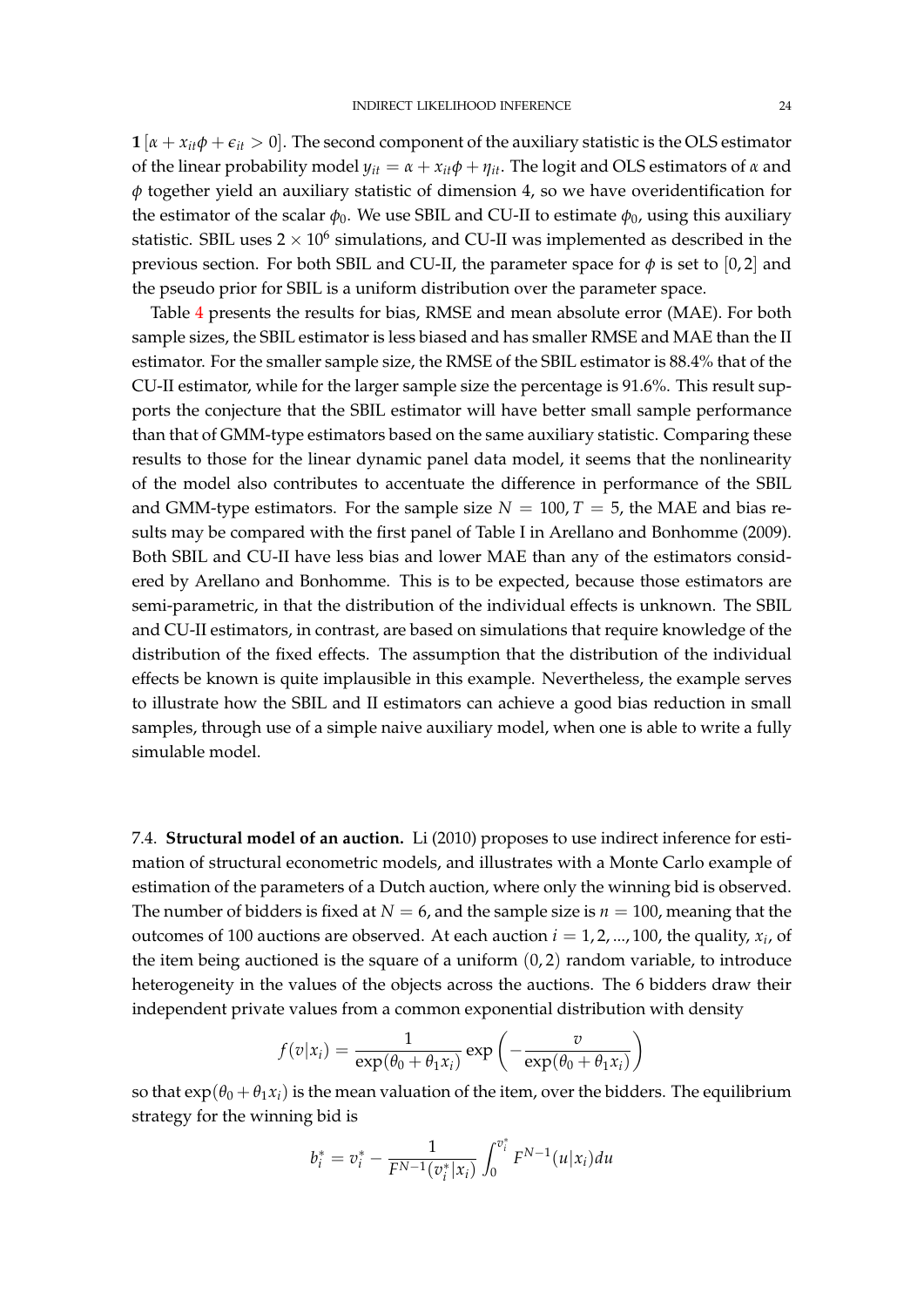$\mathbf{1}\left[\alpha + x_{it}\phi + \epsilon_{it} > 0\right]$. The second component of the auxiliary statistic is the OLS estimator of the linear probability model $y_{it} = \alpha + x_{it}\phi + \eta_{it}$. The logit and OLS estimators of $\alpha$ and $\phi$ together yield an auxiliary statistic of dimension 4, so we have overidentification for the estimator of the scalar $\phi_0$. We use SBIL and CU-II to estimate $\phi_0$, using this auxiliary statistic. SBIL uses $2 \times 10^6$ simulations, and CU-II was implemented as described in the previous section. For both SBIL and CU-II, the parameter space for $\phi$ is set to $[0, 2]$ and the pseudo prior for SBIL is a uniform distribution over the parameter space.

Table 4 presents the results for bias, RMSE and mean absolute error (MAE). For both sample sizes, the SBIL estimator is less biased and has smaller RMSE and MAE than the II estimator. For the smaller sample size, the RMSE of the SBIL estimator is 88.4% that of the CU-II estimator, while for the larger sample size the percentage is 91.6%. This result supports the conjecture that the SBIL estimator will have better small sample performance than that of GMM-type estimators based on the same auxiliary statistic. Comparing these results to those for the linear dynamic panel data model, it seems that the nonlinearity of the model also contributes to accentuate the difference in performance of the SBIL and GMM-type estimators. For the sample size $N = 100, T = 5$, the MAE and bias results may be compared with the first panel of Table I in Arellano and Bonhomme (2009). Both SBIL and CU-II have less bias and lower MAE than any of the estimators considered by Arellano and Bonhomme. This is to be expected, because those estimators are semi-parametric, in that the distribution of the individual effects is unknown. The SBIL and CU-II estimators, in contrast, are based on simulations that require knowledge of the distribution of the fixed effects. The assumption that the distribution of the individual effects be known is quite implausible in this example. Nevertheless, the example serves to illustrate how the SBIL and II estimators can achieve a good bias reduction in small samples, through use of a simple naive auxiliary model, when one is able to write a fully simulable model.

7.4. **Structural model of an auction.** Li (2010) proposes to use indirect inference for estimation of structural econometric models, and illustrates with a Monte Carlo example of estimation of the parameters of a Dutch auction, where only the winning bid is observed. The number of bidders is fixed at $N = 6$, and the sample size is $n = 100$, meaning that the outcomes of 100 auctions are observed. At each auction $i = 1, 2, ..., 100$, the quality, $x_i$, of the item being auctioned is the square of a uniform $(0, 2)$ random variable, to introduce heterogeneity in the values of the objects across the auctions. The 6 bidders draw their independent private values from a common exponential distribution with density

$$f(v|x_i) = \frac{1}{\exp(\theta_0 + \theta_1 x_i)} \exp\left(-\frac{v}{\exp(\theta_0 + \theta_1 x_i)}\right)$$

so that $\exp(\theta_0 + \theta_1 x_i)$ is the mean valuation of the item, over the bidders. The equilibrium strategy for the winning bid is

$$b_i^* = v_i^* - \frac{1}{F^{N-1}(v_i^*|x_i)} \int_0^{v_i^*} F^{N-1}(u|x_i)du$$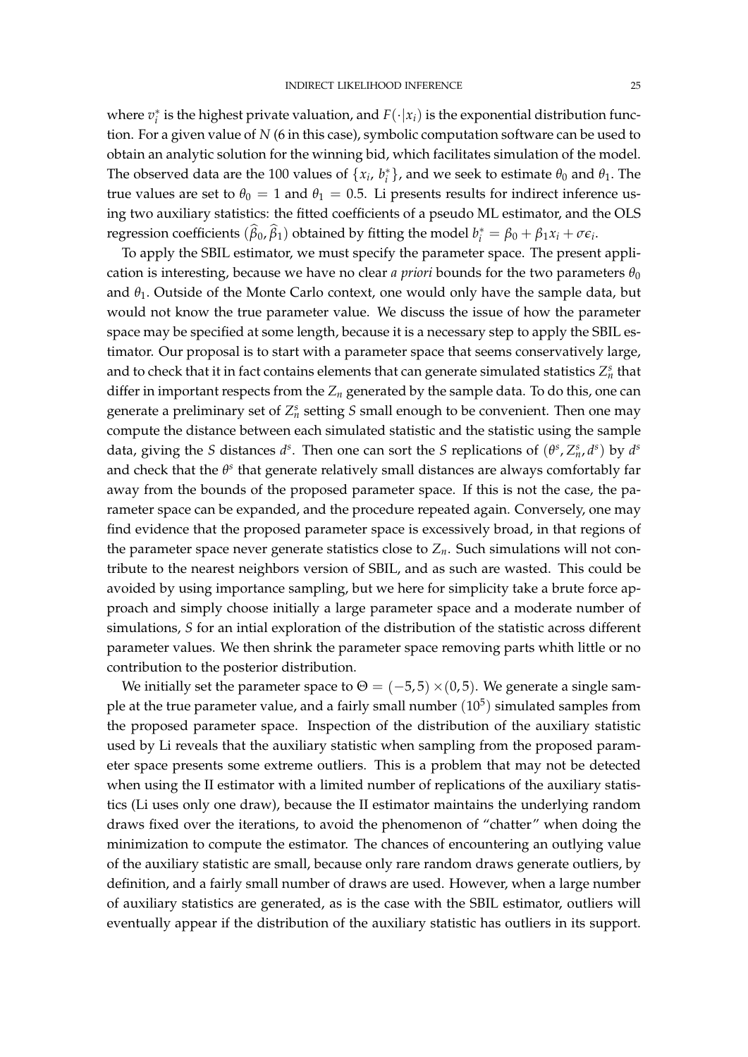where $v_i^*$ is the highest private valuation, and $F(\cdot|x_i)$ is the exponential distribution function. For a given value of $N$ (6 in this case), symbolic computation software can be used to obtain an analytic solution for the winning bid, which facilitates simulation of the model. The observed data are the 100 values of $\{x_i, b_i^*\}$, and we seek to estimate $\theta_0$ and $\theta_1$. The true values are set to $\theta_0 = 1$ and $\theta_1 = 0.5$. Li presents results for indirect inference using two auxiliary statistics: the fitted coefficients of a pseudo ML estimator, and the OLS regression coefficients $(\widehat{\beta}_0, \widehat{\beta}_1)$ obtained by fitting the model $b_i^* = \beta_0 + \beta_1 x_i + \sigma\epsilon_i$.

To apply the SBIL estimator, we must specify the parameter space. The present application is interesting, because we have no clear *a priori* bounds for the two parameters $\theta_0$ and $\theta_1$. Outside of the Monte Carlo context, one would only have the sample data, but would not know the true parameter value. We discuss the issue of how the parameter space may be specified at some length, because it is a necessary step to apply the SBIL estimator. Our proposal is to start with a parameter space that seems conservatively large, and to check that it in fact contains elements that can generate simulated statistics $Z_n^s$ that differ in important respects from the $Z_n$ generated by the sample data. To do this, one can generate a preliminary set of $Z_n^s$ setting $S$ small enough to be convenient. Then one may compute the distance between each simulated statistic and the statistic using the sample data, giving the $S$ distances $d^s$. Then one can sort the $S$ replications of $(\theta^s, Z_n^s, d^s)$ by $d^s$ and check that the $\theta^s$ that generate relatively small distances are always comfortably far away from the bounds of the proposed parameter space. If this is not the case, the parameter space can be expanded, and the procedure repeated again. Conversely, one may find evidence that the proposed parameter space is excessively broad, in that regions of the parameter space never generate statistics close to $Z_n$. Such simulations will not contribute to the nearest neighbors version of SBIL, and as such are wasted. This could be avoided by using importance sampling, but we here for simplicity take a brute force approach and simply choose initially a large parameter space and a moderate number of simulations, $S$ for an intial exploration of the distribution of the statistic across different parameter values. We then shrink the parameter space removing parts whith little or no contribution to the posterior distribution.

We initially set the parameter space to $\Theta = (-5, 5) \times (0, 5)$. We generate a single sample at the true parameter value, and a fairly small number $(10^5)$ simulated samples from the proposed parameter space. Inspection of the distribution of the auxiliary statistic used by Li reveals that the auxiliary statistic when sampling from the proposed parameter space presents some extreme outliers. This is a problem that may not be detected when using the II estimator with a limited number of replications of the auxiliary statistics (Li uses only one draw), because the II estimator maintains the underlying random draws fixed over the iterations, to avoid the phenomenon of "chatter" when doing the minimization to compute the estimator. The chances of encountering an outlying value of the auxiliary statistic are small, because only rare random draws generate outliers, by definition, and a fairly small number of draws are used. However, when a large number of auxiliary statistics are generated, as is the case with the SBIL estimator, outliers will eventually appear if the distribution of the auxiliary statistic has outliers in its support.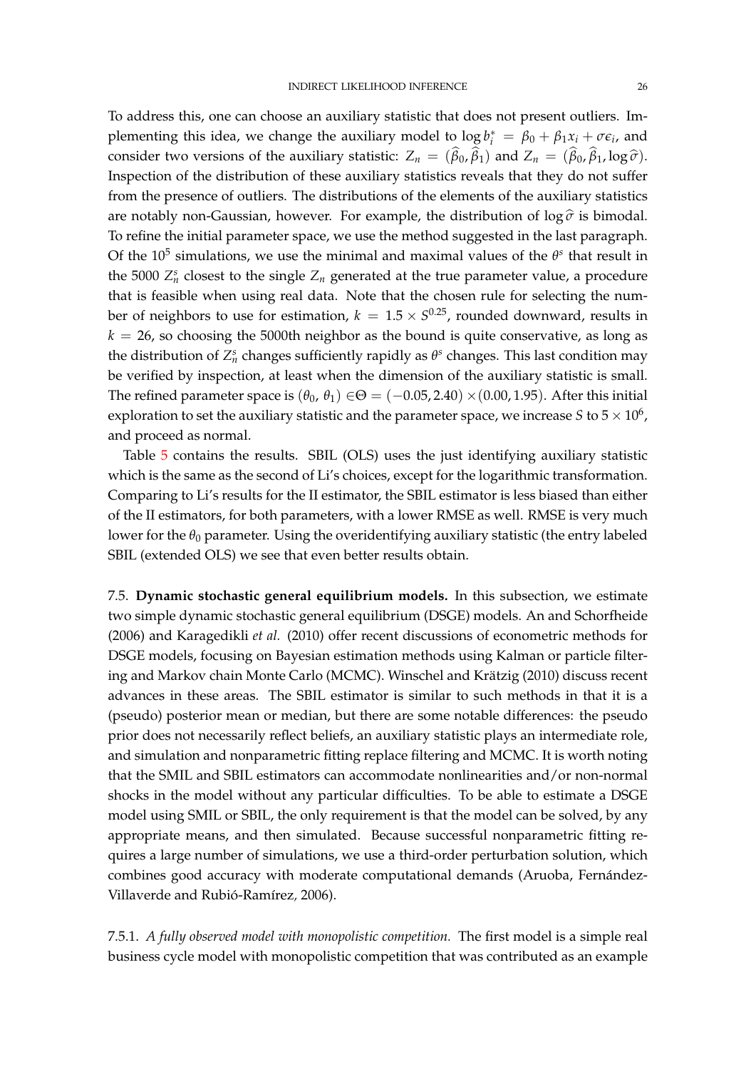To address this, one can choose an auxiliary statistic that does not present outliers. Implementing this idea, we change the auxiliary model to $\log b_i^* = \beta_0 + \beta_1 x_i + \sigma\epsilon_i$, and consider two versions of the auxiliary statistic: $Z_n = (\widehat{\beta}_0, \widehat{\beta}_1)$ and $Z_n = (\widehat{\beta}_0, \widehat{\beta}_1, \log\widehat{\sigma})$. Inspection of the distribution of these auxiliary statistics reveals that they do not suffer from the presence of outliers. The distributions of the elements of the auxiliary statistics are notably non-Gaussian, however. For example, the distribution of $\log\widehat{\sigma}$ is bimodal. To refine the initial parameter space, we use the method suggested in the last paragraph. Of the $10^5$ simulations, we use the minimal and maximal values of the $\theta^s$ that result in the 5000 $Z_n^s$ closest to the single $Z_n$ generated at the true parameter value, a procedure that is feasible when using real data. Note that the chosen rule for selecting the number of neighbors to use for estimation, $k = 1.5 \times S^{0.25}$, rounded downward, results in $k = 26$, so choosing the 5000th neighbor as the bound is quite conservative, as long as the distribution of $Z_n^s$ changes sufficiently rapidly as $\theta^s$ changes. This last condition may be verified by inspection, at least when the dimension of the auxiliary statistic is small. The refined parameter space is $(\theta_0, \theta_1) \in \Theta = (-0.05, 2.40) \times (0.00, 1.95)$. After this initial exploration to set the auxiliary statistic and the parameter space, we increase $S$ to $5 \times 10^6$, and proceed as normal.

Table 5 contains the results. SBIL (OLS) uses the just identifying auxiliary statistic which is the same as the second of Li's choices, except for the logarithmic transformation. Comparing to Li's results for the II estimator, the SBIL estimator is less biased than either of the II estimators, for both parameters, with a lower RMSE as well. RMSE is very much lower for the $\theta_0$ parameter. Using the overidentifying auxiliary statistic (the entry labeled SBIL (extended OLS) we see that even better results obtain.

7.5. **Dynamic stochastic general equilibrium models.** In this subsection, we estimate two simple dynamic stochastic general equilibrium (DSGE) models. An and Schorfheide (2006) and Karagedikli *et al.* (2010) offer recent discussions of econometric methods for DSGE models, focusing on Bayesian estimation methods using Kalman or particle filtering and Markov chain Monte Carlo (MCMC). Winschel and Krätzig (2010) discuss recent advances in these areas. The SBIL estimator is similar to such methods in that it is a (pseudo) posterior mean or median, but there are some notable differences: the pseudo prior does not necessarily reflect beliefs, an auxiliary statistic plays an intermediate role, and simulation and nonparametric fitting replace filtering and MCMC. It is worth noting that the SMIL and SBIL estimators can accommodate nonlinearities and/or non-normal shocks in the model without any particular difficulties. To be able to estimate a DSGE model using SMIL or SBIL, the only requirement is that the model can be solved, by any appropriate means, and then simulated. Because successful nonparametric fitting requires a large number of simulations, we use a third-order perturbation solution, which combines good accuracy with moderate computational demands (Aruoba, Fernández-Villaverde and Rubió-Ramírez, 2006).

7.5.1. *A fully observed model with monopolistic competition.* The first model is a simple real business cycle model with monopolistic competition that was contributed as an example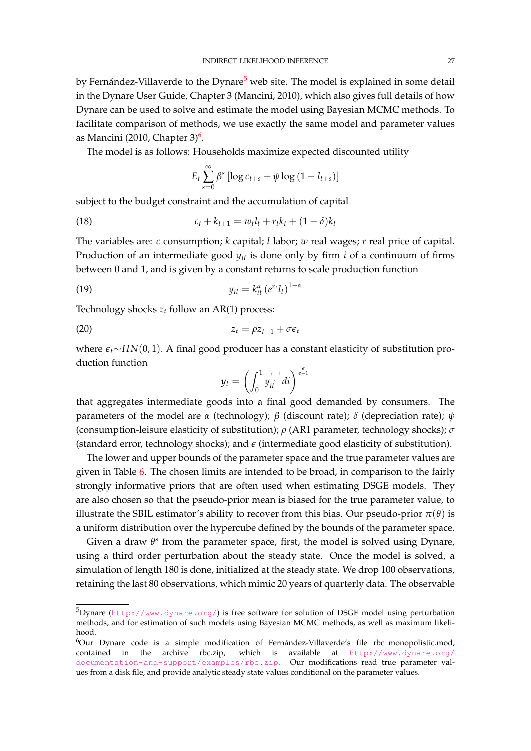by Fernández-Villaverde to the Dynare[5] web site. The model is explained in some detail in the Dynare User Guide, Chapter 3 (Mancini, 2010), which also gives full details of how Dynare can be used to solve and estimate the model using Bayesian MCMC methods. To facilitate comparison of methods, we use exactly the same model and parameter values as Mancini (2010, Chapter 3)[6].

The model is as follows: Households maximize expected discounted utility

$$E_t \sum_{s=0}^{\infty} \beta^s \left[\log c_{t+s} + \psi \log\left(1 - l_{t+s}\right)\right]$$

subject to the budget constraint and the accumulation of capital

$$c_t + k_{t+1} = w_t l_t + r_t k_t + (1-\delta) k_t \tag{18}$$

The variables are: $c$ consumption; $k$ capital; $l$ labor; $w$ real wages; $r$ real price of capital. Production of an intermediate good $y_{it}$ is done only by firm $i$ of a continuum of firms between 0 and 1, and is given by a constant returns to scale production function

$$y_{it} = k_{it}^{\alpha} \left(e^{z_t} l_t\right)^{1-\alpha} \tag{19}$$

Technology shocks $z_t$ follow an AR(1) process:

$$z_t = \rho z_{t-1} + \sigma \epsilon_t \tag{20}$$

where $\epsilon_t \sim IIN(0,1)$. A final good producer has a constant elasticity of substitution production function

$$y_t = \left( \int_0^1 y_{it}^{\frac{\epsilon-1}{\epsilon}} di \right)^{\frac{\epsilon}{\epsilon-1}}$$

that aggregates intermediate goods into a final good demanded by consumers. The parameters of the model are $\alpha$ (technology); $\beta$ (discount rate); $\delta$ (depreciation rate); $\psi$ (consumption-leisure elasticity of substitution); $\rho$ (AR1 parameter, technology shocks); $\sigma$ (standard error, technology shocks); and $\epsilon$ (intermediate good elasticity of substitution).

The lower and upper bounds of the parameter space and the true parameter values are given in Table 6. The chosen limits are intended to be broad, in comparison to the fairly strongly informative priors that are often used when estimating DSGE models. They are also chosen so that the pseudo-prior mean is biased for the true parameter value, to illustrate the SBIL estimator's ability to recover from this bias. Our pseudo-prior $\pi(\theta)$ is a uniform distribution over the hypercube defined by the bounds of the parameter space.

Given a draw $\theta^s$ from the parameter space, first, the model is solved using Dynare, using a third order perturbation about the steady state. Once the model is solved, a simulation of length 180 is done, initialized at the steady state. We drop 100 observations, retaining the last 80 observations, which mimic 20 years of quarterly data. The observable

---

[5] Dynare (http://www.dynare.org/) is free software for solution of DSGE model using perturbation methods, and for estimation of such models using Bayesian MCMC methods, as well as maximum likelihood.

[6] Our Dynare code is a simple modification of Fernández-Villaverde's file rbc_monopolistic.mod, contained in the archive rbc.zip, which is available at http://www.dynare.org/documentation-and-support/examples/rbc.zip. Our modifications read true parameter values from a disk file, and provide analytic steady state values conditional on the parameter values.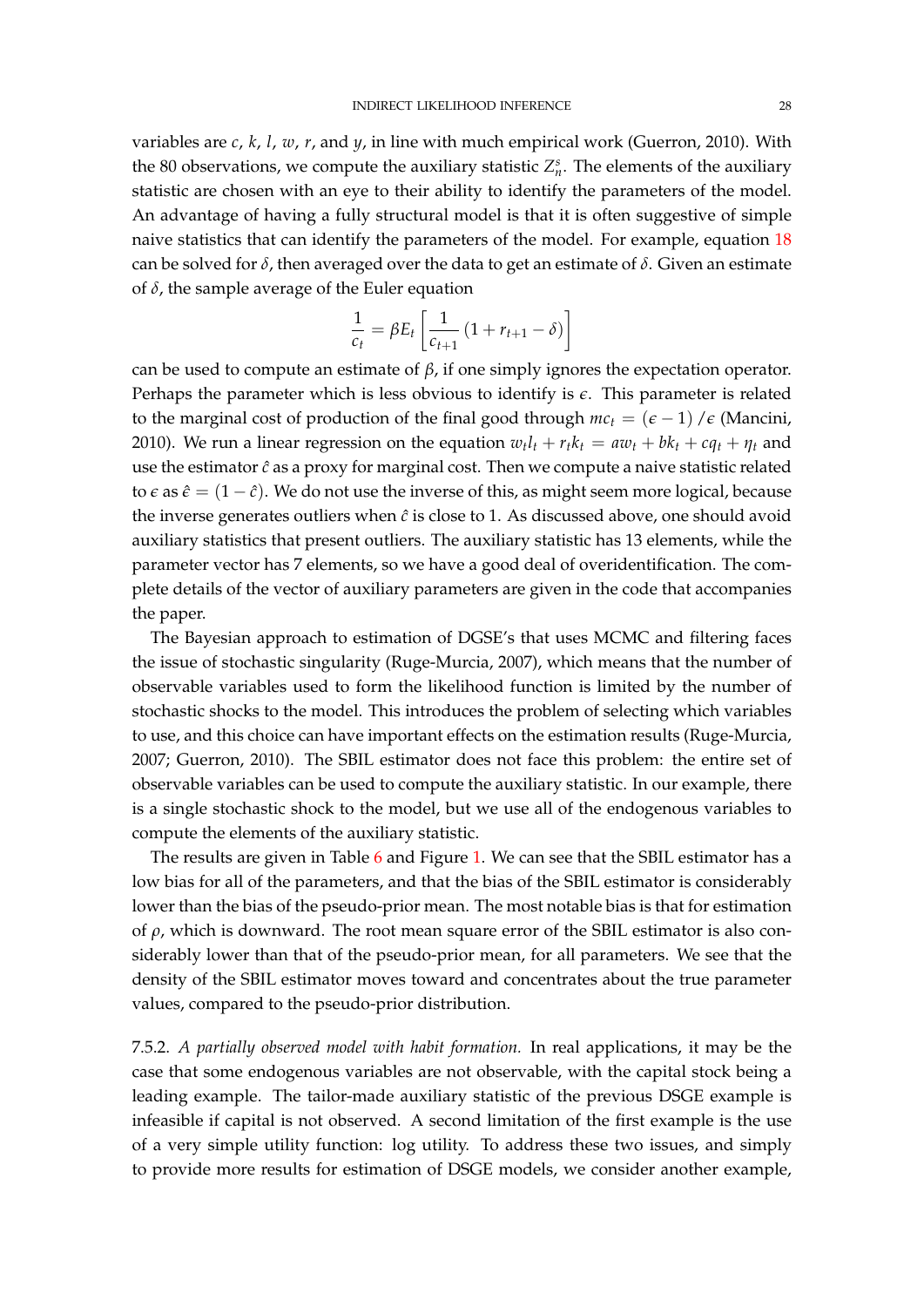variables are $c$, $k$, $l$, $w$, $r$, and $y$, in line with much empirical work (Guerron, 2010). With the 80 observations, we compute the auxiliary statistic $Z_n^s$. The elements of the auxiliary statistic are chosen with an eye to their ability to identify the parameters of the model. An advantage of having a fully structural model is that it is often suggestive of simple naive statistics that can identify the parameters of the model. For example, equation 18 can be solved for $\delta$, then averaged over the data to get an estimate of $\delta$. Given an estimate of $\delta$, the sample average of the Euler equation

$$\frac{1}{c_t} = \beta E_t \left[ \frac{1}{c_{t+1}} \left(1 + r_{t+1} - \delta\right) \right]$$

can be used to compute an estimate of $\beta$, if one simply ignores the expectation operator. Perhaps the parameter which is less obvious to identify is $\epsilon$. This parameter is related to the marginal cost of production of the final good through $mc_t = (\epsilon - 1)/\epsilon$ (Mancini, 2010). We run a linear regression on the equation $w_t l_t + r_t k_t = a w_t + b k_t + c q_t + \eta_t$ and use the estimator $\hat{c}$ as a proxy for marginal cost. Then we compute a naive statistic related to $\epsilon$ as $\hat{\epsilon} = (1 - \hat{c})$. We do not use the inverse of this, as might seem more logical, because the inverse generates outliers when $\hat{c}$ is close to 1. As discussed above, one should avoid auxiliary statistics that present outliers. The auxiliary statistic has 13 elements, while the parameter vector has 7 elements, so we have a good deal of overidentification. The complete details of the vector of auxiliary parameters are given in the code that accompanies the paper.

The Bayesian approach to estimation of DGSE's that uses MCMC and filtering faces the issue of stochastic singularity (Ruge-Murcia, 2007), which means that the number of observable variables used to form the likelihood function is limited by the number of stochastic shocks to the model. This introduces the problem of selecting which variables to use, and this choice can have important effects on the estimation results (Ruge-Murcia, 2007; Guerron, 2010). The SBIL estimator does not face this problem: the entire set of observable variables can be used to compute the auxiliary statistic. In our example, there is a single stochastic shock to the model, but we use all of the endogenous variables to compute the elements of the auxiliary statistic.

The results are given in Table 6 and Figure 1. We can see that the SBIL estimator has a low bias for all of the parameters, and that the bias of the SBIL estimator is considerably lower than the bias of the pseudo-prior mean. The most notable bias is that for estimation of $\rho$, which is downward. The root mean square error of the SBIL estimator is also considerably lower than that of the pseudo-prior mean, for all parameters. We see that the density of the SBIL estimator moves toward and concentrates about the true parameter values, compared to the pseudo-prior distribution.

7.5.2. *A partially observed model with habit formation.* In real applications, it may be the case that some endogenous variables are not observable, with the capital stock being a leading example. The tailor-made auxiliary statistic of the previous DSGE example is infeasible if capital is not observed. A second limitation of the first example is the use of a very simple utility function: log utility. To address these two issues, and simply to provide more results for estimation of DSGE models, we consider another example,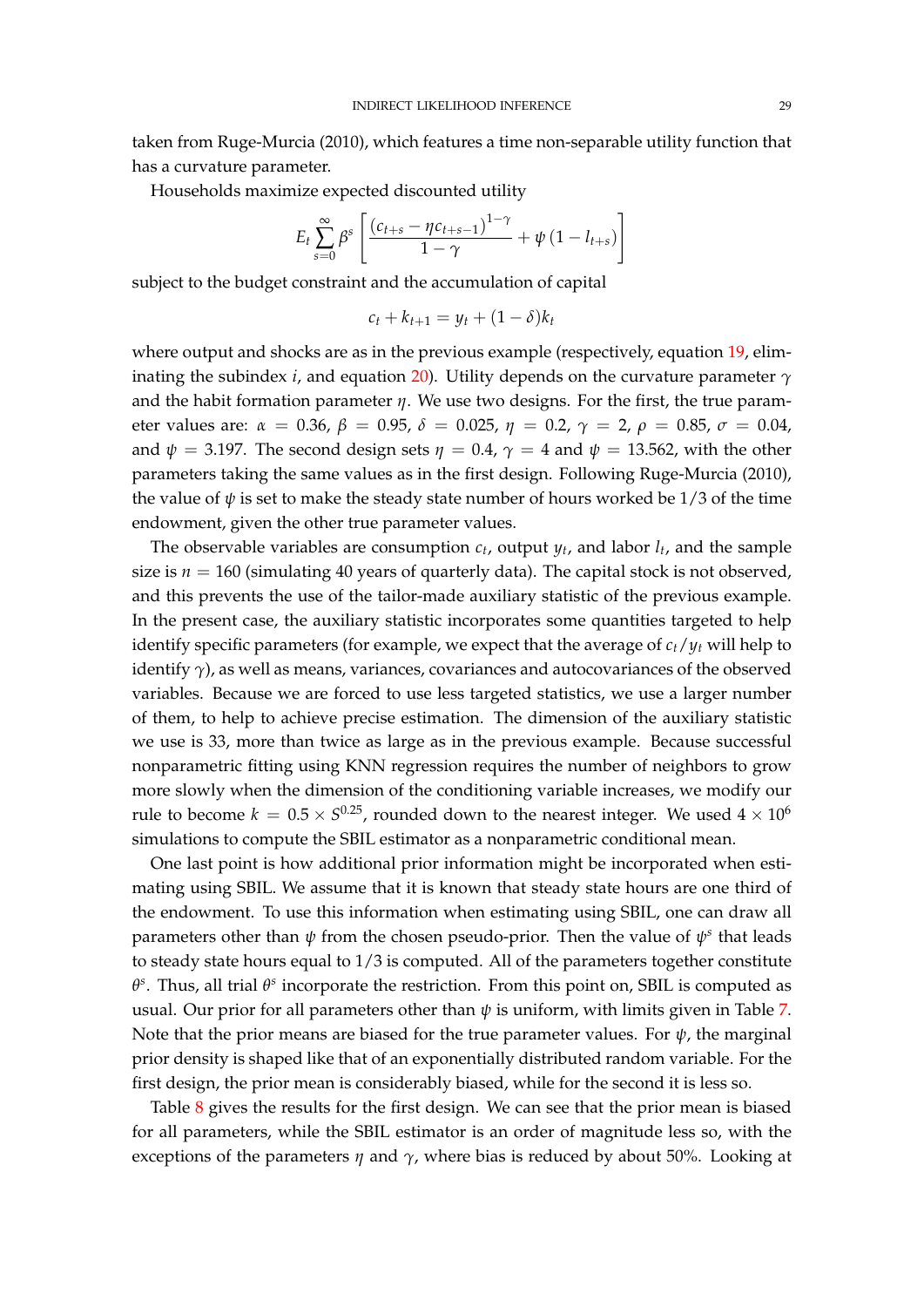taken from Ruge-Murcia (2010), which features a time non-separable utility function that has a curvature parameter.

Households maximize expected discounted utility

$$E_t \sum_{s=0}^{\infty} \beta^s \left[ \frac{(c_{t+s} - \eta c_{t+s-1})^{1-\gamma}}{1-\gamma} + \psi (1 - l_{t+s}) \right]$$

subject to the budget constraint and the accumulation of capital

$$c_t + k_{t+1} = y_t + (1-\delta)k_t$$

where output and shocks are as in the previous example (respectively, equation 19, eliminating the subindex $i$, and equation 20). Utility depends on the curvature parameter $\gamma$ and the habit formation parameter $\eta$. We use two designs. For the first, the true parameter values are: $\alpha = 0.36$, $\beta = 0.95$, $\delta = 0.025$, $\eta = 0.2$, $\gamma = 2$, $\rho = 0.85$, $\sigma = 0.04$, and $\psi = 3.197$. The second design sets $\eta = 0.4$, $\gamma = 4$ and $\psi = 13.562$, with the other parameters taking the same values as in the first design. Following Ruge-Murcia (2010), the value of $\psi$ is set to make the steady state number of hours worked be 1/3 of the time endowment, given the other true parameter values.

The observable variables are consumption $c_t$, output $y_t$, and labor $l_t$, and the sample size is $n = 160$ (simulating 40 years of quarterly data). The capital stock is not observed, and this prevents the use of the tailor-made auxiliary statistic of the previous example. In the present case, the auxiliary statistic incorporates some quantities targeted to help identify specific parameters (for example, we expect that the average of $c_t/y_t$ will help to identify $\gamma$), as well as means, variances, covariances and autocovariances of the observed variables. Because we are forced to use less targeted statistics, we use a larger number of them, to help to achieve precise estimation. The dimension of the auxiliary statistic we use is 33, more than twice as large as in the previous example. Because successful nonparametric fitting using KNN regression requires the number of neighbors to grow more slowly when the dimension of the conditioning variable increases, we modify our rule to become $k = 0.5 \times S^{0.25}$, rounded down to the nearest integer. We used $4 \times 10^6$ simulations to compute the SBIL estimator as a nonparametric conditional mean.

One last point is how additional prior information might be incorporated when estimating using SBIL. We assume that it is known that steady state hours are one third of the endowment. To use this information when estimating using SBIL, one can draw all parameters other than $\psi$ from the chosen pseudo-prior. Then the value of $\psi^s$ that leads to steady state hours equal to 1/3 is computed. All of the parameters together constitute $\theta^s$. Thus, all trial $\theta^s$ incorporate the restriction. From this point on, SBIL is computed as usual. Our prior for all parameters other than $\psi$ is uniform, with limits given in Table 7. Note that the prior means are biased for the true parameter values. For $\psi$, the marginal prior density is shaped like that of an exponentially distributed random variable. For the first design, the prior mean is considerably biased, while for the second it is less so.

Table 8 gives the results for the first design. We can see that the prior mean is biased for all parameters, while the SBIL estimator is an order of magnitude less so, with the exceptions of the parameters $\eta$ and $\gamma$, where bias is reduced by about 50%. Looking at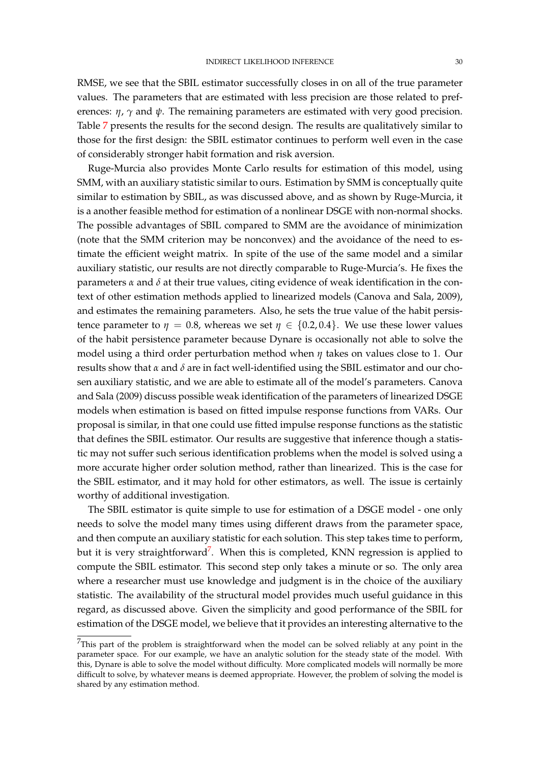RMSE, we see that the SBIL estimator successfully closes in on all of the true parameter values. The parameters that are estimated with less precision are those related to preferences: $\eta$, $\gamma$ and $\psi$. The remaining parameters are estimated with very good precision. Table 7 presents the results for the second design. The results are qualitatively similar to those for the first design: the SBIL estimator continues to perform well even in the case of considerably stronger habit formation and risk aversion.

Ruge-Murcia also provides Monte Carlo results for estimation of this model, using SMM, with an auxiliary statistic similar to ours. Estimation by SMM is conceptually quite similar to estimation by SBIL, as was discussed above, and as shown by Ruge-Murcia, it is a another feasible method for estimation of a nonlinear DSGE with non-normal shocks. The possible advantages of SBIL compared to SMM are the avoidance of minimization (note that the SMM criterion may be nonconvex) and the avoidance of the need to estimate the efficient weight matrix. In spite of the use of the same model and a similar auxiliary statistic, our results are not directly comparable to Ruge-Murcia's. He fixes the parameters $\alpha$ and $\delta$ at their true values, citing evidence of weak identification in the context of other estimation methods applied to linearized models (Canova and Sala, 2009), and estimates the remaining parameters. Also, he sets the true value of the habit persistence parameter to $\eta = 0.8$, whereas we set $\eta \in \{0.2, 0.4\}$. We use these lower values of the habit persistence parameter because Dynare is occasionally not able to solve the model using a third order perturbation method when $\eta$ takes on values close to 1. Our results show that $\alpha$ and $\delta$ are in fact well-identified using the SBIL estimator and our chosen auxiliary statistic, and we are able to estimate all of the model's parameters. Canova and Sala (2009) discuss possible weak identification of the parameters of linearized DSGE models when estimation is based on fitted impulse response functions from VARs. Our proposal is similar, in that one could use fitted impulse response functions as the statistic that defines the SBIL estimator. Our results are suggestive that inference though a statistic may not suffer such serious identification problems when the model is solved using a more accurate higher order solution method, rather than linearized. This is the case for the SBIL estimator, and it may hold for other estimators, as well. The issue is certainly worthy of additional investigation.

The SBIL estimator is quite simple to use for estimation of a DSGE model - one only needs to solve the model many times using different draws from the parameter space, and then compute an auxiliary statistic for each solution. This step takes time to perform, but it is very straightforward[7]. When this is completed, KNN regression is applied to compute the SBIL estimator. This second step only takes a minute or so. The only area where a researcher must use knowledge and judgment is in the choice of the auxiliary statistic. The availability of the structural model provides much useful guidance in this regard, as discussed above. Given the simplicity and good performance of the SBIL for estimation of the DSGE model, we believe that it provides an interesting alternative to the

[7]This part of the problem is straightforward when the model can be solved reliably at any point in the parameter space. For our example, we have an analytic solution for the steady state of the model. With this, Dynare is able to solve the model without difficulty. More complicated models will normally be more difficult to solve, by whatever means is deemed appropriate. However, the problem of solving the model is shared by any estimation method.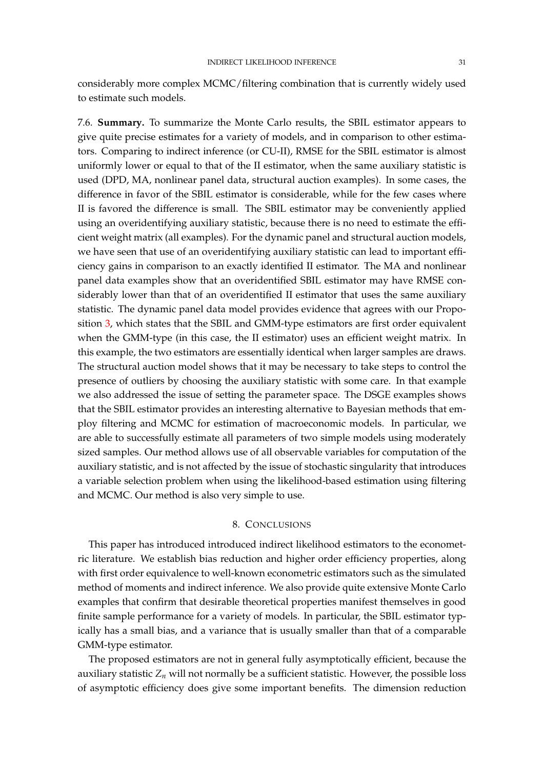considerably more complex MCMC/filtering combination that is currently widely used to estimate such models.

7.6. **Summary.** To summarize the Monte Carlo results, the SBIL estimator appears to give quite precise estimates for a variety of models, and in comparison to other estimators. Comparing to indirect inference (or CU-II), RMSE for the SBIL estimator is almost uniformly lower or equal to that of the II estimator, when the same auxiliary statistic is used (DPD, MA, nonlinear panel data, structural auction examples). In some cases, the difference in favor of the SBIL estimator is considerable, while for the few cases where II is favored the difference is small. The SBIL estimator may be conveniently applied using an overidentifying auxiliary statistic, because there is no need to estimate the efficient weight matrix (all examples). For the dynamic panel and structural auction models, we have seen that use of an overidentifying auxiliary statistic can lead to important efficiency gains in comparison to an exactly identified II estimator. The MA and nonlinear panel data examples show that an overidentified SBIL estimator may have RMSE considerably lower than that of an overidentified II estimator that uses the same auxiliary statistic. The dynamic panel data model provides evidence that agrees with our Proposition 3, which states that the SBIL and GMM-type estimators are first order equivalent when the GMM-type (in this case, the II estimator) uses an efficient weight matrix. In this example, the two estimators are essentially identical when larger samples are draws. The structural auction model shows that it may be necessary to take steps to control the presence of outliers by choosing the auxiliary statistic with some care. In that example we also addressed the issue of setting the parameter space. The DSGE examples shows that the SBIL estimator provides an interesting alternative to Bayesian methods that employ filtering and MCMC for estimation of macroeconomic models. In particular, we are able to successfully estimate all parameters of two simple models using moderately sized samples. Our method allows use of all observable variables for computation of the auxiliary statistic, and is not affected by the issue of stochastic singularity that introduces a variable selection problem when using the likelihood-based estimation using filtering and MCMC. Our method is also very simple to use.

## 8. Conclusions

This paper has introduced introduced indirect likelihood estimators to the econometric literature. We establish bias reduction and higher order efficiency properties, along with first order equivalence to well-known econometric estimators such as the simulated method of moments and indirect inference. We also provide quite extensive Monte Carlo examples that confirm that desirable theoretical properties manifest themselves in good finite sample performance for a variety of models. In particular, the SBIL estimator typically has a small bias, and a variance that is usually smaller than that of a comparable GMM-type estimator.

The proposed estimators are not in general fully asymptotically efficient, because the auxiliary statistic $Z_n$ will not normally be a sufficient statistic. However, the possible loss of asymptotic efficiency does give some important benefits. The dimension reduction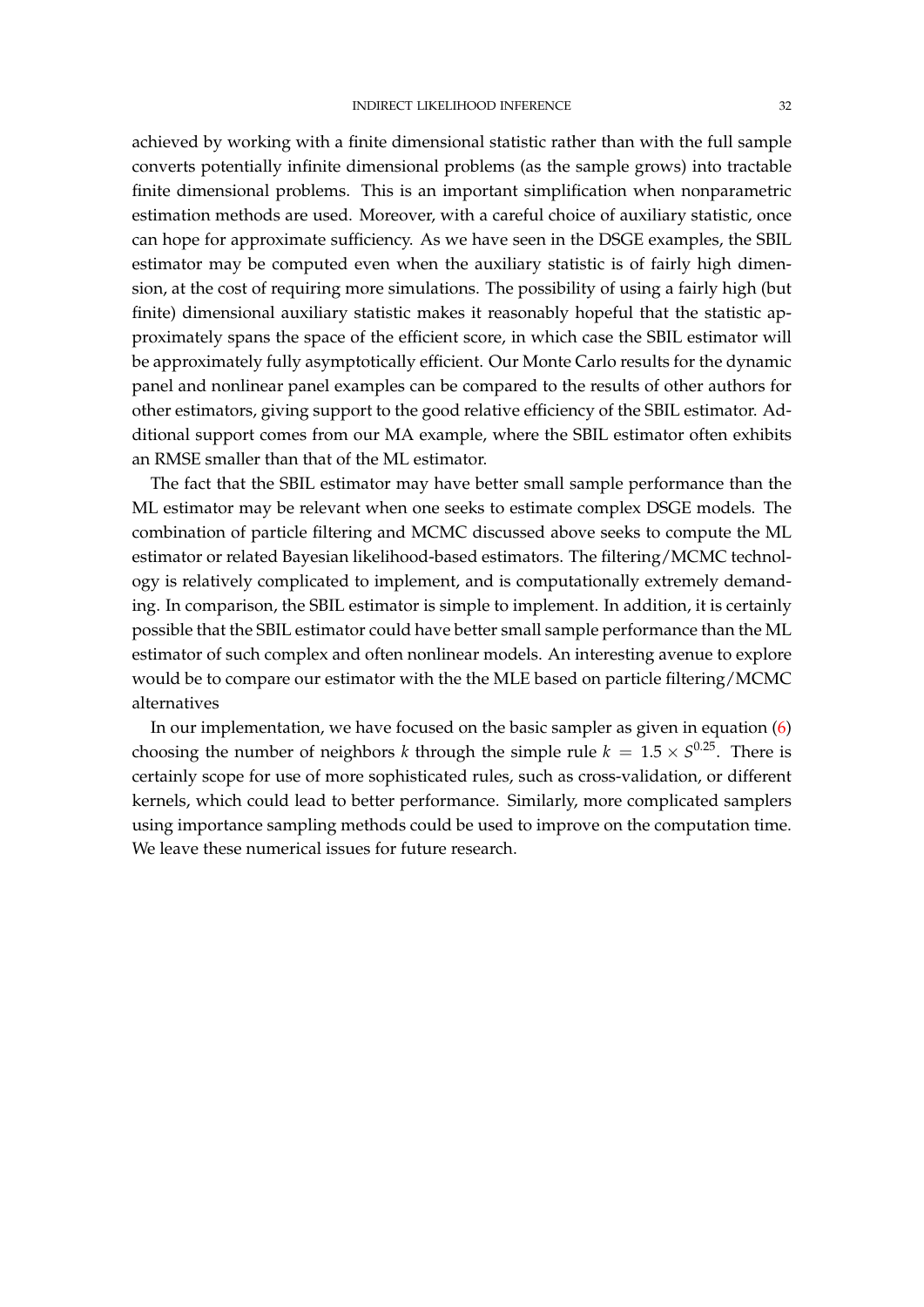achieved by working with a finite dimensional statistic rather than with the full sample converts potentially infinite dimensional problems (as the sample grows) into tractable finite dimensional problems. This is an important simplification when nonparametric estimation methods are used. Moreover, with a careful choice of auxiliary statistic, once can hope for approximate sufficiency. As we have seen in the DSGE examples, the SBIL estimator may be computed even when the auxiliary statistic is of fairly high dimension, at the cost of requiring more simulations. The possibility of using a fairly high (but finite) dimensional auxiliary statistic makes it reasonably hopeful that the statistic approximately spans the space of the efficient score, in which case the SBIL estimator will be approximately fully asymptotically efficient. Our Monte Carlo results for the dynamic panel and nonlinear panel examples can be compared to the results of other authors for other estimators, giving support to the good relative efficiency of the SBIL estimator. Additional support comes from our MA example, where the SBIL estimator often exhibits an RMSE smaller than that of the ML estimator.

The fact that the SBIL estimator may have better small sample performance than the ML estimator may be relevant when one seeks to estimate complex DSGE models. The combination of particle filtering and MCMC discussed above seeks to compute the ML estimator or related Bayesian likelihood-based estimators. The filtering/MCMC technology is relatively complicated to implement, and is computationally extremely demanding. In comparison, the SBIL estimator is simple to implement. In addition, it is certainly possible that the SBIL estimator could have better small sample performance than the ML estimator of such complex and often nonlinear models. An interesting avenue to explore would be to compare our estimator with the the MLE based on particle filtering/MCMC alternatives

In our implementation, we have focused on the basic sampler as given in equation (6) choosing the number of neighbors $k$ through the simple rule $k = 1.5 \times S^{0.25}$. There is certainly scope for use of more sophisticated rules, such as cross-validation, or different kernels, which could lead to better performance. Similarly, more complicated samplers using importance sampling methods could be used to improve on the computation time. We leave these numerical issues for future research.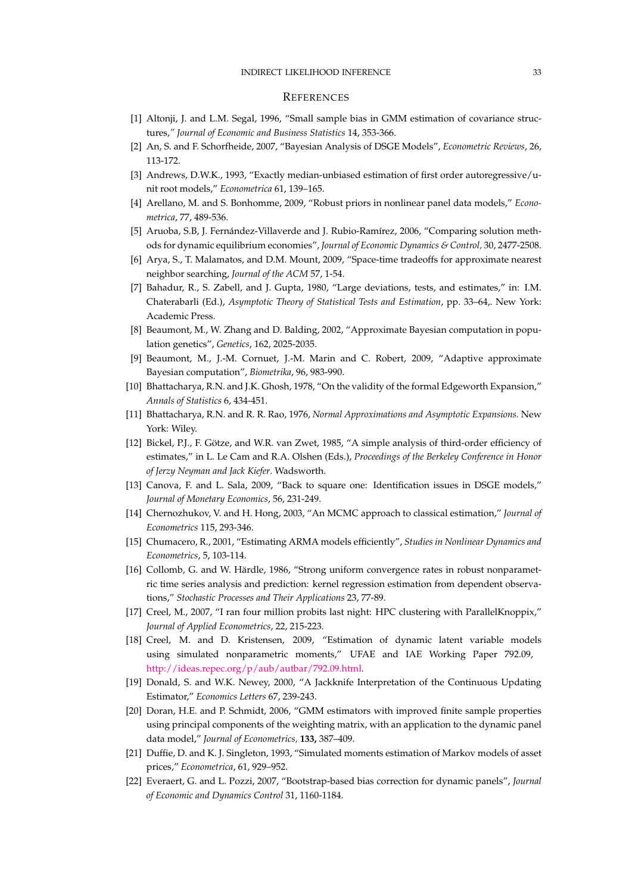## References

[1] Altonji, J. and L.M. Segal, 1996, "Small sample bias in GMM estimation of covariance structures," *Journal of Economic and Business Statistics* 14, 353-366.

[2] An, S. and F. Schorfheide, 2007, "Bayesian Analysis of DSGE Models", *Econometric Reviews*, 26, 113-172.

[3] Andrews, D.W.K., 1993, "Exactly median-unbiased estimation of first order autoregressive/unit root models," *Econometrica* 61, 139–165.

[4] Arellano, M. and S. Bonhomme, 2009, "Robust priors in nonlinear panel data models," *Econometrica*, 77, 489-536.

[5] Aruoba, S.B, J. Fernández-Villaverde and J. Rubio-Ramírez, 2006, "Comparing solution methods for dynamic equilibrium economies", *Journal of Economic Dynamics & Control,* 30, 2477-2508.

[6] Arya, S., T. Malamatos, and D.M. Mount, 2009, "Space-time tradeoffs for approximate nearest neighbor searching, *Journal of the ACM* 57, 1-54.

[7] Bahadur, R., S. Zabell, and J. Gupta, 1980, "Large deviations, tests, and estimates," in: I.M. Chaterabarli (Ed.), *Asymptotic Theory of Statistical Tests and Estimation*, pp. 33–64,. New York: Academic Press.

[8] Beaumont, M., W. Zhang and D. Balding, 2002, "Approximate Bayesian computation in population genetics", *Genetics*, 162, 2025-2035.

[9] Beaumont, M., J.-M. Cornuet, J.-M. Marin and C. Robert, 2009, "Adaptive approximate Bayesian computation", *Biometrika*, 96, 983-990.

[10] Bhattacharya, R.N. and J.K. Ghosh, 1978, "On the validity of the formal Edgeworth Expansion," *Annals of Statistics* 6, 434-451.

[11] Bhattacharya, R.N. and R. R. Rao, 1976, *Normal Approximations and Asymptotic Expansions.* New York: Wiley.

[12] Bickel, P.J., F. Götze, and W.R. van Zwet, 1985, "A simple analysis of third-order efficiency of estimates," in L. Le Cam and R.A. Olshen (Eds.), *Proceedings of the Berkeley Conference in Honor of Jerzy Neyman and Jack Kiefer*. Wadsworth.

[13] Canova, F. and L. Sala, 2009, "Back to square one: Identification issues in DSGE models," *Journal of Monetary Economics*, 56, 231-249.

[14] Chernozhukov, V. and H. Hong, 2003, "An MCMC approach to classical estimation," *Journal of Econometrics* 115, 293-346.

[15] Chumacero, R., 2001, "Estimating ARMA models efficiently", *Studies in Nonlinear Dynamics and Econometrics*, 5, 103-114.

[16] Collomb, G. and W. Härdle, 1986, "Strong uniform convergence rates in robust nonparametric time series analysis and prediction: kernel regression estimation from dependent observations," *Stochastic Processes and Their Applications* 23, 77-89.

[17] Creel, M., 2007, "I ran four million probits last night: HPC clustering with ParallelKnoppix," *Journal of Applied Econometrics*, 22, 215-223.

[18] Creel, M. and D. Kristensen, 2009, "Estimation of dynamic latent variable models using simulated nonparametric moments," UFAE and IAE Working Paper 792.09, http://ideas.repec.org/p/aub/autbar/792.09.html.

[19] Donald, S. and W.K. Newey, 2000, "A Jackknife Interpretation of the Continuous Updating Estimator," *Economics Letters* 67, 239-243.

[20] Doran, H.E. and P. Schmidt, 2006, "GMM estimators with improved finite sample properties using principal components of the weighting matrix, with an application to the dynamic panel data model," *Journal of Econometrics,* **133,** 387–409.

[21] Duffie, D. and K. J. Singleton, 1993, "Simulated moments estimation of Markov models of asset prices," *Econometrica*, 61, 929–952.

[22] Everaert, G. and L. Pozzi, 2007, "Bootstrap-based bias correction for dynamic panels", *Journal of Economic and Dynamics Control* 31, 1160-1184.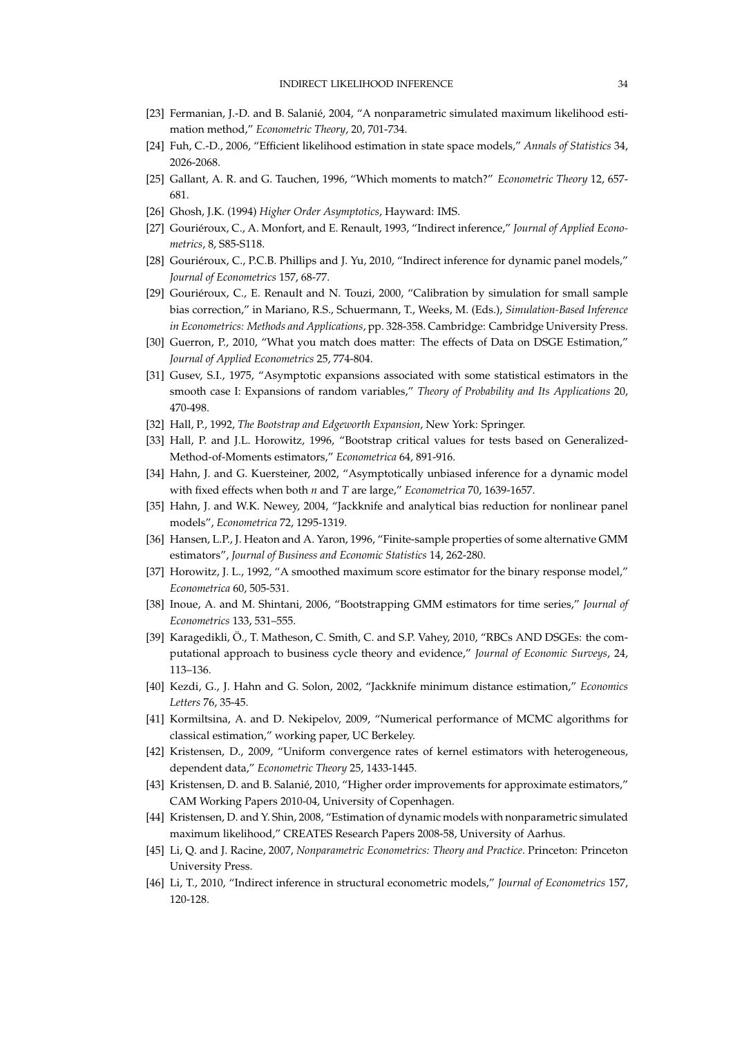[23] Fermanian, J.-D. and B. Salanié, 2004, "A nonparametric simulated maximum likelihood estimation method," *Econometric Theory*, 20, 701-734.

[24] Fuh, C.-D., 2006, "Efficient likelihood estimation in state space models," *Annals of Statistics* 34, 2026-2068.

[25] Gallant, A. R. and G. Tauchen, 1996, "Which moments to match?" *Econometric Theory* 12, 657-681.

[26] Ghosh, J.K. (1994) *Higher Order Asymptotics*, Hayward: IMS.

[27] Gouriéroux, C., A. Monfort, and E. Renault, 1993, "Indirect inference," *Journal of Applied Econometrics*, 8, S85-S118.

[28] Gouriéroux, C., P.C.B. Phillips and J. Yu, 2010, "Indirect inference for dynamic panel models," *Journal of Econometrics* 157, 68-77.

[29] Gouriéroux, C., E. Renault and N. Touzi, 2000, "Calibration by simulation for small sample bias correction," in Mariano, R.S., Schuermann, T., Weeks, M. (Eds.), *Simulation-Based Inference in Econometrics: Methods and Applications*, pp. 328-358. Cambridge: Cambridge University Press.

[30] Guerron, P., 2010, "What you match does matter: The effects of Data on DSGE Estimation," *Journal of Applied Econometrics* 25, 774-804.

[31] Gusev, S.I., 1975, "Asymptotic expansions associated with some statistical estimators in the smooth case I: Expansions of random variables," *Theory of Probability and Its Applications* 20, 470-498.

[32] Hall, P., 1992, *The Bootstrap and Edgeworth Expansion*, New York: Springer.

[33] Hall, P. and J.L. Horowitz, 1996, "Bootstrap critical values for tests based on Generalized-Method-of-Moments estimators," *Econometrica* 64, 891-916.

[34] Hahn, J. and G. Kuersteiner, 2002, "Asymptotically unbiased inference for a dynamic model with fixed effects when both *n* and *T* are large," *Econometrica* 70, 1639-1657.

[35] Hahn, J. and W.K. Newey, 2004, "Jackknife and analytical bias reduction for nonlinear panel models", *Econometrica* 72, 1295-1319.

[36] Hansen, L.P., J. Heaton and A. Yaron, 1996, "Finite-sample properties of some alternative GMM estimators", *Journal of Business and Economic Statistics* 14, 262-280.

[37] Horowitz, J. L., 1992, "A smoothed maximum score estimator for the binary response model," *Econometrica* 60, 505-531.

[38] Inoue, A. and M. Shintani, 2006, "Bootstrapping GMM estimators for time series," *Journal of Econometrics* 133, 531–555.

[39] Karagedikli, Ö., T. Matheson, C. Smith, C. and S.P. Vahey, 2010, "RBCs AND DSGEs: the computational approach to business cycle theory and evidence," *Journal of Economic Surveys*, 24, 113–136.

[40] Kezdi, G., J. Hahn and G. Solon, 2002, "Jackknife minimum distance estimation," *Economics Letters* 76, 35-45.

[41] Kormiltsina, A. and D. Nekipelov, 2009, "Numerical performance of MCMC algorithms for classical estimation," working paper, UC Berkeley.

[42] Kristensen, D., 2009, "Uniform convergence rates of kernel estimators with heterogeneous, dependent data," *Econometric Theory* 25, 1433-1445.

[43] Kristensen, D. and B. Salanié, 2010, "Higher order improvements for approximate estimators," CAM Working Papers 2010-04, University of Copenhagen.

[44] Kristensen, D. and Y. Shin, 2008, "Estimation of dynamic models with nonparametric simulated maximum likelihood," CREATES Research Papers 2008-58, University of Aarhus.

[45] Li, Q. and J. Racine, 2007, *Nonparametric Econometrics: Theory and Practice*. Princeton: Princeton University Press.

[46] Li, T., 2010, "Indirect inference in structural econometric models," *Journal of Econometrics* 157, 120-128.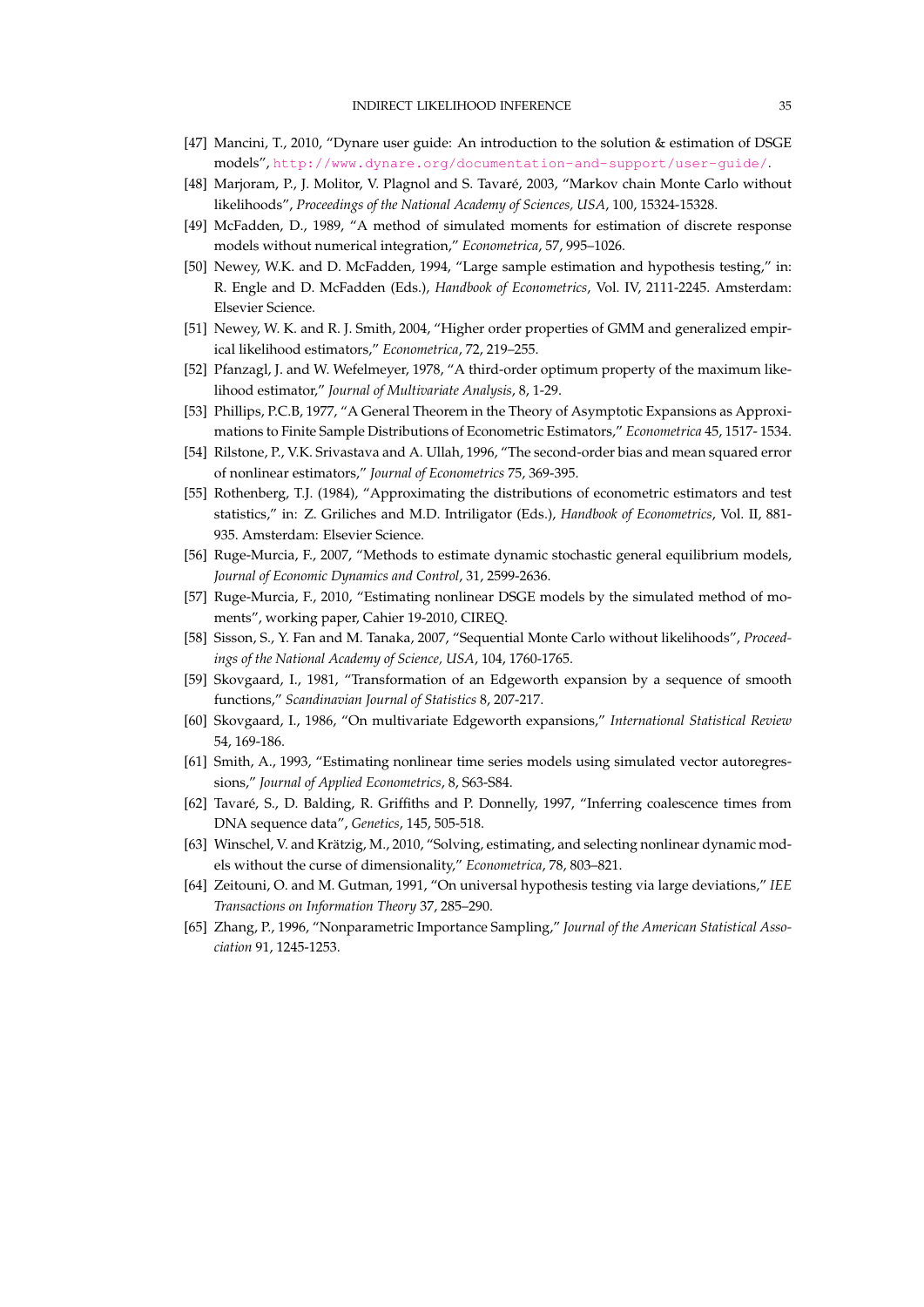[47] Mancini, T., 2010, "Dynare user guide: An introduction to the solution & estimation of DSGE models", http://www.dynare.org/documentation-and-support/user-guide/.

[48] Marjoram, P., J. Molitor, V. Plagnol and S. Tavaré, 2003, "Markov chain Monte Carlo without likelihoods", *Proceedings of the National Academy of Sciences, USA*, 100, 15324-15328.

[49] McFadden, D., 1989, "A method of simulated moments for estimation of discrete response models without numerical integration," *Econometrica*, 57, 995–1026.

[50] Newey, W.K. and D. McFadden, 1994, "Large sample estimation and hypothesis testing," in: R. Engle and D. McFadden (Eds.), *Handbook of Econometrics*, Vol. IV, 2111-2245. Amsterdam: Elsevier Science.

[51] Newey, W. K. and R. J. Smith, 2004, "Higher order properties of GMM and generalized empirical likelihood estimators," *Econometrica*, 72, 219–255.

[52] Pfanzagl, J. and W. Wefelmeyer, 1978, "A third-order optimum property of the maximum likelihood estimator," *Journal of Multivariate Analysis*, 8, 1-29.

[53] Phillips, P.C.B, 1977, "A General Theorem in the Theory of Asymptotic Expansions as Approximations to Finite Sample Distributions of Econometric Estimators," *Econometrica* 45, 1517- 1534.

[54] Rilstone, P., V.K. Srivastava and A. Ullah, 1996, "The second-order bias and mean squared error of nonlinear estimators," *Journal of Econometrics* 75, 369-395.

[55] Rothenberg, T.J. (1984), "Approximating the distributions of econometric estimators and test statistics," in: Z. Griliches and M.D. Intriligator (Eds.), *Handbook of Econometrics*, Vol. II, 881-935. Amsterdam: Elsevier Science.

[56] Ruge-Murcia, F., 2007, "Methods to estimate dynamic stochastic general equilibrium models, *Journal of Economic Dynamics and Control*, 31, 2599-2636.

[57] Ruge-Murcia, F., 2010, "Estimating nonlinear DSGE models by the simulated method of moments", working paper, Cahier 19-2010, CIREQ.

[58] Sisson, S., Y. Fan and M. Tanaka, 2007, "Sequential Monte Carlo without likelihoods", *Proceedings of the National Academy of Science, USA*, 104, 1760-1765.

[59] Skovgaard, I., 1981, "Transformation of an Edgeworth expansion by a sequence of smooth functions," *Scandinavian Journal of Statistics* 8, 207-217.

[60] Skovgaard, I., 1986, "On multivariate Edgeworth expansions," *International Statistical Review* 54, 169-186.

[61] Smith, A., 1993, "Estimating nonlinear time series models using simulated vector autoregressions," *Journal of Applied Econometrics*, 8, S63-S84.

[62] Tavaré, S., D. Balding, R. Griffiths and P. Donnelly, 1997, "Inferring coalescence times from DNA sequence data", *Genetics*, 145, 505-518.

[63] Winschel, V. and Krätzig, M., 2010, "Solving, estimating, and selecting nonlinear dynamic models without the curse of dimensionality," *Econometrica*, 78, 803–821.

[64] Zeitouni, O. and M. Gutman, 1991, "On universal hypothesis testing via large deviations," *IEE Transactions on Information Theory* 37, 285–290.

[65] Zhang, P., 1996, "Nonparametric Importance Sampling," *Journal of the American Statistical Association* 91, 1245-1253.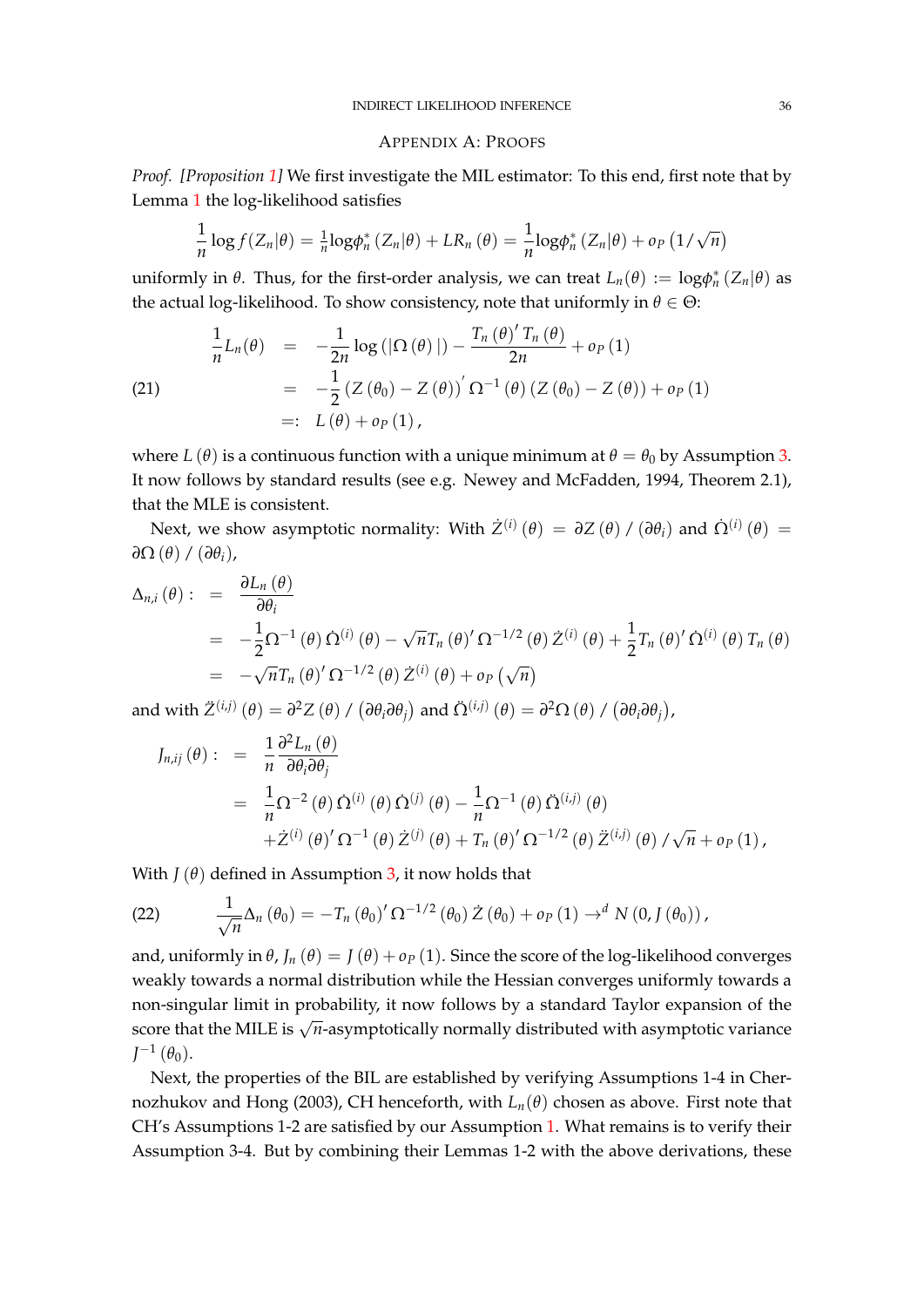## Appendix A: Proofs

*Proof. [Proposition 1]* We first investigate the MIL estimator: To this end, first note that by Lemma 1 the log-likelihood satisfies

$$\frac{1}{n}\log f(Z_n|\theta) = \tfrac{1}{n}\log\phi_n^*(Z_n|\theta) + LR_n(\theta) = \frac{1}{n}\log\phi_n^*(Z_n|\theta) + o_P\left(1/\sqrt{n}\right)$$

uniformly in $\theta$. Thus, for the first-order analysis, we can treat $L_n(\theta) := \log\phi_n^*(Z_n|\theta)$ as the actual log-likelihood. To show consistency, note that uniformly in $\theta \in \Theta$:

$$\begin{aligned}
\frac{1}{n}L_n(\theta) &= -\frac{1}{2n}\log\left(|\Omega(\theta)|\right) - \frac{T_n(\theta)' T_n(\theta)}{2n} + o_P(1) \\
&= -\frac{1}{2}\left(Z(\theta_0) - Z(\theta)\right)' \Omega^{-1}(\theta)\left(Z(\theta_0) - Z(\theta)\right) + o_P(1) \\
&=: L(\theta) + o_P(1),
\end{aligned} \tag{21}$$

where $L(\theta)$ is a continuous function with a unique minimum at $\theta = \theta_0$ by Assumption 3. It now follows by standard results (see e.g. Newey and McFadden, 1994, Theorem 2.1), that the MLE is consistent.

Next, we show asymptotic normality: With $\dot{Z}^{(i)}(\theta) = \partial Z(\theta)/(\partial\theta_i)$ and $\dot{\Omega}^{(i)}(\theta) = \partial\Omega(\theta)/(\partial\theta_i)$,

$$\begin{aligned}
\Delta_{n,i}(\theta) :&= \frac{\partial L_n(\theta)}{\partial\theta_i} \\
&= -\frac{1}{2}\Omega^{-1}(\theta)\dot{\Omega}^{(i)}(\theta) - \sqrt{n}T_n(\theta)'\Omega^{-1/2}(\theta)\dot{Z}^{(i)}(\theta) + \frac{1}{2}T_n(\theta)'\dot{\Omega}^{(i)}(\theta)T_n(\theta) \\
&= -\sqrt{n}T_n(\theta)'\Omega^{-1/2}(\theta)\dot{Z}^{(i)}(\theta) + o_P\left(\sqrt{n}\right)
\end{aligned}$$

and with $\ddot{Z}^{(i,j)}(\theta) = \partial^2 Z(\theta)/\left(\partial\theta_i\partial\theta_j\right)$ and $\ddot{\Omega}^{(i,j)}(\theta) = \partial^2\Omega(\theta)/\left(\partial\theta_i\partial\theta_j\right)$,

$$\begin{aligned}
J_{n,ij}(\theta) :&= \frac{1}{n}\frac{\partial^2 L_n(\theta)}{\partial\theta_i\partial\theta_j} \\
&= \frac{1}{n}\Omega^{-2}(\theta)\dot{\Omega}^{(i)}(\theta)\dot{\Omega}^{(j)}(\theta) - \frac{1}{n}\Omega^{-1}(\theta)\ddot{\Omega}^{(i,j)}(\theta) \\
&\quad + \dot{Z}^{(i)}(\theta)'\Omega^{-1}(\theta)\dot{Z}^{(j)}(\theta) + T_n(\theta)'\Omega^{-1/2}(\theta)\ddot{Z}^{(i,j)}(\theta)/\sqrt{n} + o_P(1),
\end{aligned}$$

With $J(\theta)$ defined in Assumption 3, it now holds that

$$\frac{1}{\sqrt{n}}\Delta_n(\theta_0) = -T_n(\theta_0)'\Omega^{-1/2}(\theta_0)\dot{Z}(\theta_0) + o_P(1) \to^d N\left(0, J(\theta_0)\right), \tag{22}$$

and, uniformly in $\theta$, $J_n(\theta) = J(\theta) + o_P(1)$. Since the score of the log-likelihood converges weakly towards a normal distribution while the Hessian converges uniformly towards a non-singular limit in probability, it now follows by a standard Taylor expansion of the score that the MILE is $\sqrt{n}$-asymptotically normally distributed with asymptotic variance $J^{-1}(\theta_0)$.

Next, the properties of the BIL are established by verifying Assumptions 1-4 in Chernozhukov and Hong (2003), CH henceforth, with $L_n(\theta)$ chosen as above. First note that CH's Assumptions 1-2 are satisfied by our Assumption 1. What remains is to verify their Assumption 3-4. But by combining their Lemmas 1-2 with the above derivations, these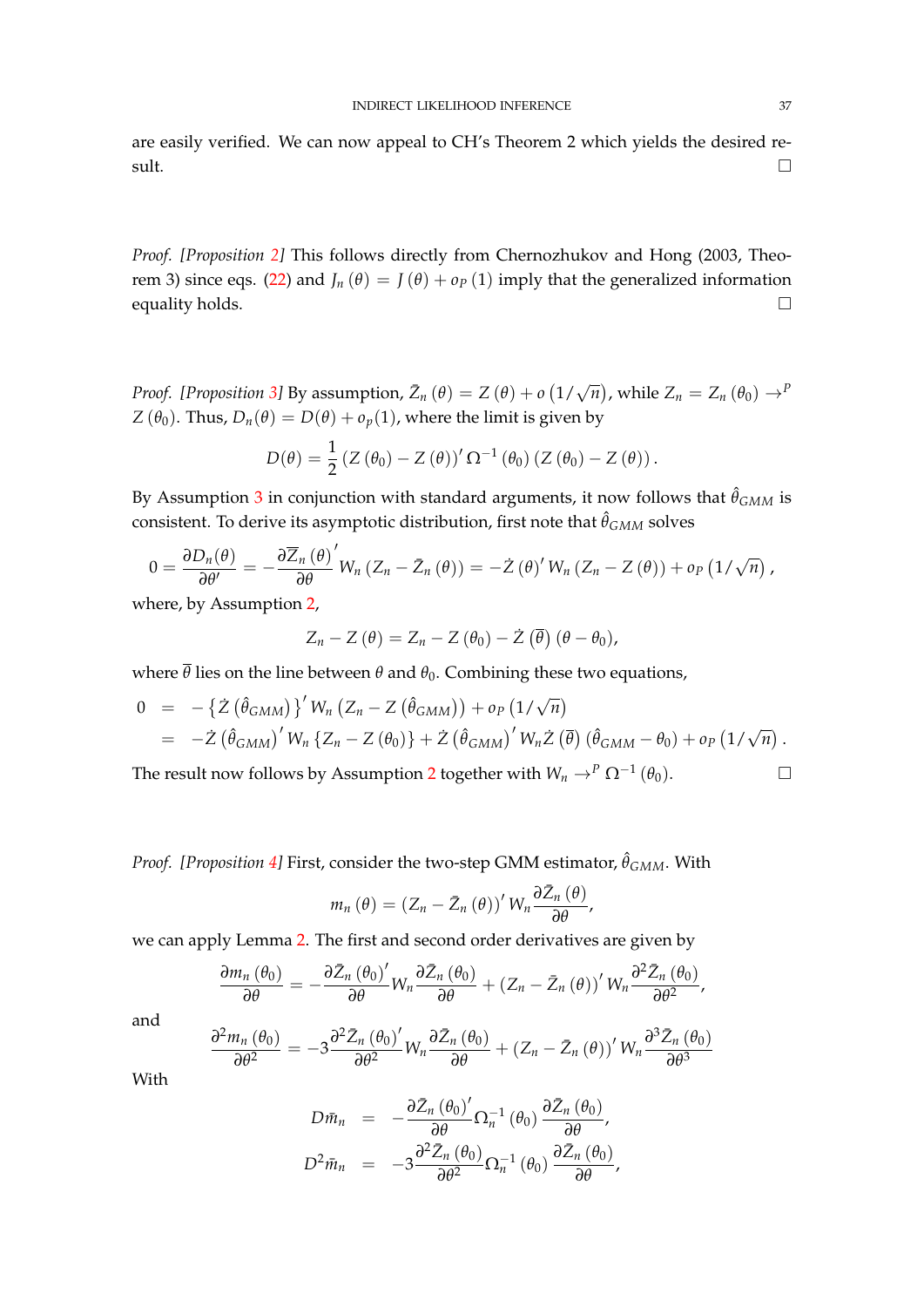are easily verified. We can now appeal to CH's Theorem 2 which yields the desired result. □

*Proof. [Proposition 2]* This follows directly from Chernozhukov and Hong (2003, Theorem 3) since eqs. (22) and $J_n(\theta) = J(\theta) + o_P(1)$ imply that the generalized information equality holds. □

*Proof. [Proposition 3]* By assumption, $\bar{Z}_n(\theta) = Z(\theta) + o(1/\sqrt{n})$, while $Z_n = Z_n(\theta_0) \to^P Z(\theta_0)$. Thus, $D_n(\theta) = D(\theta) + o_p(1)$, where the limit is given by

$$D(\theta) = \frac{1}{2}(Z(\theta_0) - Z(\theta))' \Omega^{-1}(\theta_0)(Z(\theta_0) - Z(\theta)).$$

By Assumption 3 in conjunction with standard arguments, it now follows that $\hat{\theta}_{GMM}$ is consistent. To derive its asymptotic distribution, first note that $\hat{\theta}_{GMM}$ solves

$$0 = \frac{\partial D_n(\theta)}{\partial \theta'} = -\frac{\partial \overline{Z}_n(\theta)'}{\partial \theta} W_n(Z_n - \bar{Z}_n(\theta)) = -\dot{Z}(\theta)' W_n(Z_n - Z(\theta)) + o_P(1/\sqrt{n}),$$

where, by Assumption 2,

$$Z_n - Z(\theta) = Z_n - Z(\theta_0) - \dot{Z}(\overline{\theta})(\theta - \theta_0),$$

where $\overline{\theta}$ lies on the line between $\theta$ and $\theta_0$. Combining these two equations,

$$\begin{aligned} 0 &= -\{\dot{Z}(\hat{\theta}_{GMM})\}' W_n(Z_n - Z(\hat{\theta}_{GMM})) + o_P(1/\sqrt{n}) \\ &= -\dot{Z}(\hat{\theta}_{GMM})' W_n\{Z_n - Z(\theta_0)\} + \dot{Z}(\hat{\theta}_{GMM})' W_n \dot{Z}(\overline{\theta})(\hat{\theta}_{GMM} - \theta_0) + o_P(1/\sqrt{n}). \end{aligned}$$

The result now follows by Assumption 2 together with $W_n \to^P \Omega^{-1}(\theta_0)$. □

*Proof. [Proposition 4]* First, consider the two-step GMM estimator, $\hat{\theta}_{GMM}$. With

$$m_n(\theta) = (Z_n - \bar{Z}_n(\theta))' W_n \frac{\partial \bar{Z}_n(\theta)}{\partial \theta},$$

we can apply Lemma 2. The first and second order derivatives are given by

$$\frac{\partial m_n(\theta_0)}{\partial \theta} = -\frac{\partial \bar{Z}_n(\theta_0)'}{\partial \theta} W_n \frac{\partial \bar{Z}_n(\theta_0)}{\partial \theta} + (Z_n - \bar{Z}_n(\theta))' W_n \frac{\partial^2 \bar{Z}_n(\theta_0)}{\partial \theta^2},$$

and

$$\frac{\partial^2 m_n(\theta_0)}{\partial \theta^2} = -3\frac{\partial^2 \bar{Z}_n(\theta_0)'}{\partial \theta^2} W_n \frac{\partial \bar{Z}_n(\theta_0)}{\partial \theta} + (Z_n - \bar{Z}_n(\theta))' W_n \frac{\partial^3 \bar{Z}_n(\theta_0)}{\partial \theta^3}$$

With

$$\begin{aligned} D\bar{m}_n &= -\frac{\partial \bar{Z}_n(\theta_0)'}{\partial \theta} \Omega_n^{-1}(\theta_0) \frac{\partial \bar{Z}_n(\theta_0)}{\partial \theta}, \\ D^2\bar{m}_n &= -3\frac{\partial^2 \bar{Z}_n(\theta_0)}{\partial \theta^2} \Omega_n^{-1}(\theta_0) \frac{\partial \bar{Z}_n(\theta_0)}{\partial \theta}, \end{aligned}$$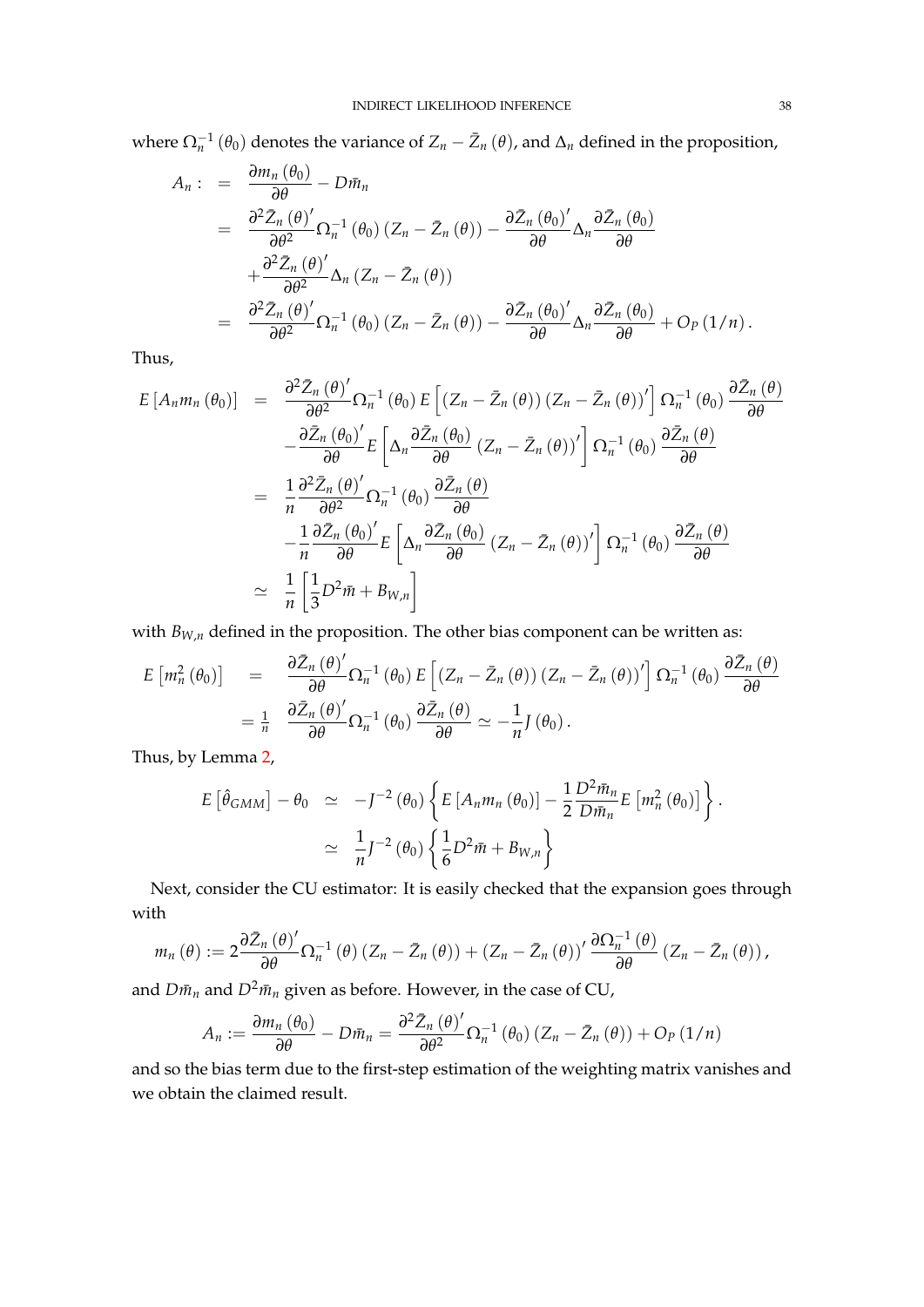where $\Omega_n^{-1}(\theta_0)$ denotes the variance of $Z_n - \bar{Z}_n(\theta)$, and $\Delta_n$ defined in the proposition,

$$
\begin{aligned}
A_n : &= \frac{\partial m_n(\theta_0)}{\partial \theta} - D\bar{m}_n \\
&= \frac{\partial^2 \bar{Z}_n(\theta)'}{\partial \theta^2} \Omega_n^{-1}(\theta_0)(Z_n - \bar{Z}_n(\theta)) - \frac{\partial \bar{Z}_n(\theta_0)'}{\partial \theta} \Delta_n \frac{\partial \bar{Z}_n(\theta_0)}{\partial \theta} \\
&\quad + \frac{\partial^2 \bar{Z}_n(\theta)'}{\partial \theta^2} \Delta_n (Z_n - \bar{Z}_n(\theta)) \\
&= \frac{\partial^2 \bar{Z}_n(\theta)'}{\partial \theta^2} \Omega_n^{-1}(\theta_0)(Z_n - \bar{Z}_n(\theta)) - \frac{\partial \bar{Z}_n(\theta_0)'}{\partial \theta} \Delta_n \frac{\partial \bar{Z}_n(\theta_0)}{\partial \theta} + O_P(1/n).
\end{aligned}
$$

Thus,

$$
\begin{aligned}
E[A_n m_n(\theta_0)] &= \frac{\partial^2 \bar{Z}_n(\theta)'}{\partial \theta^2} \Omega_n^{-1}(\theta_0) E\left[(Z_n - \bar{Z}_n(\theta))(Z_n - \bar{Z}_n(\theta))'\right] \Omega_n^{-1}(\theta_0) \frac{\partial \bar{Z}_n(\theta)}{\partial \theta} \\
&\quad - \frac{\partial \bar{Z}_n(\theta_0)'}{\partial \theta} E\left[\Delta_n \frac{\partial \bar{Z}_n(\theta_0)}{\partial \theta}(Z_n - \bar{Z}_n(\theta))'\right] \Omega_n^{-1}(\theta_0) \frac{\partial \bar{Z}_n(\theta)}{\partial \theta} \\
&= \frac{1}{n} \frac{\partial^2 \bar{Z}_n(\theta)'}{\partial \theta^2} \Omega_n^{-1}(\theta_0) \frac{\partial \bar{Z}_n(\theta)}{\partial \theta} \\
&\quad - \frac{1}{n} \frac{\partial \bar{Z}_n(\theta_0)'}{\partial \theta} E\left[\Delta_n \frac{\partial \bar{Z}_n(\theta_0)}{\partial \theta}(Z_n - \bar{Z}_n(\theta))'\right] \Omega_n^{-1}(\theta_0) \frac{\partial \bar{Z}_n(\theta)}{\partial \theta} \\
&\simeq \frac{1}{n}\left[\frac{1}{3} D^2 \bar{m} + B_{W,n}\right]
\end{aligned}
$$

with $B_{W,n}$ defined in the proposition. The other bias component can be written as:

$$
\begin{aligned}
E\left[m_n^2(\theta_0)\right] &= \frac{\partial \bar{Z}_n(\theta)'}{\partial \theta} \Omega_n^{-1}(\theta_0) E\left[(Z_n - \bar{Z}_n(\theta))(Z_n - \bar{Z}_n(\theta))'\right] \Omega_n^{-1}(\theta_0) \frac{\partial \bar{Z}_n(\theta)}{\partial \theta} \\
&= \frac{1}{n} \quad \frac{\partial \bar{Z}_n(\theta)'}{\partial \theta} \Omega_n^{-1}(\theta_0) \frac{\partial \bar{Z}_n(\theta)}{\partial \theta} \simeq -\frac{1}{n} J(\theta_0).
\end{aligned}
$$

Thus, by Lemma 2,

$$
\begin{aligned}
E\left[\hat{\theta}_{GMM}\right] - \theta_0 &\simeq -J^{-2}(\theta_0)\left\{E[A_n m_n(\theta_0)] - \frac{1}{2} \frac{D^2 \bar{m}_n}{D \bar{m}_n} E\left[m_n^2(\theta_0)\right]\right\}. \\
&\simeq \frac{1}{n} J^{-2}(\theta_0)\left\{\frac{1}{6} D^2 \bar{m} + B_{W,n}\right\}
\end{aligned}
$$

Next, consider the CU estimator: It is easily checked that the expansion goes through with

$$
m_n(\theta) := 2 \frac{\partial \bar{Z}_n(\theta)'}{\partial \theta} \Omega_n^{-1}(\theta)(Z_n - \bar{Z}_n(\theta)) + (Z_n - \bar{Z}_n(\theta))' \frac{\partial \Omega_n^{-1}(\theta)}{\partial \theta}(Z_n - \bar{Z}_n(\theta)),
$$

and $D\bar{m}_n$ and $D^2 \bar{m}_n$ given as before. However, in the case of CU,

$$
A_n := \frac{\partial m_n(\theta_0)}{\partial \theta} - D\bar{m}_n = \frac{\partial^2 \bar{Z}_n(\theta)'}{\partial \theta^2} \Omega_n^{-1}(\theta_0)(Z_n - \bar{Z}_n(\theta)) + O_P(1/n)
$$

and so the bias term due to the first-step estimation of the weighting matrix vanishes and we obtain the claimed result.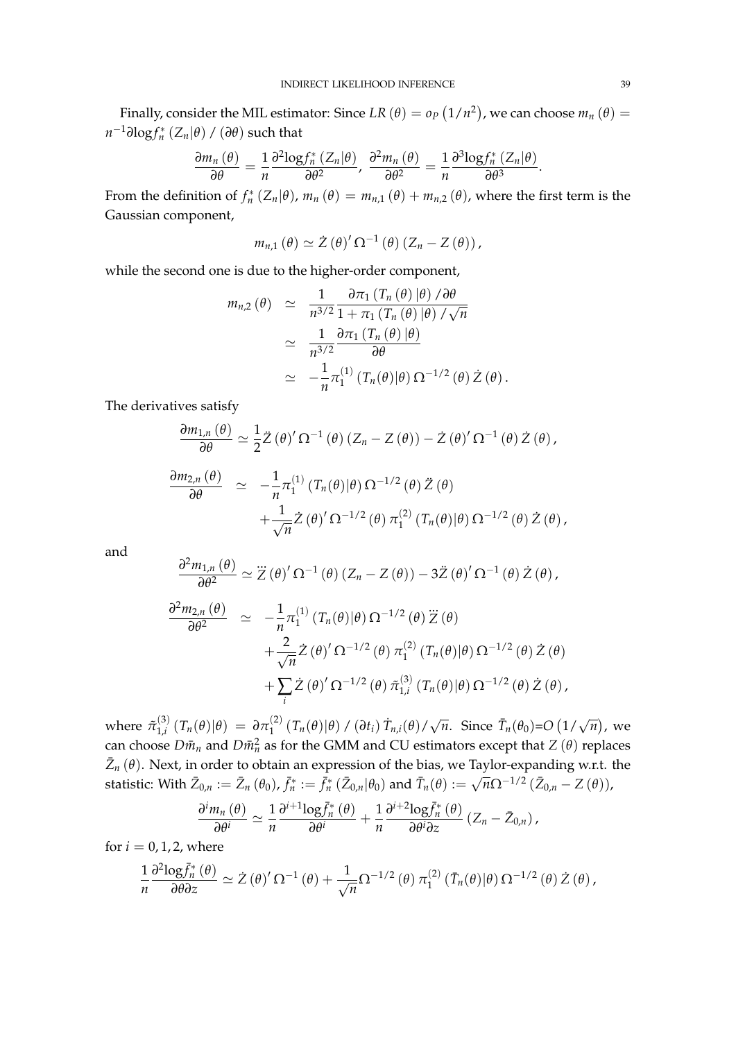Finally, consider the MIL estimator: Since $LR(\theta) = o_P(1/n^2)$, we can choose $m_n(\theta) = n^{-1}\partial\log f_n^*(Z_n|\theta)/(\partial\theta)$ such that

$$\frac{\partial m_n(\theta)}{\partial\theta} = \frac{1}{n}\frac{\partial^2 \log f_n^*(Z_n|\theta)}{\partial\theta^2}, \quad \frac{\partial^2 m_n(\theta)}{\partial\theta^2} = \frac{1}{n}\frac{\partial^3 \log f_n^*(Z_n|\theta)}{\partial\theta^3}.$$

From the definition of $f_n^*(Z_n|\theta)$, $m_n(\theta) = m_{n,1}(\theta) + m_{n,2}(\theta)$, where the first term is the Gaussian component,

$$m_{n,1}(\theta) \simeq \dot{Z}(\theta)'\Omega^{-1}(\theta)(Z_n - Z(\theta)),$$

while the second one is due to the higher-order component,

$$\begin{aligned}
m_{n,2}(\theta) &\simeq \frac{1}{n^{3/2}}\frac{\partial\pi_1(T_n(\theta)|\theta)/\partial\theta}{1 + \pi_1(T_n(\theta)|\theta)/\sqrt{n}} \\
&\simeq \frac{1}{n^{3/2}}\frac{\partial\pi_1(T_n(\theta)|\theta)}{\partial\theta} \\
&\simeq -\frac{1}{n}\pi_1^{(1)}(T_n(\theta)|\theta)\,\Omega^{-1/2}(\theta)\dot{Z}(\theta).
\end{aligned}$$

The derivatives satisfy

$$\frac{\partial m_{1,n}(\theta)}{\partial\theta} \simeq \frac{1}{2}\ddot{Z}(\theta)'\Omega^{-1}(\theta)(Z_n - Z(\theta)) - \dot{Z}(\theta)'\Omega^{-1}(\theta)\dot{Z}(\theta),$$

$$\begin{aligned}
\frac{\partial m_{2,n}(\theta)}{\partial\theta} &\simeq -\frac{1}{n}\pi_1^{(1)}(T_n(\theta)|\theta)\,\Omega^{-1/2}(\theta)\ddot{Z}(\theta) \\
&\quad + \frac{1}{\sqrt{n}}\dot{Z}(\theta)'\Omega^{-1/2}(\theta)\,\pi_1^{(2)}(T_n(\theta)|\theta)\,\Omega^{-1/2}(\theta)\dot{Z}(\theta),
\end{aligned}$$

and

$$\frac{\partial^2 m_{1,n}(\theta)}{\partial\theta^2} \simeq \dddot{Z}(\theta)'\Omega^{-1}(\theta)(Z_n - Z(\theta)) - 3\ddot{Z}(\theta)'\Omega^{-1}(\theta)\dot{Z}(\theta),$$

$$\begin{aligned}
\frac{\partial^2 m_{2,n}(\theta)}{\partial\theta^2} &\simeq -\frac{1}{n}\pi_1^{(1)}(T_n(\theta)|\theta)\,\Omega^{-1/2}(\theta)\dddot{Z}(\theta) \\
&\quad + \frac{2}{\sqrt{n}}\dot{Z}(\theta)'\Omega^{-1/2}(\theta)\,\pi_1^{(2)}(T_n(\theta)|\theta)\,\Omega^{-1/2}(\theta)\dot{Z}(\theta) \\
&\quad + \sum_i \dot{Z}(\theta)'\Omega^{-1/2}(\theta)\,\tilde{\pi}_{1,i}^{(3)}(T_n(\theta)|\theta)\,\Omega^{-1/2}(\theta)\dot{Z}(\theta),
\end{aligned}$$

where $\tilde{\pi}_{1,i}^{(3)}(T_n(\theta)|\theta) = \partial\pi_1^{(2)}(T_n(\theta)|\theta)/(\partial t_i)\,\dot{T}_{n,i}(\theta)/\sqrt{n}$. Since $\bar{T}_n(\theta_0)$=$O(1/\sqrt{n})$, we can choose $D\bar{m}_n$ and $D\bar{m}_n^2$ as for the GMM and CU estimators except that $Z(\theta)$ replaces $\bar{Z}_n(\theta)$. Next, in order to obtain an expression of the bias, we Taylor-expanding w.r.t. the statistic: With $\bar{Z}_{0,n} := \bar{Z}_n(\theta_0)$, $\bar{f}_n^* := \bar{f}_n^*(\bar{Z}_{0,n}|\theta_0)$ and $\bar{T}_n(\theta) := \sqrt{n}\Omega^{-1/2}(\bar{Z}_{0,n} - Z(\theta))$,

$$\frac{\partial^i m_n(\theta)}{\partial\theta^i} \simeq \frac{1}{n}\frac{\partial^{i+1}\log\bar{f}_n^*(\theta)}{\partial\theta^i} + \frac{1}{n}\frac{\partial^{i+2}\log\bar{f}_n^*(\theta)}{\partial\theta^i\partial z}(Z_n - \bar{Z}_{0,n}),$$

for $i = 0, 1, 2$, where

$$\frac{1}{n}\frac{\partial^2\log\bar{f}_n^*(\theta)}{\partial\theta\partial z} \simeq \dot{Z}(\theta)'\Omega^{-1}(\theta) + \frac{1}{\sqrt{n}}\Omega^{-1/2}(\theta)\,\pi_1^{(2)}(\bar{T}_n(\theta)|\theta)\,\Omega^{-1/2}(\theta)\dot{Z}(\theta),$$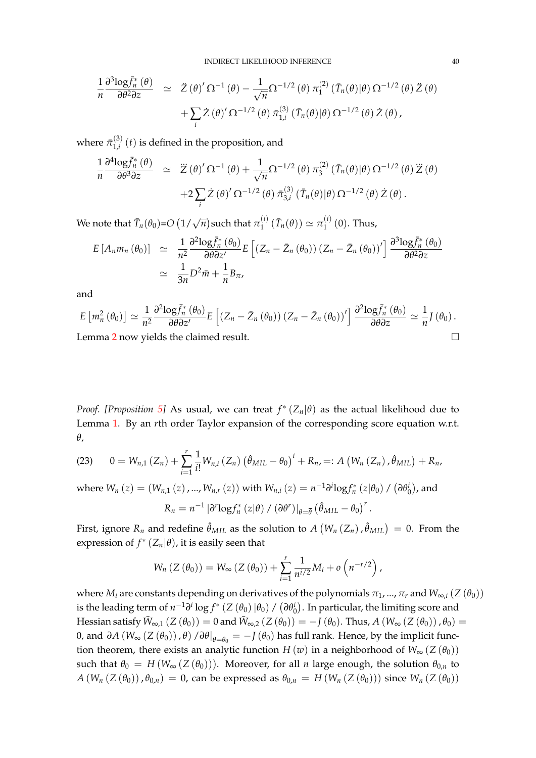$$
\begin{aligned}
\frac{1}{n}\frac{\partial^3 \log \bar{f}_n^*(\theta)}{\partial\theta^2 \partial z} &\simeq \ddot{Z}(\theta)'\Omega^{-1}(\theta) - \frac{1}{\sqrt{n}}\Omega^{-1/2}(\theta)\,\pi_1^{(2)}\left(\bar{T}_n(\theta)|\theta\right)\Omega^{-1/2}(\theta)\,\ddot{Z}(\theta) \\
&\quad + \sum_i \dot{Z}(\theta)'\Omega^{-1/2}(\theta)\,\bar{\pi}_{1,i}^{(3)}\left(\bar{T}_n(\theta)|\theta\right)\Omega^{-1/2}(\theta)\,\dot{Z}(\theta),
\end{aligned}
$$

where $\bar{\pi}_{1,i}^{(3)}(t)$ is defined in the proposition, and

$$
\begin{aligned}
\frac{1}{n}\frac{\partial^4 \log \bar{f}_n^*(\theta)}{\partial\theta^3 \partial z} &\simeq \dddot{Z}(\theta)'\Omega^{-1}(\theta) + \frac{1}{\sqrt{n}}\Omega^{-1/2}(\theta)\,\pi_3^{(2)}\left(\bar{T}_n(\theta)|\theta\right)\Omega^{-1/2}(\theta)\,\dddot{Z}(\theta) \\
&\quad + 2\sum_i \dot{Z}(\theta)'\Omega^{-1/2}(\theta)\,\bar{\pi}_{3,i}^{(3)}\left(\bar{T}_n(\theta)|\theta\right)\Omega^{-1/2}(\theta)\,\dot{Z}(\theta).
\end{aligned}
$$

We note that $\bar{T}_n(\theta_0)=O\left(1/\sqrt{n}\right)$ such that $\pi_1^{(i)}\left(\bar{T}_n(\theta)\right) \simeq \pi_1^{(i)}(0)$. Thus,

$$
\begin{aligned}
E\left[A_n m_n(\theta_0)\right] &\simeq \frac{1}{n^2}\frac{\partial^2 \log \bar{f}_n^*(\theta_0)}{\partial\theta\partial z'}E\left[\left(Z_n - \bar{Z}_n(\theta_0)\right)\left(Z_n - \bar{Z}_n(\theta_0)\right)'\right]\frac{\partial^3 \log \bar{f}_n^*(\theta_0)}{\partial\theta^2\partial z} \\
&\simeq \frac{1}{3n}D^2\bar{m} + \frac{1}{n}B_\pi,
\end{aligned}
$$

and

$$
E\left[m_n^2(\theta_0)\right] \simeq \frac{1}{n^2}\frac{\partial^2 \log \bar{f}_n^*(\theta_0)}{\partial\theta\partial z'}E\left[\left(Z_n - \bar{Z}_n(\theta_0)\right)\left(Z_n - \bar{Z}_n(\theta_0)\right)'\right]\frac{\partial^2 \log \bar{f}_n^*(\theta_0)}{\partial\theta\partial z} \simeq \frac{1}{n}J(\theta_0).
$$

Lemma 2 now yields the claimed result. □

*Proof. [Proposition 5]* As usual, we can treat $f^*(Z_n|\theta)$ as the actual likelihood due to Lemma 1. By an $r$th order Taylor expansion of the corresponding score equation w.r.t. $\theta$,

$$
0 = W_{n,1}(Z_n) + \sum_{i=1}^{r}\frac{1}{i!}W_{n,i}(Z_n)\left(\hat{\theta}_{MIL} - \theta_0\right)^i + R_n, =: A\left(W_n(Z_n), \hat{\theta}_{MIL}\right) + R_n, \tag{23}
$$

where $W_n(z) = \left(W_{n,1}(z), ..., W_{n,r}(z)\right)$ with $W_{n,i}(z) = n^{-1}\partial^i \log f_n^*(z|\theta_0) / \left(\partial\theta_0^i\right)$, and

$$
R_n = n^{-1}\left|\partial^r \log f_n^*(z|\theta) / (\partial\theta^r)\right|_{\theta=\bar{\theta}}\left(\hat{\theta}_{MIL} - \theta_0\right)^r.
$$

First, ignore $R_n$ and redefine $\hat{\theta}_{MIL}$ as the solution to $A\left(W_n(Z_n), \hat{\theta}_{MIL}\right) = 0$. From the expression of $f^*(Z_n|\theta)$, it is easily seen that

$$
W_n(Z(\theta_0)) = W_\infty(Z(\theta_0)) + \sum_{i=1}^{r}\frac{1}{n^{i/2}}M_i + o\left(n^{-r/2}\right),
$$

where $M_i$ are constants depending on derivatives of the polynomials $\pi_1, ..., \pi_r$ and $W_{\infty,i}(Z(\theta_0))$ is the leading term of $n^{-1}\partial^i \log f^*(Z(\theta_0)|\theta_0) / \left(\partial\theta_0^i\right)$. In particular, the limiting score and Hessian satisfy $\bar{W}_{\infty,1}(Z(\theta_0)) = 0$ and $\bar{W}_{\infty,2}(Z(\theta_0)) = -J(\theta_0)$. Thus, $A\left(W_\infty(Z(\theta_0)), \theta_0\right) = 0$, and $\partial A\left(W_\infty(Z(\theta_0)), \theta\right)/\partial\theta|_{\theta=\theta_0} = -J(\theta_0)$ has full rank. Hence, by the implicit function theorem, there exists an analytic function $H(w)$ in a neighborhood of $W_\infty(Z(\theta_0))$ such that $\theta_0 = H\left(W_\infty(Z(\theta_0))\right)$. Moreover, for all $n$ large enough, the solution $\theta_{0,n}$ to $A\left(W_n(Z(\theta_0)), \theta_{0,n}\right) = 0$, can be expressed as $\theta_{0,n} = H\left(W_n(Z(\theta_0))\right)$ since $W_n(Z(\theta_0))$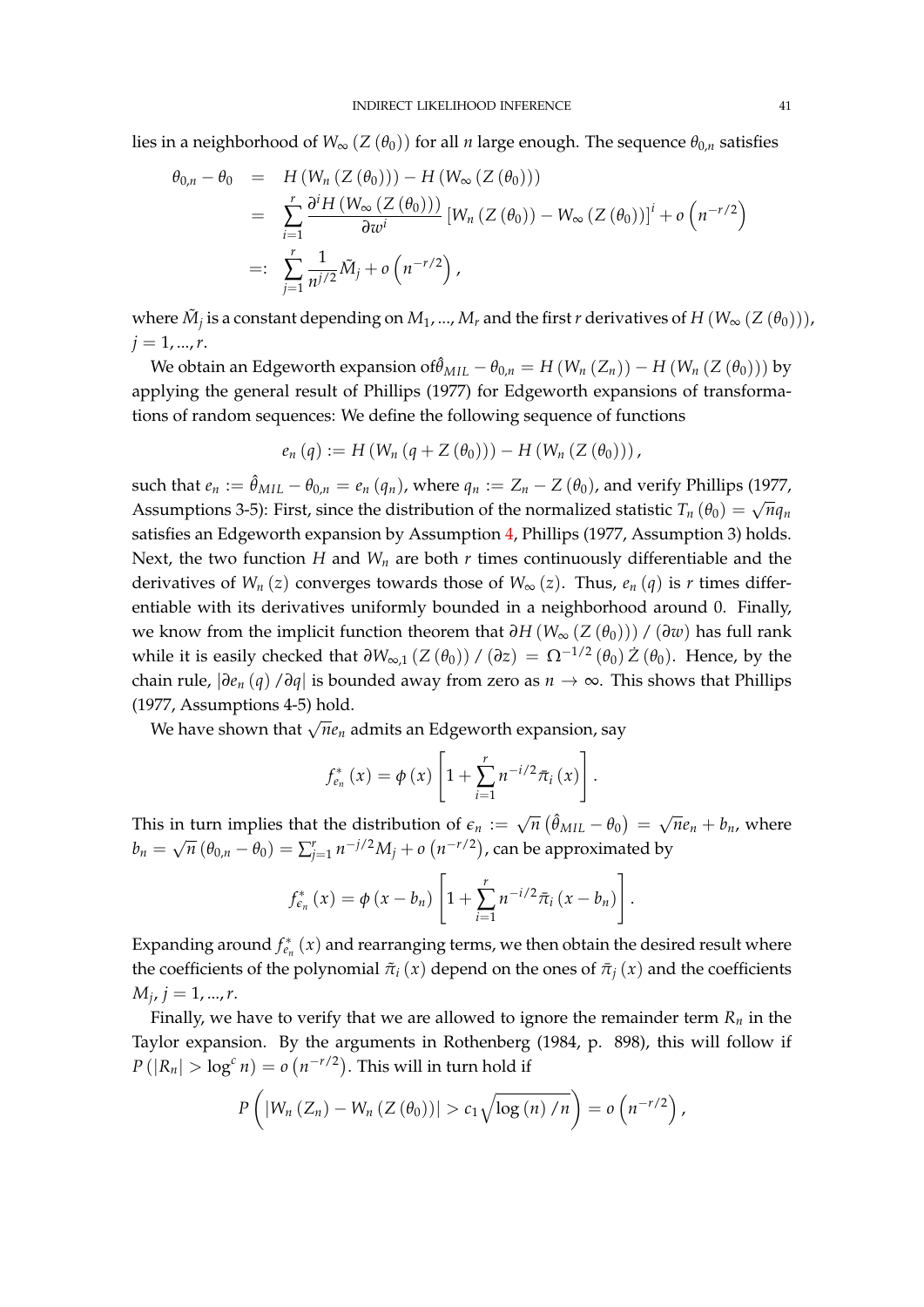lies in a neighborhood of $W_\infty(Z(\theta_0))$ for all $n$ large enough. The sequence $\theta_{0,n}$ satisfies

$$
\begin{aligned}
\theta_{0,n} - \theta_0 &= H(W_n(Z(\theta_0))) - H(W_\infty(Z(\theta_0))) \\
&= \sum_{i=1}^{r} \frac{\partial^i H(W_\infty(Z(\theta_0)))}{\partial w^i} \left[W_n(Z(\theta_0)) - W_\infty(Z(\theta_0))\right]^i + o\left(n^{-r/2}\right) \\
&=: \sum_{j=1}^{r} \frac{1}{n^{j/2}} \tilde{M}_j + o\left(n^{-r/2}\right),
\end{aligned}
$$

where $\tilde{M}_j$ is a constant depending on $M_1, ..., M_r$ and the first $r$ derivatives of $H(W_\infty(Z(\theta_0)))$, $j = 1, ..., r$.

We obtain an Edgeworth expansion of$\hat{\theta}_{MIL} - \theta_{0,n} = H(W_n(Z_n)) - H(W_n(Z(\theta_0)))$ by applying the general result of Phillips (1977) for Edgeworth expansions of transformations of random sequences: We define the following sequence of functions

$$
e_n(q) := H(W_n(q + Z(\theta_0))) - H(W_n(Z(\theta_0))),
$$

such that $e_n := \hat{\theta}_{MIL} - \theta_{0,n} = e_n(q_n)$, where $q_n := Z_n - Z(\theta_0)$, and verify Phillips (1977, Assumptions 3-5): First, since the distribution of the normalized statistic $T_n(\theta_0) = \sqrt{n} q_n$ satisfies an Edgeworth expansion by Assumption 4, Phillips (1977, Assumption 3) holds. Next, the two function $H$ and $W_n$ are both $r$ times continuously differentiable and the derivatives of $W_n(z)$ converges towards those of $W_\infty(z)$. Thus, $e_n(q)$ is $r$ times differentiable with its derivatives uniformly bounded in a neighborhood around 0. Finally, we know from the implicit function theorem that $\partial H(W_\infty(Z(\theta_0))) / (\partial w)$ has full rank while it is easily checked that $\partial W_{\infty,1}(Z(\theta_0)) / (\partial z) = \Omega^{-1/2}(\theta_0) \dot{Z}(\theta_0)$. Hence, by the chain rule, $|\partial e_n(q) / \partial q|$ is bounded away from zero as $n \to \infty$. This shows that Phillips (1977, Assumptions 4-5) hold.

We have shown that $\sqrt{n} e_n$ admits an Edgeworth expansion, say

$$
f^*_{e_n}(x) = \phi(x) \left[1 + \sum_{i=1}^{r} n^{-i/2} \bar{\pi}_i(x)\right].
$$

This in turn implies that the distribution of $\epsilon_n := \sqrt{n}\left(\hat{\theta}_{MIL} - \theta_0\right) = \sqrt{n} e_n + b_n$, where $b_n = \sqrt{n}(\theta_{0,n} - \theta_0) = \sum_{j=1}^{r} n^{-j/2} M_j + o\left(n^{-r/2}\right)$, can be approximated by

$$
f^*_{\epsilon_n}(x) = \phi(x - b_n) \left[1 + \sum_{i=1}^{r} n^{-i/2} \bar{\pi}_i(x - b_n)\right].
$$

Expanding around $f^*_{e_n}(x)$ and rearranging terms, we then obtain the desired result where the coefficients of the polynomial $\tilde{\pi}_i(x)$ depend on the ones of $\bar{\pi}_j(x)$ and the coefficients $M_j$, $j = 1, ..., r$.

Finally, we have to verify that we are allowed to ignore the remainder term $R_n$ in the Taylor expansion. By the arguments in Rothenberg (1984, p. 898), this will follow if $P(|R_n| > \log^c n) = o\left(n^{-r/2}\right)$. This will in turn hold if

$$
P\left(|W_n(Z_n) - W_n(Z(\theta_0))| > c_1 \sqrt{\log(n)/n}\right) = o\left(n^{-r/2}\right),
$$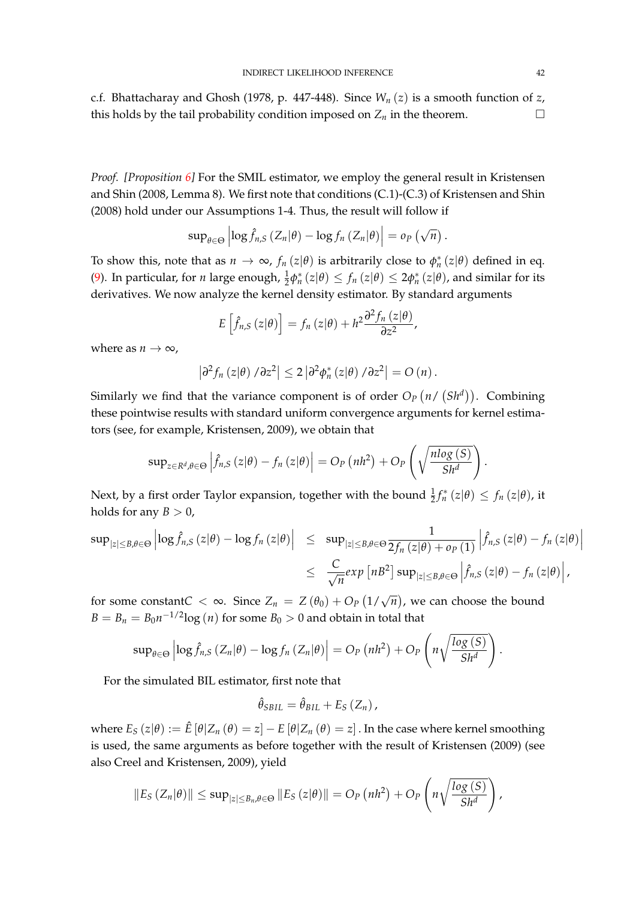c.f. Bhattacharay and Ghosh (1978, p. 447-448). Since $W_n(z)$ is a smooth function of $z$, this holds by the tail probability condition imposed on $Z_n$ in the theorem. □

*Proof. [Proposition 6]* For the SMIL estimator, we employ the general result in Kristensen and Shin (2008, Lemma 8). We first note that conditions (C.1)-(C.3) of Kristensen and Shin (2008) hold under our Assumptions 1-4. Thus, the result will follow if

$$\sup_{\theta\in\Theta}\left|\log \hat{f}_{n,S}(Z_n|\theta)-\log f_n(Z_n|\theta)\right|=o_P\left(\sqrt{n}\right).$$

To show this, note that as $n\to\infty$, $f_n(z|\theta)$ is arbitrarily close to $\phi_n^*(z|\theta)$ defined in eq. (9). In particular, for $n$ large enough, $\frac{1}{2}\phi_n^*(z|\theta)\leq f_n(z|\theta)\leq 2\phi_n^*(z|\theta)$, and similar for its derivatives. We now analyze the kernel density estimator. By standard arguments

$$E\left[\hat{f}_{n,S}(z|\theta)\right]=f_n(z|\theta)+h^2\frac{\partial^2 f_n(z|\theta)}{\partial z^2},$$

where as $n\to\infty$,

$$\left|\partial^2 f_n(z|\theta)/\partial z^2\right|\leq 2\left|\partial^2\phi_n^*(z|\theta)/\partial z^2\right|=O(n).$$

Similarly we find that the variance component is of order $O_P\left(n/\left(Sh^d\right)\right)$. Combining these pointwise results with standard uniform convergence arguments for kernel estimators (see, for example, Kristensen, 2009), we obtain that

$$\sup_{z\in R^d,\theta\in\Theta}\left|\hat{f}_{n,S}(z|\theta)-f_n(z|\theta)\right|=O_P\left(nh^2\right)+O_P\left(\sqrt{\frac{n\log(S)}{Sh^d}}\right).$$

Next, by a first order Taylor expansion, together with the bound $\frac{1}{2}f_n^*(z|\theta)\leq f_n(z|\theta)$, it holds for any $B>0$,

$$\begin{aligned}\sup_{|z|\leq B,\theta\in\Theta}\left|\log\hat{f}_{n,S}(z|\theta)-\log f_n(z|\theta)\right| &\leq \sup_{|z|\leq B,\theta\in\Theta}\frac{1}{2f_n(z|\theta)+o_P(1)}\left|\hat{f}_{n,S}(z|\theta)-f_n(z|\theta)\right|\\ &\leq \frac{C}{\sqrt{n}}exp\left[nB^2\right]\sup_{|z|\leq B,\theta\in\Theta}\left|\hat{f}_{n,S}(z|\theta)-f_n(z|\theta)\right|,\end{aligned}$$

for some constant $C<\infty$. Since $Z_n=Z(\theta_0)+O_P\left(1/\sqrt{n}\right)$, we can choose the bound $B=B_n=B_0n^{-1/2}\log(n)$ for some $B_0>0$ and obtain in total that

$$\sup_{\theta\in\Theta}\left|\log\hat{f}_{n,S}(Z_n|\theta)-\log f_n(Z_n|\theta)\right|=O_P\left(nh^2\right)+O_P\left(n\sqrt{\frac{\log(S)}{Sh^d}}\right).$$

For the simulated BIL estimator, first note that

$$\hat{\theta}_{SBIL}=\hat{\theta}_{BIL}+E_S(Z_n),$$

where $E_S(z|\theta):=\hat{E}\left[\theta|Z_n(\theta)=z\right]-E\left[\theta|Z_n(\theta)=z\right]$. In the case where kernel smoothing is used, the same arguments as before together with the result of Kristensen (2009) (see also Creel and Kristensen, 2009), yield

$$\left\|E_S(Z_n|\theta)\right\|\leq\sup_{|z|\leq B_n,\theta\in\Theta}\left\|E_S(z|\theta)\right\|=O_P\left(nh^2\right)+O_P\left(n\sqrt{\frac{\log(S)}{Sh^d}}\right),$$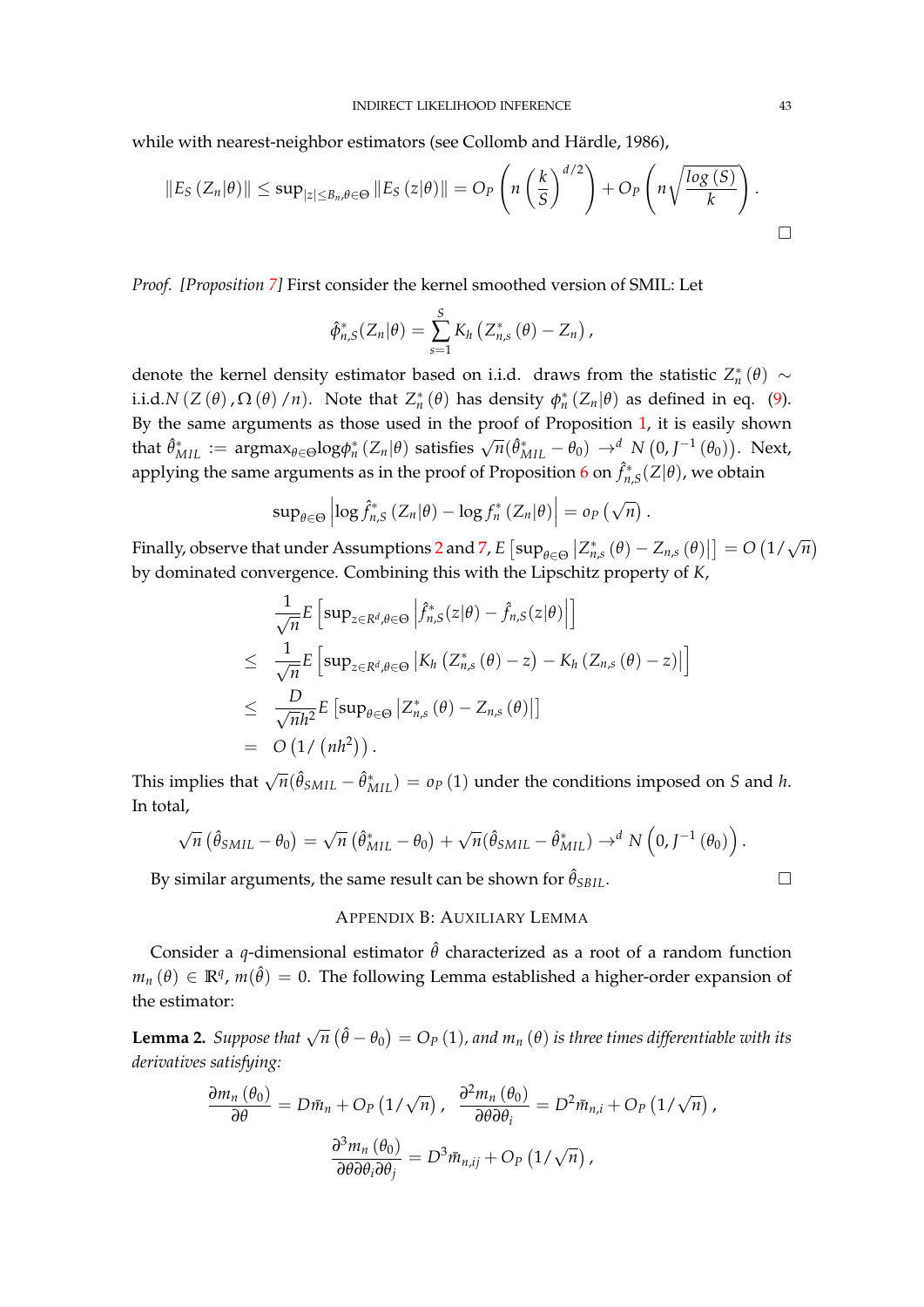while with nearest-neighbor estimators (see Collomb and Härdle, 1986),

$$\|E_S(Z_n|\theta)\| \leq \sup_{|z|\leq B_n, \theta\in\Theta} \|E_S(z|\theta)\| = O_P\left(n\left(\frac{k}{S}\right)^{d/2}\right) + O_P\left(n\sqrt{\frac{log(S)}{k}}\right).$$

□

*Proof. [Proposition 7]* First consider the kernel smoothed version of SMIL: Let

$$\hat{\phi}^*_{n,S}(Z_n|\theta) = \sum_{s=1}^{S} K_h\left(Z^*_{n,s}(\theta) - Z_n\right),$$

denote the kernel density estimator based on i.i.d. draws from the statistic $Z^*_n(\theta) \sim$ i.i.d.$N\left(Z(\theta), \Omega(\theta)/n\right)$. Note that $Z^*_n(\theta)$ has density $\phi^*_n(Z_n|\theta)$ as defined in eq. (9). By the same arguments as those used in the proof of Proposition 1, it is easily shown that $\hat{\theta}^*_{MIL} := \text{argmax}_{\theta\in\Theta}\log\phi^*_n(Z_n|\theta)$ satisfies $\sqrt{n}(\hat{\theta}^*_{MIL} - \theta_0) \to^d N\left(0, J^{-1}(\theta_0)\right)$. Next, applying the same arguments as in the proof of Proposition 6 on $\hat{f}^*_{n,S}(Z|\theta)$, we obtain

$$\sup_{\theta\in\Theta}\left|\log\hat{f}^*_{n,S}(Z_n|\theta) - \log f^*_n(Z_n|\theta)\right| = o_P\left(\sqrt{n}\right).$$

Finally, observe that under Assumptions 2 and 7, $E\left[\sup_{\theta\in\Theta}\left|Z^*_{n,s}(\theta) - Z_{n,s}(\theta)\right|\right] = O\left(1/\sqrt{n}\right)$ by dominated convergence. Combining this with the Lipschitz property of $K$,

$$\begin{aligned}
&\frac{1}{\sqrt{n}}E\left[\sup_{z\in R^d,\theta\in\Theta}\left|\hat{f}^*_{n,S}(z|\theta) - \hat{f}_{n,S}(z|\theta)\right|\right] \\
\leq\ & \frac{1}{\sqrt{n}}E\left[\sup_{z\in R^d,\theta\in\Theta}\left|K_h\left(Z^*_{n,s}(\theta) - z\right) - K_h\left(Z_{n,s}(\theta) - z\right)\right|\right] \\
\leq\ & \frac{D}{\sqrt{n}h^2}E\left[\sup_{\theta\in\Theta}\left|Z^*_{n,s}(\theta) - Z_{n,s}(\theta)\right|\right] \\
=\ & O\left(1/\left(nh^2\right)\right).
\end{aligned}$$

This implies that $\sqrt{n}(\hat{\theta}_{SMIL} - \hat{\theta}^*_{MIL}) = o_P(1)$ under the conditions imposed on $S$ and $h$. In total,

$$\sqrt{n}\left(\hat{\theta}_{SMIL} - \theta_0\right) = \sqrt{n}\left(\hat{\theta}^*_{MIL} - \theta_0\right) + \sqrt{n}(\hat{\theta}_{SMIL} - \hat{\theta}^*_{MIL}) \to^d N\left(0, J^{-1}(\theta_0)\right).$$

By similar arguments, the same result can be shown for $\hat{\theta}_{SBIL}$. □

## Appendix B: Auxiliary Lemma

Consider a $q$-dimensional estimator $\hat{\theta}$ characterized as a root of a random function $m_n(\theta) \in \mathbb{R}^q$, $m(\hat{\theta}) = 0$. The following Lemma established a higher-order expansion of the estimator:

**Lemma 2.** *Suppose that $\sqrt{n}\left(\hat{\theta} - \theta_0\right) = O_P(1)$, and $m_n(\theta)$ is three times differentiable with its derivatives satisfying:*

$$\frac{\partial m_n(\theta_0)}{\partial\theta} = D\bar{m}_n + O_P\left(1/\sqrt{n}\right), \quad \frac{\partial^2 m_n(\theta_0)}{\partial\theta\partial\theta_i} = D^2\bar{m}_{n,i} + O_P\left(1/\sqrt{n}\right),$$

$$\frac{\partial^3 m_n(\theta_0)}{\partial\theta\partial\theta_i\partial\theta_j} = D^3\bar{m}_{n,ij} + O_P\left(1/\sqrt{n}\right),$$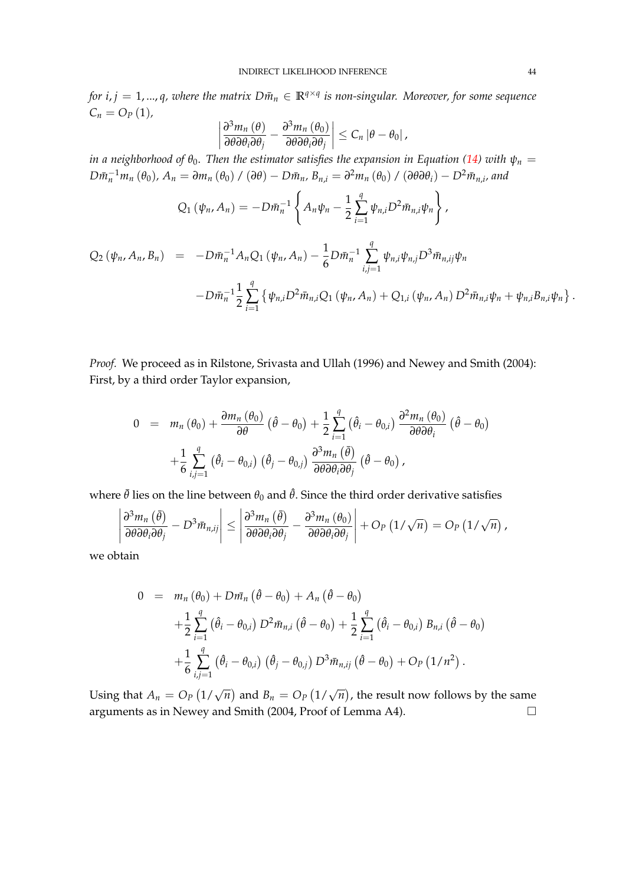for $i, j = 1, ..., q$, where the matrix $D\bar{m}_n \in \mathbb{R}^{q \times q}$ is non-singular. Moreover, for some sequence $C_n = O_P(1)$,

$$\left| \frac{\partial^3 m_n(\theta)}{\partial\theta\partial\theta_i\partial\theta_j} - \frac{\partial^3 m_n(\theta_0)}{\partial\theta\partial\theta_i\partial\theta_j} \right| \le C_n |\theta - \theta_0|,$$

*in a neighborhood of $\theta_0$. Then the estimator satisfies the expansion in Equation (14) with $\psi_n = D\bar{m}_n^{-1} m_n(\theta_0)$, $A_n = \partial m_n(\theta_0) / (\partial\theta) - D\bar{m}_n$, $B_{n,i} = \partial^2 m_n(\theta_0) / (\partial\theta\partial\theta_i) - D^2\bar{m}_{n,i}$, and*

$$Q_1(\psi_n, A_n) = -D\bar{m}_n^{-1} \left\{ A_n \psi_n - \frac{1}{2} \sum_{i=1}^{q} \psi_{n,i} D^2 \bar{m}_{n,i} \psi_n \right\},$$

$$\begin{aligned}
Q_2(\psi_n, A_n, B_n) &= -D\bar{m}_n^{-1} A_n Q_1(\psi_n, A_n) - \frac{1}{6} D\bar{m}_n^{-1} \sum_{i,j=1}^{q} \psi_{n,i} \psi_{n,j} D^3 \bar{m}_{n,ij} \psi_n \\
&\quad - D\bar{m}_n^{-1} \frac{1}{2} \sum_{i=1}^{q} \left\{ \psi_{n,i} D^2 \bar{m}_{n,i} Q_1(\psi_n, A_n) + Q_{1,i}(\psi_n, A_n) D^2 \bar{m}_{n,i} \psi_n + \psi_{n,i} B_{n,i} \psi_n \right\}.
\end{aligned}$$

*Proof.* We proceed as in Rilstone, Srivasta and Ullah (1996) and Newey and Smith (2004): First, by a third order Taylor expansion,

$$\begin{aligned}
0 &= m_n(\theta_0) + \frac{\partial m_n(\theta_0)}{\partial\theta} (\hat{\theta} - \theta_0) + \frac{1}{2} \sum_{i=1}^{q} (\hat{\theta}_i - \theta_{0,i}) \frac{\partial^2 m_n(\theta_0)}{\partial\theta\partial\theta_i} (\hat{\theta} - \theta_0) \\
&\quad + \frac{1}{6} \sum_{i,j=1}^{q} (\hat{\theta}_i - \theta_{0,i})(\hat{\theta}_j - \theta_{0,j}) \frac{\partial^3 m_n(\bar{\theta})}{\partial\theta\partial\theta_i\partial\theta_j} (\hat{\theta} - \theta_0),
\end{aligned}$$

where $\bar{\theta}$ lies on the line between $\theta_0$ and $\hat{\theta}$. Since the third order derivative satisfies

$$\left| \frac{\partial^3 m_n(\bar{\theta})}{\partial\theta\partial\theta_i\partial\theta_j} - D^3 \bar{m}_{n,ij} \right| \le \left| \frac{\partial^3 m_n(\bar{\theta})}{\partial\theta\partial\theta_i\partial\theta_j} - \frac{\partial^3 m_n(\theta_0)}{\partial\theta\partial\theta_i\partial\theta_j} \right| + O_P(1/\sqrt{n}) = O_P(1/\sqrt{n}),$$

we obtain

$$\begin{aligned}
0 &= m_n(\theta_0) + D\bar{m}_n (\hat{\theta} - \theta_0) + A_n (\hat{\theta} - \theta_0) \\
&\quad + \frac{1}{2} \sum_{i=1}^{q} (\hat{\theta}_i - \theta_{0,i}) D^2 \bar{m}_{n,i} (\hat{\theta} - \theta_0) + \frac{1}{2} \sum_{i=1}^{q} (\hat{\theta}_i - \theta_{0,i}) B_{n,i} (\hat{\theta} - \theta_0) \\
&\quad + \frac{1}{6} \sum_{i,j=1}^{q} (\hat{\theta}_i - \theta_{0,i})(\hat{\theta}_j - \theta_{0,j}) D^3 \bar{m}_{n,ij} (\hat{\theta} - \theta_0) + O_P(1/n^2).
\end{aligned}$$

Using that $A_n = O_P(1/\sqrt{n})$ and $B_n = O_P(1/\sqrt{n})$, the result now follows by the same arguments as in Newey and Smith (2004, Proof of Lemma A4). □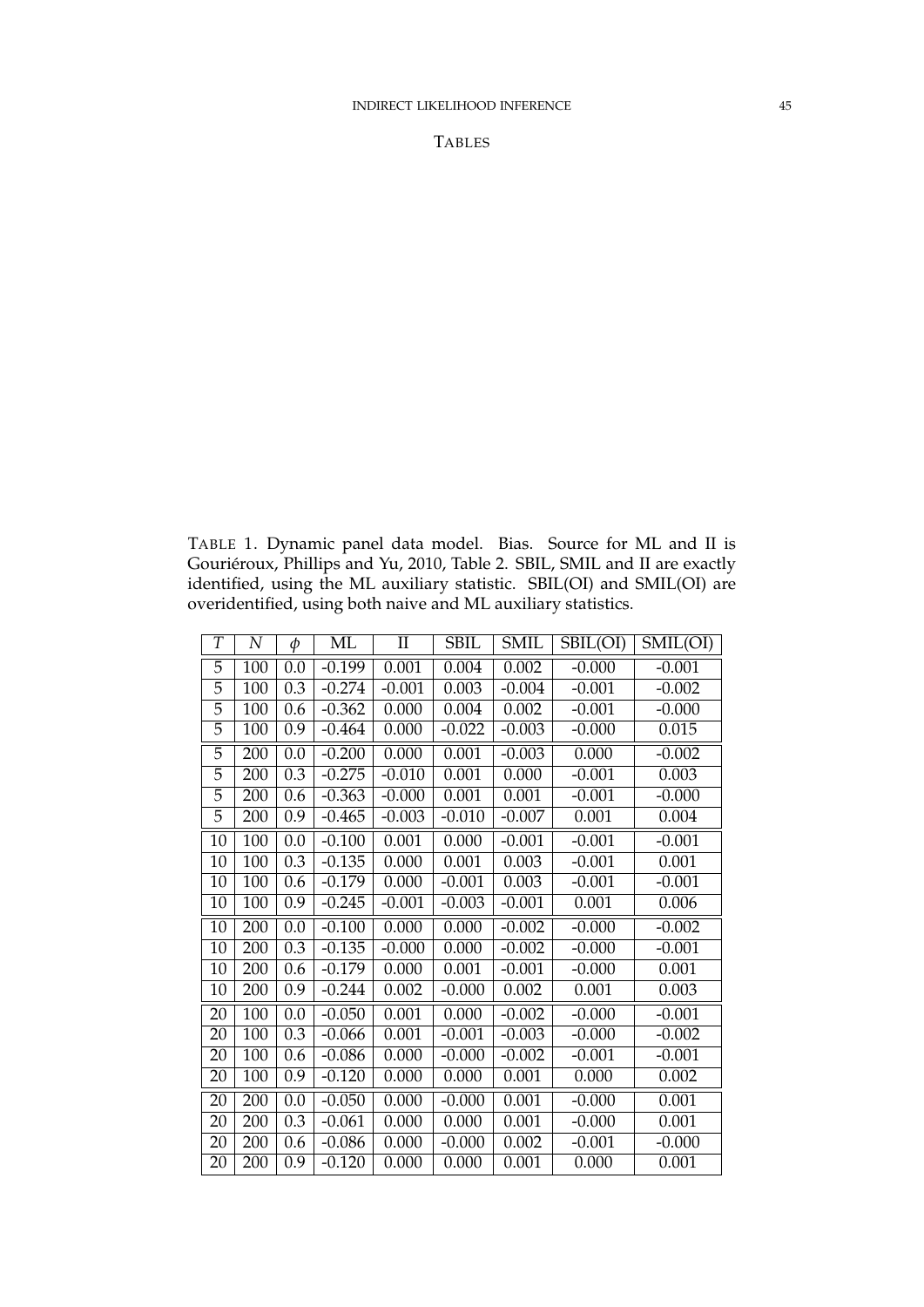# Tables

Table 1. Dynamic panel data model. Bias. Source for ML and II is Gouriéroux, Phillips and Yu, 2010, Table 2. SBIL, SMIL and II are exactly identified, using the ML auxiliary statistic. SBIL(OI) and SMIL(OI) are overidentified, using both naive and ML auxiliary statistics.

| $T$ | $N$ | $\phi$ | ML | II | SBIL | SMIL | SBIL(OI) | SMIL(OI) |
|---|---|---|---|---|---|---|---|---|
| 5 | 100 | 0.0 | -0.199 | 0.001 | 0.004 | 0.002 | -0.000 | -0.001 |
| 5 | 100 | 0.3 | -0.274 | -0.001 | 0.003 | -0.004 | -0.001 | -0.002 |
| 5 | 100 | 0.6 | -0.362 | 0.000 | 0.004 | 0.002 | -0.001 | -0.000 |
| 5 | 100 | 0.9 | -0.464 | 0.000 | -0.022 | -0.003 | -0.000 | 0.015 |
| 5 | 200 | 0.0 | -0.200 | 0.000 | 0.001 | -0.003 | 0.000 | -0.002 |
| 5 | 200 | 0.3 | -0.275 | -0.010 | 0.001 | 0.000 | -0.001 | 0.003 |
| 5 | 200 | 0.6 | -0.363 | -0.000 | 0.001 | 0.001 | -0.001 | -0.000 |
| 5 | 200 | 0.9 | -0.465 | -0.003 | -0.010 | -0.007 | 0.001 | 0.004 |
| 10 | 100 | 0.0 | -0.100 | 0.001 | 0.000 | -0.001 | -0.001 | -0.001 |
| 10 | 100 | 0.3 | -0.135 | 0.000 | 0.001 | 0.003 | -0.001 | 0.001 |
| 10 | 100 | 0.6 | -0.179 | 0.000 | -0.001 | 0.003 | -0.001 | -0.001 |
| 10 | 100 | 0.9 | -0.245 | -0.001 | -0.003 | -0.001 | 0.001 | 0.006 |
| 10 | 200 | 0.0 | -0.100 | 0.000 | 0.000 | -0.002 | -0.000 | -0.002 |
| 10 | 200 | 0.3 | -0.135 | -0.000 | 0.000 | -0.002 | -0.000 | -0.001 |
| 10 | 200 | 0.6 | -0.179 | 0.000 | 0.001 | -0.001 | -0.000 | 0.001 |
| 10 | 200 | 0.9 | -0.244 | 0.002 | -0.000 | 0.002 | 0.001 | 0.003 |
| 20 | 100 | 0.0 | -0.050 | 0.001 | 0.000 | -0.002 | -0.000 | -0.001 |
| 20 | 100 | 0.3 | -0.066 | 0.001 | -0.001 | -0.003 | -0.000 | -0.002 |
| 20 | 100 | 0.6 | -0.086 | 0.000 | -0.000 | -0.002 | -0.001 | -0.001 |
| 20 | 100 | 0.9 | -0.120 | 0.000 | 0.000 | 0.001 | 0.000 | 0.002 |
| 20 | 200 | 0.0 | -0.050 | 0.000 | -0.000 | 0.001 | -0.000 | 0.001 |
| 20 | 200 | 0.3 | -0.061 | 0.000 | 0.000 | 0.001 | -0.000 | 0.001 |
| 20 | 200 | 0.6 | -0.086 | 0.000 | -0.000 | 0.002 | -0.001 | -0.000 |
| 20 | 200 | 0.9 | -0.120 | 0.000 | 0.000 | 0.001 | 0.000 | 0.001 |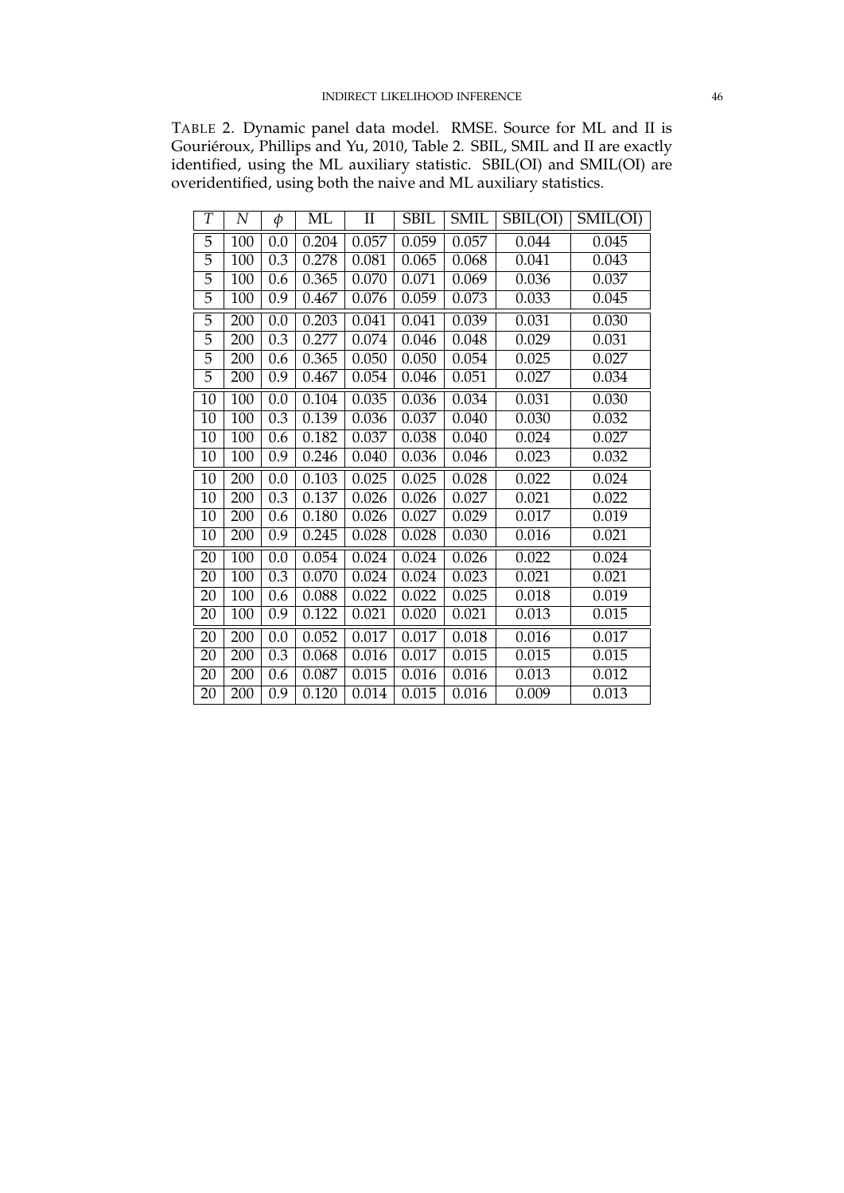TABLE 2. Dynamic panel data model. RMSE. Source for ML and II is Gouriéroux, Phillips and Yu, 2010, Table 2. SBIL, SMIL and II are exactly identified, using the ML auxiliary statistic. SBIL(OI) and SMIL(OI) are overidentified, using both the naive and ML auxiliary statistics.

| $T$ | $N$ | $\phi$ | ML | II | SBIL | SMIL | SBIL(OI) | SMIL(OI) |
|---|---|---|---|---|---|---|---|---|
| 5 | 100 | 0.0 | 0.204 | 0.057 | 0.059 | 0.057 | 0.044 | 0.045 |
| 5 | 100 | 0.3 | 0.278 | 0.081 | 0.065 | 0.068 | 0.041 | 0.043 |
| 5 | 100 | 0.6 | 0.365 | 0.070 | 0.071 | 0.069 | 0.036 | 0.037 |
| 5 | 100 | 0.9 | 0.467 | 0.076 | 0.059 | 0.073 | 0.033 | 0.045 |
| 5 | 200 | 0.0 | 0.203 | 0.041 | 0.041 | 0.039 | 0.031 | 0.030 |
| 5 | 200 | 0.3 | 0.277 | 0.074 | 0.046 | 0.048 | 0.029 | 0.031 |
| 5 | 200 | 0.6 | 0.365 | 0.050 | 0.050 | 0.054 | 0.025 | 0.027 |
| 5 | 200 | 0.9 | 0.467 | 0.054 | 0.046 | 0.051 | 0.027 | 0.034 |
| 10 | 100 | 0.0 | 0.104 | 0.035 | 0.036 | 0.034 | 0.031 | 0.030 |
| 10 | 100 | 0.3 | 0.139 | 0.036 | 0.037 | 0.040 | 0.030 | 0.032 |
| 10 | 100 | 0.6 | 0.182 | 0.037 | 0.038 | 0.040 | 0.024 | 0.027 |
| 10 | 100 | 0.9 | 0.246 | 0.040 | 0.036 | 0.046 | 0.023 | 0.032 |
| 10 | 200 | 0.0 | 0.103 | 0.025 | 0.025 | 0.028 | 0.022 | 0.024 |
| 10 | 200 | 0.3 | 0.137 | 0.026 | 0.026 | 0.027 | 0.021 | 0.022 |
| 10 | 200 | 0.6 | 0.180 | 0.026 | 0.027 | 0.029 | 0.017 | 0.019 |
| 10 | 200 | 0.9 | 0.245 | 0.028 | 0.028 | 0.030 | 0.016 | 0.021 |
| 20 | 100 | 0.0 | 0.054 | 0.024 | 0.024 | 0.026 | 0.022 | 0.024 |
| 20 | 100 | 0.3 | 0.070 | 0.024 | 0.024 | 0.023 | 0.021 | 0.021 |
| 20 | 100 | 0.6 | 0.088 | 0.022 | 0.022 | 0.025 | 0.018 | 0.019 |
| 20 | 100 | 0.9 | 0.122 | 0.021 | 0.020 | 0.021 | 0.013 | 0.015 |
| 20 | 200 | 0.0 | 0.052 | 0.017 | 0.017 | 0.018 | 0.016 | 0.017 |
| 20 | 200 | 0.3 | 0.068 | 0.016 | 0.017 | 0.015 | 0.015 | 0.015 |
| 20 | 200 | 0.6 | 0.087 | 0.015 | 0.016 | 0.016 | 0.013 | 0.012 |
| 20 | 200 | 0.9 | 0.120 | 0.014 | 0.015 | 0.016 | 0.009 | 0.013 |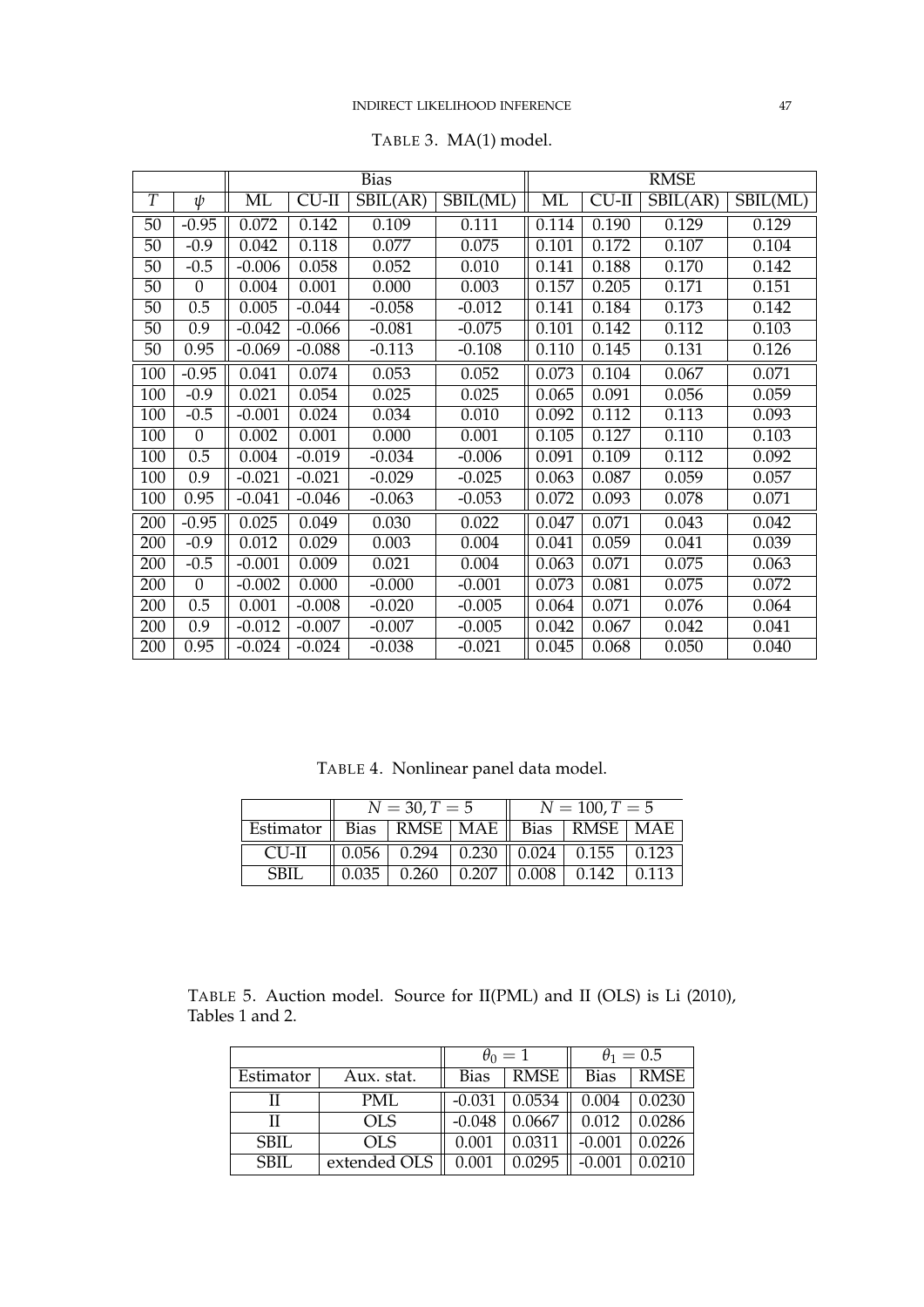TABLE 3. MA(1) model.

| | | Bias | | | | RMSE | | | |
|---|---|---|---|---|---|---|---|---|---|
| $T$ | $\psi$ | ML | CU-II | SBIL(AR) | SBIL(ML) | ML | CU-II | SBIL(AR) | SBIL(ML) |
| 50 | -0.95 | 0.072 | 0.142 | 0.109 | 0.111 | 0.114 | 0.190 | 0.129 | 0.129 |
| 50 | -0.9 | 0.042 | 0.118 | 0.077 | 0.075 | 0.101 | 0.172 | 0.107 | 0.104 |
| 50 | -0.5 | -0.006 | 0.058 | 0.052 | 0.010 | 0.141 | 0.188 | 0.170 | 0.142 |
| 50 | 0 | 0.004 | 0.001 | 0.000 | 0.003 | 0.157 | 0.205 | 0.171 | 0.151 |
| 50 | 0.5 | 0.005 | -0.044 | -0.058 | -0.012 | 0.141 | 0.184 | 0.173 | 0.142 |
| 50 | 0.9 | -0.042 | -0.066 | -0.081 | -0.075 | 0.101 | 0.142 | 0.112 | 0.103 |
| 50 | 0.95 | -0.069 | -0.088 | -0.113 | -0.108 | 0.110 | 0.145 | 0.131 | 0.126 |
| 100 | -0.95 | 0.041 | 0.074 | 0.053 | 0.052 | 0.073 | 0.104 | 0.067 | 0.071 |
| 100 | -0.9 | 0.021 | 0.054 | 0.025 | 0.025 | 0.065 | 0.091 | 0.056 | 0.059 |
| 100 | -0.5 | -0.001 | 0.024 | 0.034 | 0.010 | 0.092 | 0.112 | 0.113 | 0.093 |
| 100 | 0 | 0.002 | 0.001 | 0.000 | 0.001 | 0.105 | 0.127 | 0.110 | 0.103 |
| 100 | 0.5 | 0.004 | -0.019 | -0.034 | -0.006 | 0.091 | 0.109 | 0.112 | 0.092 |
| 100 | 0.9 | -0.021 | -0.021 | -0.029 | -0.025 | 0.063 | 0.087 | 0.059 | 0.057 |
| 100 | 0.95 | -0.041 | -0.046 | -0.063 | -0.053 | 0.072 | 0.093 | 0.078 | 0.071 |
| 200 | -0.95 | 0.025 | 0.049 | 0.030 | 0.022 | 0.047 | 0.071 | 0.043 | 0.042 |
| 200 | -0.9 | 0.012 | 0.029 | 0.003 | 0.004 | 0.041 | 0.059 | 0.041 | 0.039 |
| 200 | -0.5 | -0.001 | 0.009 | 0.021 | 0.004 | 0.063 | 0.071 | 0.075 | 0.063 |
| 200 | 0 | -0.002 | 0.000 | -0.000 | -0.001 | 0.073 | 0.081 | 0.075 | 0.072 |
| 200 | 0.5 | 0.001 | -0.008 | -0.020 | -0.005 | 0.064 | 0.071 | 0.076 | 0.064 |
| 200 | 0.9 | -0.012 | -0.007 | -0.007 | -0.005 | 0.042 | 0.067 | 0.042 | 0.041 |
| 200 | 0.95 | -0.024 | -0.024 | -0.038 | -0.021 | 0.045 | 0.068 | 0.050 | 0.040 |

TABLE 4. Nonlinear panel data model.

| | $N = 30, T = 5$ | | | $N = 100, T = 5$ | | |
|---|---|---|---|---|---|---|
| Estimator | Bias | RMSE | MAE | Bias | RMSE | MAE |
| CU-II | 0.056 | 0.294 | 0.230 | 0.024 | 0.155 | 0.123 |
| SBIL | 0.035 | 0.260 | 0.207 | 0.008 | 0.142 | 0.113 |

TABLE 5. Auction model. Source for II(PML) and II (OLS) is Li (2010), Tables 1 and 2.

| | | $\theta_0 = 1$ | | $\theta_1 = 0.5$ | |
|---|---|---|---|---|---|
| Estimator | Aux. stat. | Bias | RMSE | Bias | RMSE |
| II | PML | -0.031 | 0.0534 | 0.004 | 0.0230 |
| II | OLS | -0.048 | 0.0667 | 0.012 | 0.0286 |
| SBIL | OLS | 0.001 | 0.0311 | -0.001 | 0.0226 |
| SBIL | extended OLS | 0.001 | 0.0295 | -0.001 | 0.0210 |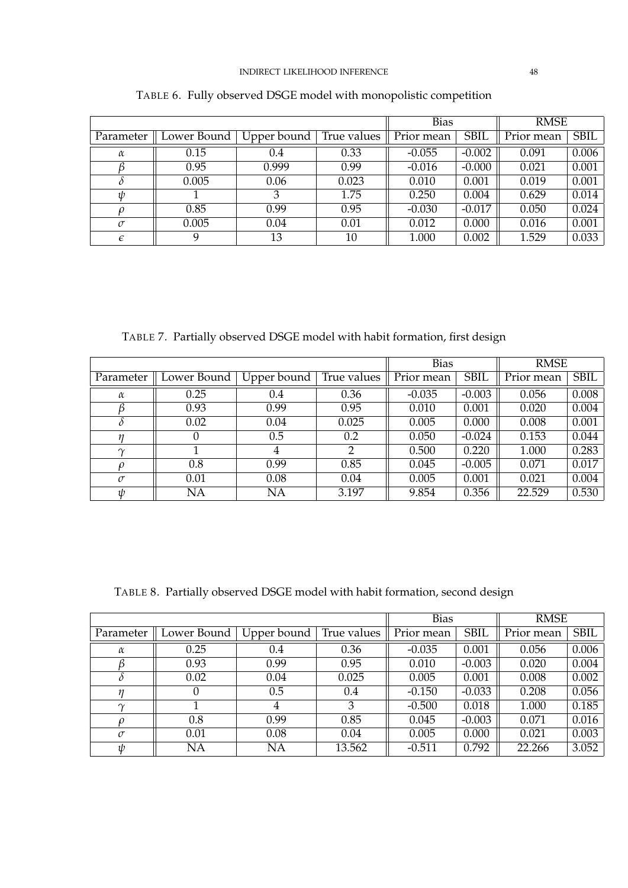TABLE 6. Fully observed DSGE model with monopolistic competition

| | | | | Bias | | RMSE | |
|---|---|---|---|---|---|---|---|
| Parameter | Lower Bound | Upper bound | True values | Prior mean | SBIL | Prior mean | SBIL |
| $\alpha$ | 0.15 | 0.4 | 0.33 | -0.055 | -0.002 | 0.091 | 0.006 |
| $\beta$ | 0.95 | 0.999 | 0.99 | -0.016 | -0.000 | 0.021 | 0.001 |
| $\delta$ | 0.005 | 0.06 | 0.023 | 0.010 | 0.001 | 0.019 | 0.001 |
| $\psi$ | 1 | 3 | 1.75 | 0.250 | 0.004 | 0.629 | 0.014 |
| $\rho$ | 0.85 | 0.99 | 0.95 | -0.030 | -0.017 | 0.050 | 0.024 |
| $\sigma$ | 0.005 | 0.04 | 0.01 | 0.012 | 0.000 | 0.016 | 0.001 |
| $\epsilon$ | 9 | 13 | 10 | 1.000 | 0.002 | 1.529 | 0.033 |

TABLE 7. Partially observed DSGE model with habit formation, first design

| | | | | Bias | | RMSE | |
|---|---|---|---|---|---|---|---|
| Parameter | Lower Bound | Upper bound | True values | Prior mean | SBIL | Prior mean | SBIL |
| $\alpha$ | 0.25 | 0.4 | 0.36 | -0.035 | -0.003 | 0.056 | 0.008 |
| $\beta$ | 0.93 | 0.99 | 0.95 | 0.010 | 0.001 | 0.020 | 0.004 |
| $\delta$ | 0.02 | 0.04 | 0.025 | 0.005 | 0.000 | 0.008 | 0.001 |
| $\eta$ | 0 | 0.5 | 0.2 | 0.050 | -0.024 | 0.153 | 0.044 |
| $\gamma$ | 1 | 4 | 2 | 0.500 | 0.220 | 1.000 | 0.283 |
| $\rho$ | 0.8 | 0.99 | 0.85 | 0.045 | -0.005 | 0.071 | 0.017 |
| $\sigma$ | 0.01 | 0.08 | 0.04 | 0.005 | 0.001 | 0.021 | 0.004 |
| $\psi$ | NA | NA | 3.197 | 9.854 | 0.356 | 22.529 | 0.530 |

TABLE 8. Partially observed DSGE model with habit formation, second design

| | | | | Bias | | RMSE | |
|---|---|---|---|---|---|---|---|
| Parameter | Lower Bound | Upper bound | True values | Prior mean | SBIL | Prior mean | SBIL |
| $\alpha$ | 0.25 | 0.4 | 0.36 | -0.035 | 0.001 | 0.056 | 0.006 |
| $\beta$ | 0.93 | 0.99 | 0.95 | 0.010 | -0.003 | 0.020 | 0.004 |
| $\delta$ | 0.02 | 0.04 | 0.025 | 0.005 | 0.001 | 0.008 | 0.002 |
| $\eta$ | 0 | 0.5 | 0.4 | -0.150 | -0.033 | 0.208 | 0.056 |
| $\gamma$ | 1 | 4 | 3 | -0.500 | 0.018 | 1.000 | 0.185 |
| $\rho$ | 0.8 | 0.99 | 0.85 | 0.045 | -0.003 | 0.071 | 0.016 |
| $\sigma$ | 0.01 | 0.08 | 0.04 | 0.005 | 0.000 | 0.021 | 0.003 |
| $\psi$ | NA | NA | 13.562 | -0.511 | 0.792 | 22.266 | 3.052 |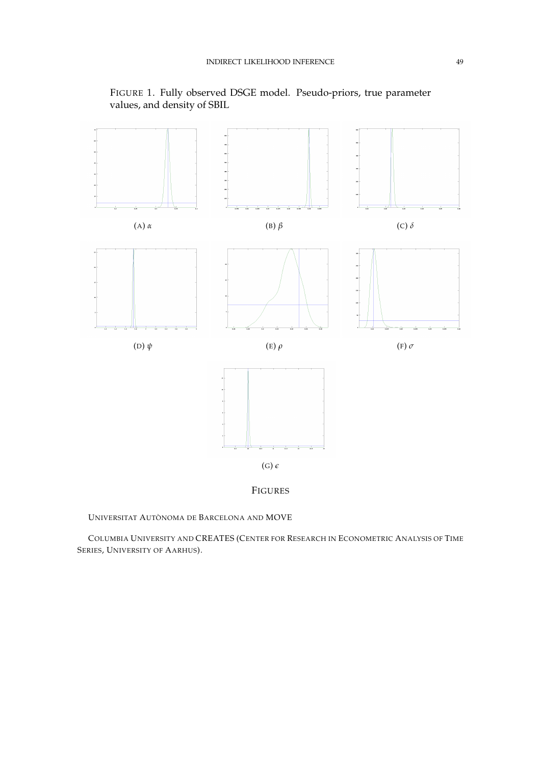FIGURE 1. Fully observed DSGE model. Pseudo-priors, true parameter values, and density of SBIL

(A) $\alpha$

(B) $\beta$

(C) $\delta$

(D) $\psi$

(E) $\rho$

(F) $\sigma$

(G) $\epsilon$

## FIGURES

UNIVERSITAT AUTÒNOMA DE BARCELONA AND MOVE

COLUMBIA UNIVERSITY AND CREATES (CENTER FOR RESEARCH IN ECONOMETRIC ANALYSIS OF TIME SERIES, UNIVERSITY OF AARHUS).